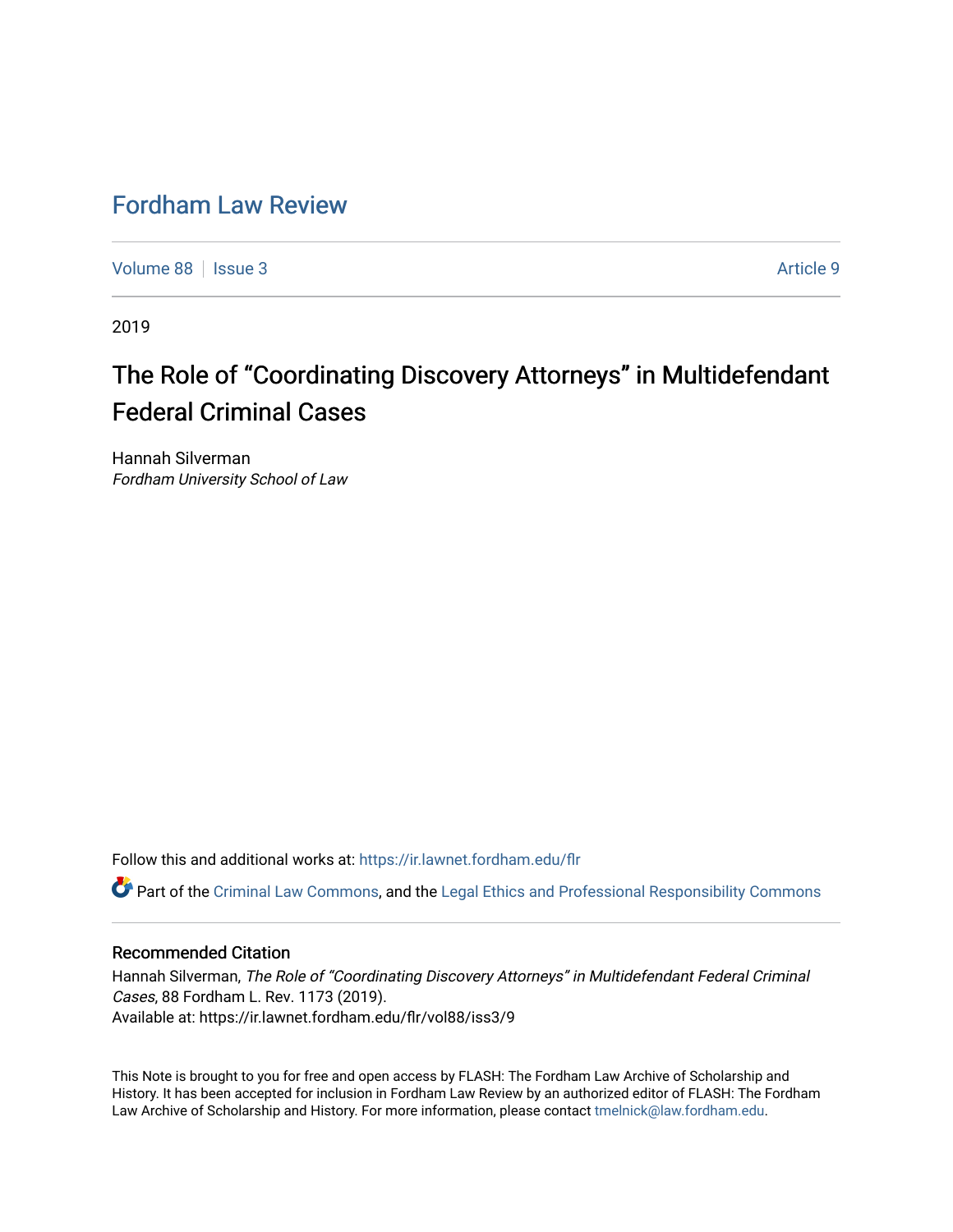# Fordham Law Review

Volume 88 | Issue 3 | Article 9

2019

## The Role of "Coordinating Discovery Attorneys" in Multidefendant Federal Criminal Cases

Hannah Silverman
*Fordham University School of Law*

Follow this and additional works at: https://ir.lawnet.fordham.edu/flr

Part of the Criminal Law Commons, and the Legal Ethics and Professional Responsibility Commons

### Recommended Citation

Hannah Silverman, *The Role of "Coordinating Discovery Attorneys" in Multidefendant Federal Criminal Cases*, 88 Fordham L. Rev. 1173 (2019).
Available at: https://ir.lawnet.fordham.edu/flr/vol88/iss3/9

This Note is brought to you for free and open access by FLASH: The Fordham Law Archive of Scholarship and History. It has been accepted for inclusion in Fordham Law Review by an authorized editor of FLASH: The Fordham Law Archive of Scholarship and History. For more information, please contact tmelnick@law.fordham.edu.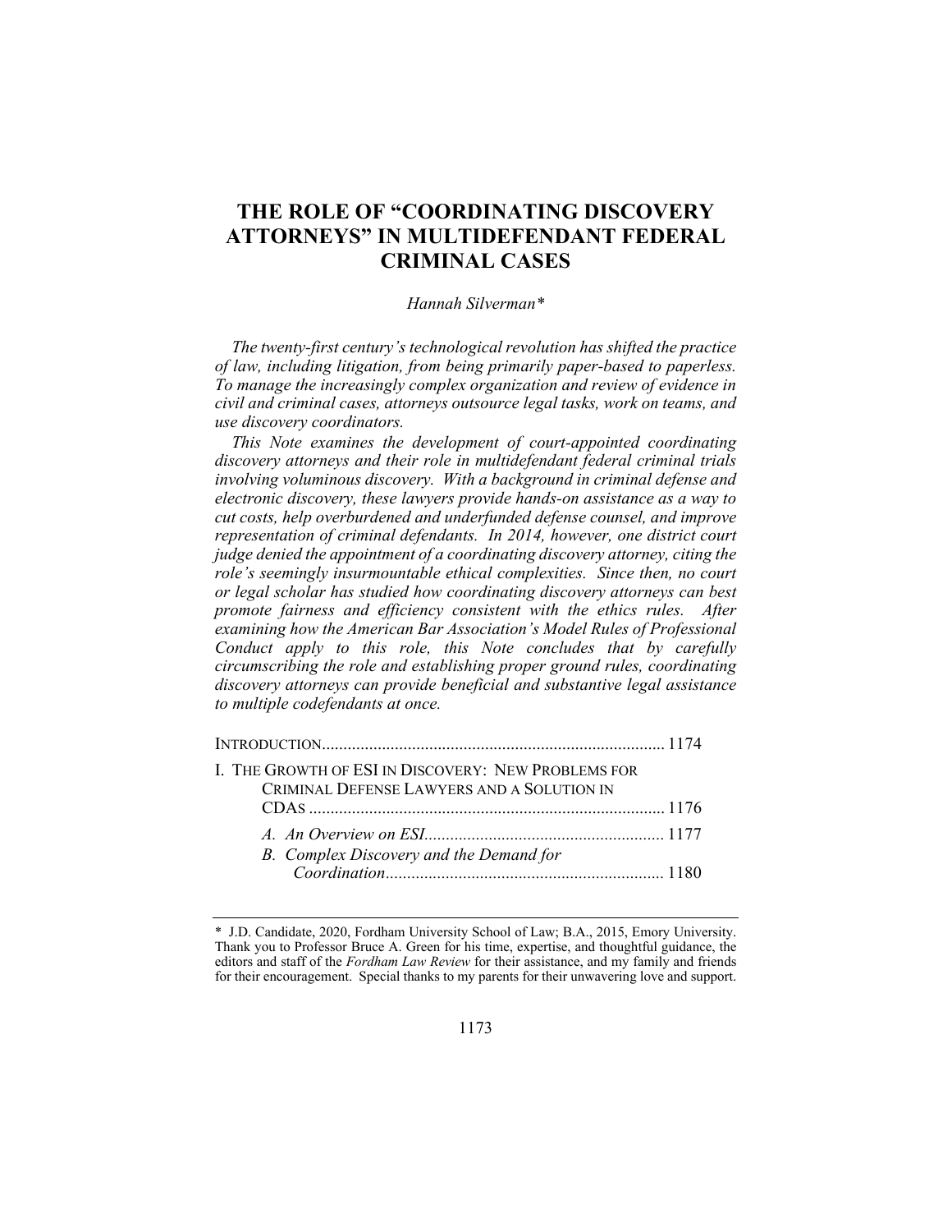# THE ROLE OF "COORDINATING DISCOVERY ATTORNEYS" IN MULTIDEFENDANT FEDERAL CRIMINAL CASES

*Hannah Silverman\**

*The twenty-first century's technological revolution has shifted the practice of law, including litigation, from being primarily paper-based to paperless. To manage the increasingly complex organization and review of evidence in civil and criminal cases, attorneys outsource legal tasks, work on teams, and use discovery coordinators.*

*This Note examines the development of court-appointed coordinating discovery attorneys and their role in multidefendant federal criminal trials involving voluminous discovery. With a background in criminal defense and electronic discovery, these lawyers provide hands-on assistance as a way to cut costs, help overburdened and underfunded defense counsel, and improve representation of criminal defendants. In 2014, however, one district court judge denied the appointment of a coordinating discovery attorney, citing the role's seemingly insurmountable ethical complexities. Since then, no court or legal scholar has studied how coordinating discovery attorneys can best promote fairness and efficiency consistent with the ethics rules. After examining how the American Bar Association's Model Rules of Professional Conduct apply to this role, this Note concludes that by carefully circumscribing the role and establishing proper ground rules, coordinating discovery attorneys can provide beneficial and substantive legal assistance to multiple codefendants at once.*

INTRODUCTION ................................................................................ 1174

I. THE GROWTH OF ESI IN DISCOVERY: NEW PROBLEMS FOR CRIMINAL DEFENSE LAWYERS AND A SOLUTION IN CDAS ................................................................................ 1176

*A. An Overview on ESI* ........................................................ 1177

*B. Complex Discovery and the Demand for Coordination* ................................................................ 1180

---

\* J.D. Candidate, 2020, Fordham University School of Law; B.A., 2015, Emory University. Thank you to Professor Bruce A. Green for his time, expertise, and thoughtful guidance, the editors and staff of the *Fordham Law Review* for their assistance, and my family and friends for their encouragement. Special thanks to my parents for their unwavering love and support.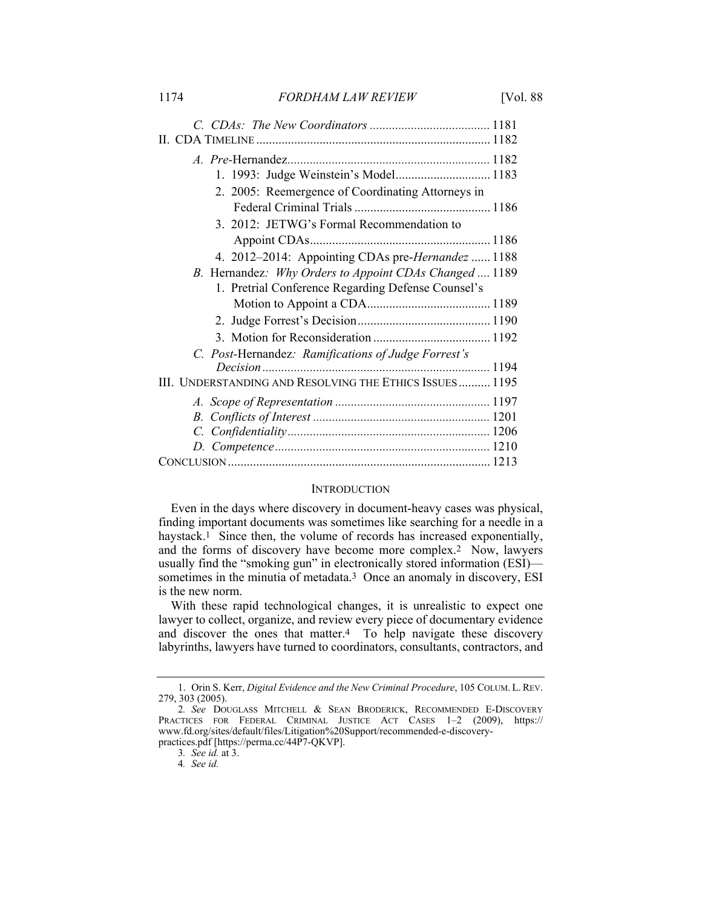*C. CDAs: The New Coordinators* ...................................... 1181

II. CDA TIMELINE ......................................................................... 1182

*A. Pre-*Hernandez............................................................... 1182

1. 1993: Judge Weinstein's Model............................. 1183
2. 2005: Reemergence of Coordinating Attorneys in Federal Criminal Trials ........................................... 1186
3. 2012: JETWG's Formal Recommendation to Appoint CDAs........................................................ 1186
4. 2012–2014: Appointing CDAs pre-*Hernandez* ...... 1188

*B.* Hernandez*: Why Orders to Appoint CDAs Changed* .... 1189

1. Pretrial Conference Regarding Defense Counsel's Motion to Appoint a CDA....................................... 1189
2. Judge Forrest's Decision.......................................... 1190
3. Motion for Reconsideration ..................................... 1192

*C. Post-*Hernandez*: Ramifications of Judge Forrest's Decision* ....................................................................... 1194

III. UNDERSTANDING AND RESOLVING THE ETHICS ISSUES .......... 1195

*A. Scope of Representation* ................................................. 1197

*B. Conflicts of Interest* ........................................................ 1201

*C. Confidentiality* ................................................................ 1206

*D. Competence* .................................................................... 1210

CONCLUSION .................................................................................. 1213

## INTRODUCTION

Even in the days where discovery in document-heavy cases was physical, finding important documents was sometimes like searching for a needle in a haystack.[1] Since then, the volume of records has increased exponentially, and the forms of discovery have become more complex.[2] Now, lawyers usually find the "smoking gun" in electronically stored information (ESI)—sometimes in the minutia of metadata.[3] Once an anomaly in discovery, ESI is the new norm.

With these rapid technological changes, it is unrealistic to expect one lawyer to collect, organize, and review every piece of documentary evidence and discover the ones that matter.[4] To help navigate these discovery labyrinths, lawyers have turned to coordinators, consultants, contractors, and

---

1. Orin S. Kerr, *Digital Evidence and the New Criminal Procedure*, 105 COLUM. L. REV. 279, 303 (2005).

2. *See* DOUGLASS MITCHELL & SEAN BRODERICK, RECOMMENDED E-DISCOVERY PRACTICES FOR FEDERAL CRIMINAL JUSTICE ACT CASES 1–2 (2009), https://www.fd.org/sites/default/files/Litigation%20Support/recommended-e-discovery-practices.pdf [https://perma.cc/44P7-QKVP].

3. *See id.* at 3.

4. *See id.*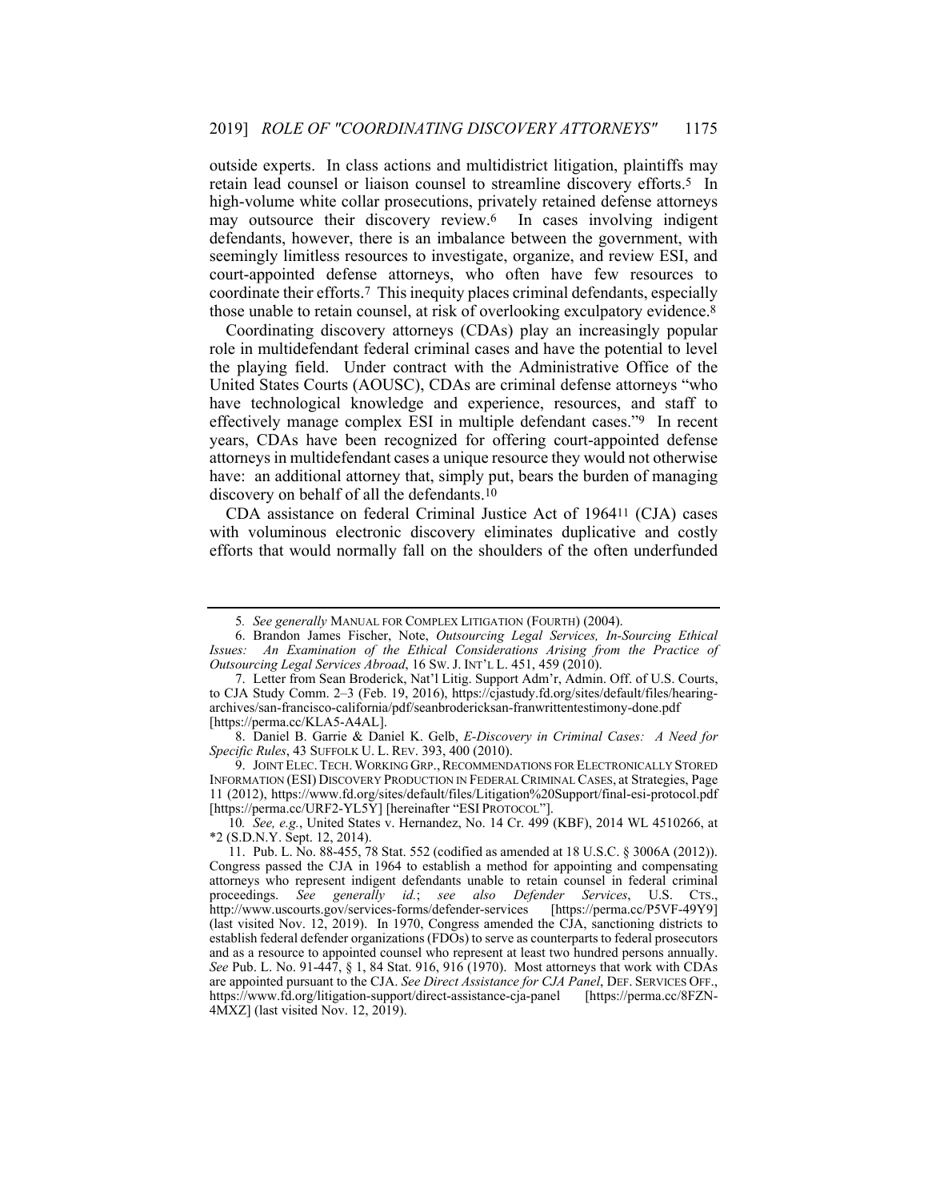outside experts. In class actions and multidistrict litigation, plaintiffs may retain lead counsel or liaison counsel to streamline discovery efforts.[5] In high-volume white collar prosecutions, privately retained defense attorneys may outsource their discovery review.[6] In cases involving indigent defendants, however, there is an imbalance between the government, with seemingly limitless resources to investigate, organize, and review ESI, and court-appointed defense attorneys, who often have few resources to coordinate their efforts.[7] This inequity places criminal defendants, especially those unable to retain counsel, at risk of overlooking exculpatory evidence.[8]

Coordinating discovery attorneys (CDAs) play an increasingly popular role in multidefendant federal criminal cases and have the potential to level the playing field. Under contract with the Administrative Office of the United States Courts (AOUSC), CDAs are criminal defense attorneys "who have technological knowledge and experience, resources, and staff to effectively manage complex ESI in multiple defendant cases."[9] In recent years, CDAs have been recognized for offering court-appointed defense attorneys in multidefendant cases a unique resource they would not otherwise have: an additional attorney that, simply put, bears the burden of managing discovery on behalf of all the defendants.[10]

CDA assistance on federal Criminal Justice Act of 1964[11] (CJA) cases with voluminous electronic discovery eliminates duplicative and costly efforts that would normally fall on the shoulders of the often underfunded

---

5. *See generally* MANUAL FOR COMPLEX LITIGATION (FOURTH) (2004).

6. Brandon James Fischer, Note, *Outsourcing Legal Services, In-Sourcing Ethical Issues: An Examination of the Ethical Considerations Arising from the Practice of Outsourcing Legal Services Abroad*, 16 SW. J. INT'L L. 451, 459 (2010).

7. Letter from Sean Broderick, Nat'l Litig. Support Adm'r, Admin. Off. of U.S. Courts, to CJA Study Comm. 2–3 (Feb. 19, 2016), https://cjastudy.fd.org/sites/default/files/hearing-archives/san-francisco-california/pdf/seanbrodericksan-franwrittentestimony-done.pdf [https://perma.cc/KLA5-A4AL].

8. Daniel B. Garrie & Daniel K. Gelb, *E-Discovery in Criminal Cases: A Need for Specific Rules*, 43 SUFFOLK U. L. REV. 393, 400 (2010).

9. JOINT ELEC. TECH. WORKING GRP., RECOMMENDATIONS FOR ELECTRONICALLY STORED INFORMATION (ESI) DISCOVERY PRODUCTION IN FEDERAL CRIMINAL CASES, at Strategies, Page 11 (2012), https://www.fd.org/sites/default/files/Litigation%20Support/final-esi-protocol.pdf [https://perma.cc/URF2-YL5Y] [hereinafter "ESI PROTOCOL"].

10. *See, e.g.*, United States v. Hernandez, No. 14 Cr. 499 (KBF), 2014 WL 4510266, at *2 (S.D.N.Y. Sept. 12, 2014).

11. Pub. L. No. 88-455, 78 Stat. 552 (codified as amended at 18 U.S.C. § 3006A (2012)). Congress passed the CJA in 1964 to establish a method for appointing and compensating attorneys who represent indigent defendants unable to retain counsel in federal criminal proceedings. *See generally id.*; *see also Defender Services*, U.S. CTS., http://www.uscourts.gov/services-forms/defender-services [https://perma.cc/P5VF-49Y9] (last visited Nov. 12, 2019). In 1970, Congress amended the CJA, sanctioning districts to establish federal defender organizations (FDOs) to serve as counterparts to federal prosecutors and as a resource to appointed counsel who represent at least two hundred persons annually. *See* Pub. L. No. 91-447, § 1, 84 Stat. 916, 916 (1970). Most attorneys that work with CDAs are appointed pursuant to the CJA. *See Direct Assistance for CJA Panel*, DEF. SERVICES OFF., https://www.fd.org/litigation-support/direct-assistance-cja-panel [https://perma.cc/8FZN-4MXZ] (last visited Nov. 12, 2019).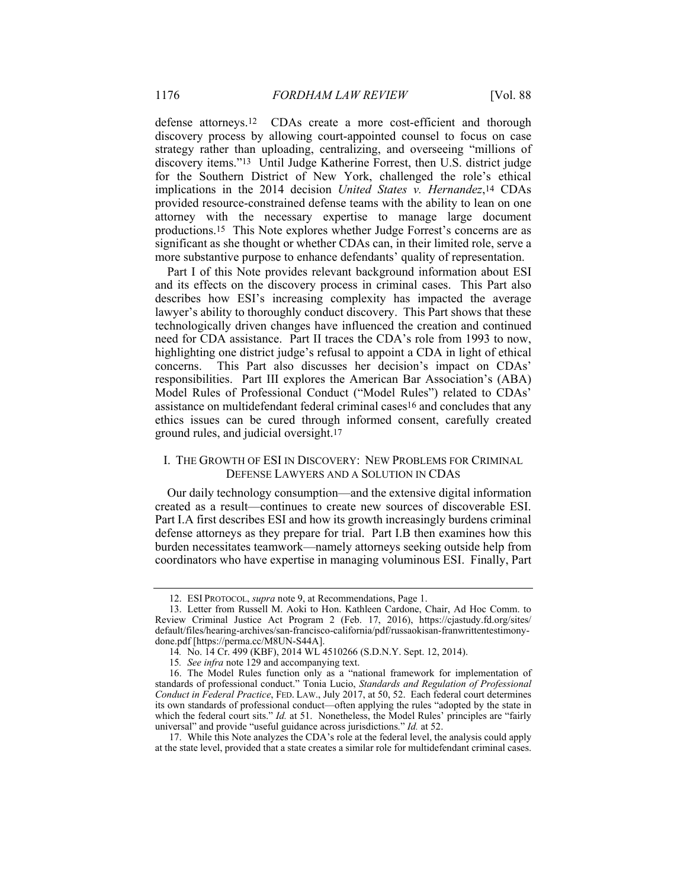defense attorneys.[12] CDAs create a more cost-efficient and thorough discovery process by allowing court-appointed counsel to focus on case strategy rather than uploading, centralizing, and overseeing "millions of discovery items."[13] Until Judge Katherine Forrest, then U.S. district judge for the Southern District of New York, challenged the role's ethical implications in the 2014 decision *United States v. Hernandez*,[14] CDAs provided resource-constrained defense teams with the ability to lean on one attorney with the necessary expertise to manage large document productions.[15] This Note explores whether Judge Forrest's concerns are as significant as she thought or whether CDAs can, in their limited role, serve a more substantive purpose to enhance defendants' quality of representation.

Part I of this Note provides relevant background information about ESI and its effects on the discovery process in criminal cases. This Part also describes how ESI's increasing complexity has impacted the average lawyer's ability to thoroughly conduct discovery. This Part shows that these technologically driven changes have influenced the creation and continued need for CDA assistance. Part II traces the CDA's role from 1993 to now, highlighting one district judge's refusal to appoint a CDA in light of ethical concerns. This Part also discusses her decision's impact on CDAs' responsibilities. Part III explores the American Bar Association's (ABA) Model Rules of Professional Conduct ("Model Rules") related to CDAs' assistance on multidefendant federal criminal cases[16] and concludes that any ethics issues can be cured through informed consent, carefully created ground rules, and judicial oversight.[17]

## I. THE GROWTH OF ESI IN DISCOVERY: NEW PROBLEMS FOR CRIMINAL DEFENSE LAWYERS AND A SOLUTION IN CDAS

Our daily technology consumption—and the extensive digital information created as a result—continues to create new sources of discoverable ESI. Part I.A first describes ESI and how its growth increasingly burdens criminal defense attorneys as they prepare for trial. Part I.B then examines how this burden necessitates teamwork—namely attorneys seeking outside help from coordinators who have expertise in managing voluminous ESI. Finally, Part

---

12. ESI PROTOCOL, *supra* note 9, at Recommendations, Page 1.

13. Letter from Russell M. Aoki to Hon. Kathleen Cardone, Chair, Ad Hoc Comm. to Review Criminal Justice Act Program 2 (Feb. 17, 2016), https://cjastudy.fd.org/sites/default/files/hearing-archives/san-francisco-california/pdf/russaokisan-franwrittentestimony-done.pdf [https://perma.cc/M8UN-S44A].

14. No. 14 Cr. 499 (KBF), 2014 WL 4510266 (S.D.N.Y. Sept. 12, 2014).

15. *See infra* note 129 and accompanying text.

16. The Model Rules function only as a "national framework for implementation of standards of professional conduct." Tonia Lucio, *Standards and Regulation of Professional Conduct in Federal Practice*, FED. LAW., July 2017, at 50, 52. Each federal court determines its own standards of professional conduct—often applying the rules "adopted by the state in which the federal court sits." *Id.* at 51. Nonetheless, the Model Rules' principles are "fairly universal" and provide "useful guidance across jurisdictions." *Id.* at 52.

17. While this Note analyzes the CDA's role at the federal level, the analysis could apply at the state level, provided that a state creates a similar role for multidefendant criminal cases.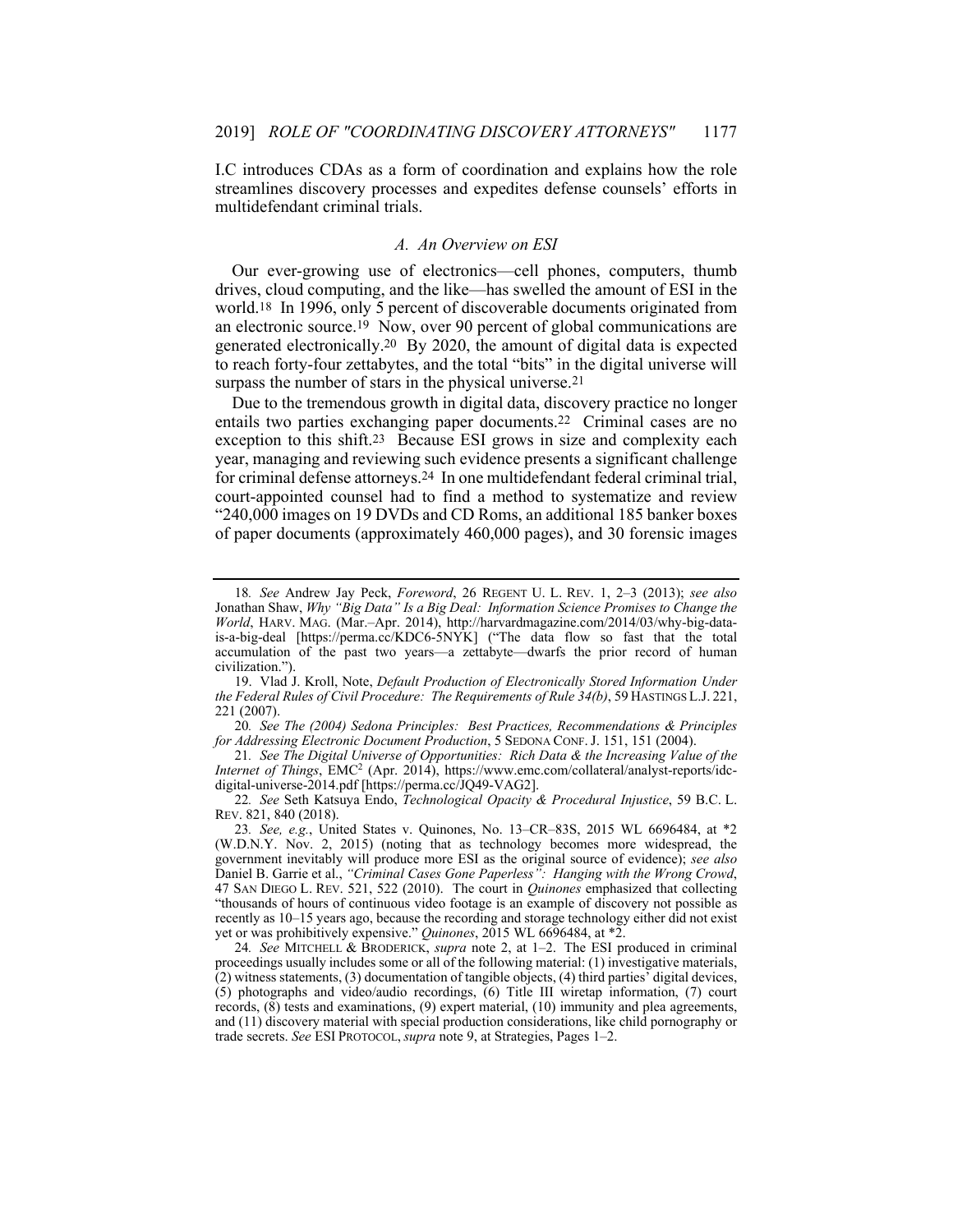I.C introduces CDAs as a form of coordination and explains how the role streamlines discovery processes and expedites defense counsels' efforts in multidefendant criminal trials.

### *A. An Overview on ESI*

Our ever-growing use of electronics—cell phones, computers, thumb drives, cloud computing, and the like—has swelled the amount of ESI in the world.[18] In 1996, only 5 percent of discoverable documents originated from an electronic source.[19] Now, over 90 percent of global communications are generated electronically.[20] By 2020, the amount of digital data is expected to reach forty-four zettabytes, and the total "bits" in the digital universe will surpass the number of stars in the physical universe.[21]

Due to the tremendous growth in digital data, discovery practice no longer entails two parties exchanging paper documents.[22] Criminal cases are no exception to this shift.[23] Because ESI grows in size and complexity each year, managing and reviewing such evidence presents a significant challenge for criminal defense attorneys.[24] In one multidefendant federal criminal trial, court-appointed counsel had to find a method to systematize and review "240,000 images on 19 DVDs and CD Roms, an additional 185 banker boxes of paper documents (approximately 460,000 pages), and 30 forensic images

---

18. *See* Andrew Jay Peck, *Foreword*, 26 REGENT U. L. REV. 1, 2–3 (2013); *see also* Jonathan Shaw, *Why "Big Data" Is a Big Deal: Information Science Promises to Change the World*, HARV. MAG. (Mar.–Apr. 2014), http://harvardmagazine.com/2014/03/why-big-data-is-a-big-deal [https://perma.cc/KDC6-5NYK] ("The data flow so fast that the total accumulation of the past two years—a zettabyte—dwarfs the prior record of human civilization.").

19. Vlad J. Kroll, Note, *Default Production of Electronically Stored Information Under the Federal Rules of Civil Procedure: The Requirements of Rule 34(b)*, 59 HASTINGS L.J. 221, 221 (2007).

20. *See The (2004) Sedona Principles: Best Practices, Recommendations & Principles for Addressing Electronic Document Production*, 5 SEDONA CONF. J. 151, 151 (2004).

21. *See The Digital Universe of Opportunities: Rich Data & the Increasing Value of the Internet of Things*, EMC$^2$ (Apr. 2014), https://www.emc.com/collateral/analyst-reports/idc-digital-universe-2014.pdf [https://perma.cc/JQ49-VAG2].

22. *See* Seth Katsuya Endo, *Technological Opacity & Procedural Injustice*, 59 B.C. L. REV. 821, 840 (2018).

23. *See, e.g.*, United States v. Quinones, No. 13–CR–83S, 2015 WL 6696484, at *2 (W.D.N.Y. Nov. 2, 2015) (noting that as technology becomes more widespread, the government inevitably will produce more ESI as the original source of evidence); *see also* Daniel B. Garrie et al., *"Criminal Cases Gone Paperless": Hanging with the Wrong Crowd*, 47 SAN DIEGO L. REV. 521, 522 (2010). The court in *Quinones* emphasized that collecting "thousands of hours of continuous video footage is an example of discovery not possible as recently as 10–15 years ago, because the recording and storage technology either did not exist yet or was prohibitively expensive." *Quinones*, 2015 WL 6696484, at *2.

24. *See* MITCHELL & BRODERICK, *supra* note 2, at 1–2. The ESI produced in criminal proceedings usually includes some or all of the following material: (1) investigative materials, (2) witness statements, (3) documentation of tangible objects, (4) third parties' digital devices, (5) photographs and video/audio recordings, (6) Title III wiretap information, (7) court records, (8) tests and examinations, (9) expert material, (10) immunity and plea agreements, and (11) discovery material with special production considerations, like child pornography or trade secrets. *See* ESI PROTOCOL, *supra* note 9, at Strategies, Pages 1–2.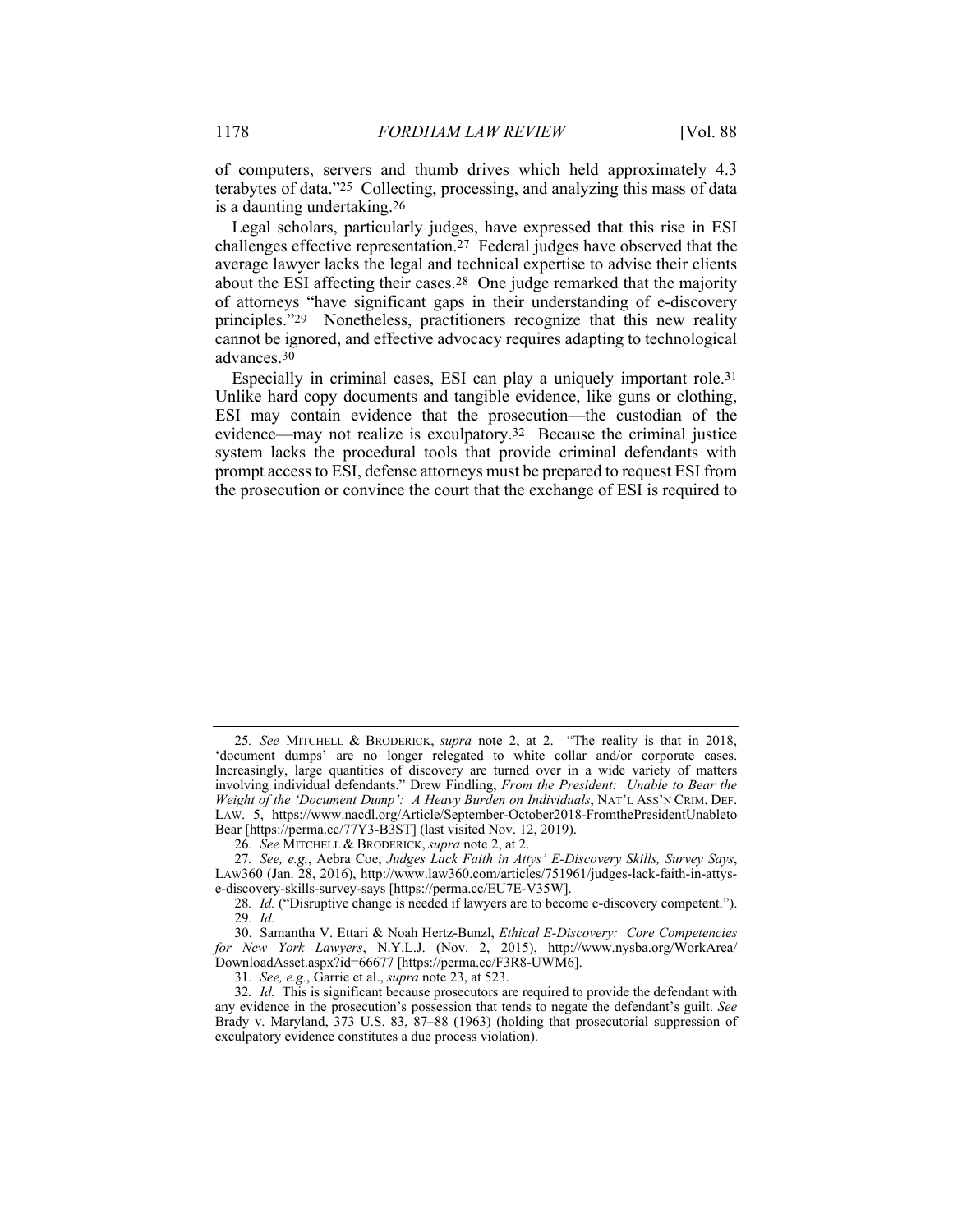of computers, servers and thumb drives which held approximately 4.3 terabytes of data."[25] Collecting, processing, and analyzing this mass of data is a daunting undertaking.[26]

Legal scholars, particularly judges, have expressed that this rise in ESI challenges effective representation.[27] Federal judges have observed that the average lawyer lacks the legal and technical expertise to advise their clients about the ESI affecting their cases.[28] One judge remarked that the majority of attorneys "have significant gaps in their understanding of e-discovery principles."[29] Nonetheless, practitioners recognize that this new reality cannot be ignored, and effective advocacy requires adapting to technological advances.[30]

Especially in criminal cases, ESI can play a uniquely important role.[31] Unlike hard copy documents and tangible evidence, like guns or clothing, ESI may contain evidence that the prosecution—the custodian of the evidence—may not realize is exculpatory.[32] Because the criminal justice system lacks the procedural tools that provide criminal defendants with prompt access to ESI, defense attorneys must be prepared to request ESI from the prosecution or convince the court that the exchange of ESI is required to

---

25. *See* MITCHELL & BRODERICK, *supra* note 2, at 2. "The reality is that in 2018, 'document dumps' are no longer relegated to white collar and/or corporate cases. Increasingly, large quantities of discovery are turned over in a wide variety of matters involving individual defendants." Drew Findling, *From the President: Unable to Bear the Weight of the 'Document Dump': A Heavy Burden on Individuals*, NAT'L ASS'N CRIM. DEF. LAW. 5, https://www.nacdl.org/Article/September-October2018-FromthePresidentUnabletoBear [https://perma.cc/77Y3-B3ST] (last visited Nov. 12, 2019).

26. *See* MITCHELL & BRODERICK, *supra* note 2, at 2.

27. *See, e.g.*, Aebra Coe, *Judges Lack Faith in Attys' E-Discovery Skills, Survey Says*, LAW360 (Jan. 28, 2016), http://www.law360.com/articles/751961/judges-lack-faith-in-attys-e-discovery-skills-survey-says [https://perma.cc/EU7E-V35W].

28. *Id.* ("Disruptive change is needed if lawyers are to become e-discovery competent.").

29. *Id.*

30. Samantha V. Ettari & Noah Hertz-Bunzl, *Ethical E-Discovery: Core Competencies for New York Lawyers*, N.Y.L.J. (Nov. 2, 2015), http://www.nysba.org/WorkArea/DownloadAsset.aspx?id=66677 [https://perma.cc/F3R8-UWM6].

31. *See, e.g.*, Garrie et al., *supra* note 23, at 523.

32. *Id.* This is significant because prosecutors are required to provide the defendant with any evidence in the prosecution's possession that tends to negate the defendant's guilt. *See* Brady v. Maryland, 373 U.S. 83, 87–88 (1963) (holding that prosecutorial suppression of exculpatory evidence constitutes a due process violation).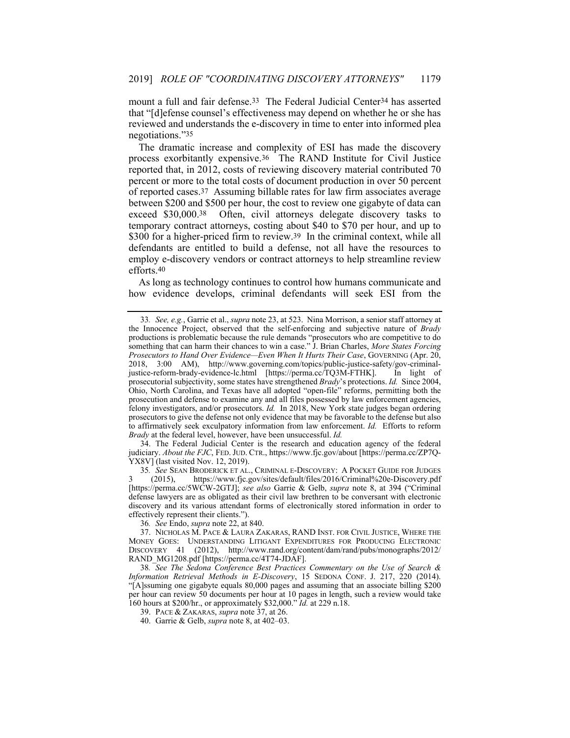mount a full and fair defense.[33] The Federal Judicial Center[34] has asserted that "[d]efense counsel's effectiveness may depend on whether he or she has reviewed and understands the e-discovery in time to enter into informed plea negotiations."[35]

The dramatic increase and complexity of ESI has made the discovery process exorbitantly expensive.[36] The RAND Institute for Civil Justice reported that, in 2012, costs of reviewing discovery material contributed 70 percent or more to the total costs of document production in over 50 percent of reported cases.[37] Assuming billable rates for law firm associates average between $200 and $500 per hour, the cost to review one gigabyte of data can exceed $30,000.[38] Often, civil attorneys delegate discovery tasks to temporary contract attorneys, costing about $40 to $70 per hour, and up to $300 for a higher-priced firm to review.[39] In the criminal context, while all defendants are entitled to build a defense, not all have the resources to employ e-discovery vendors or contract attorneys to help streamline review efforts.[40]

As long as technology continues to control how humans communicate and how evidence develops, criminal defendants will seek ESI from the

---

33. *See, e.g.*, Garrie et al., *supra* note 23, at 523. Nina Morrison, a senior staff attorney at the Innocence Project, observed that the self-enforcing and subjective nature of *Brady* productions is problematic because the rule demands "prosecutors who are competitive to do something that can harm their chances to win a case." J. Brian Charles, *More States Forcing Prosecutors to Hand Over Evidence—Even When It Hurts Their Case*, GOVERNING (Apr. 20, 2018, 3:00 AM), http://www.governing.com/topics/public-justice-safety/gov-criminal-justice-reform-brady-evidence-lc.html [https://perma.cc/TQ3M-FTHK]. In light of prosecutorial subjectivity, some states have strengthened *Brady*'s protections. *Id.* Since 2004, Ohio, North Carolina, and Texas have all adopted "open-file" reforms, permitting both the prosecution and defense to examine any and all files possessed by law enforcement agencies, felony investigators, and/or prosecutors. *Id.* In 2018, New York state judges began ordering prosecutors to give the defense not only evidence that may be favorable to the defense but also to affirmatively seek exculpatory information from law enforcement. *Id.* Efforts to reform *Brady* at the federal level, however, have been unsuccessful. *Id.*

34. The Federal Judicial Center is the research and education agency of the federal judiciary. *About the FJC*, FED. JUD. CTR., https://www.fjc.gov/about [https://perma.cc/ZP7Q-YX8V] (last visited Nov. 12, 2019).

35. *See* SEAN BRODERICK ET AL., CRIMINAL E-DISCOVERY: A POCKET GUIDE FOR JUDGES 3 (2015), https://www.fjc.gov/sites/default/files/2016/Criminal%20e-Discovery.pdf [https://perma.cc/5WCW-2GTJ]; *see also* Garrie & Gelb, *supra* note 8, at 394 ("Criminal defense lawyers are as obligated as their civil law brethren to be conversant with electronic discovery and its various attendant forms of electronically stored information in order to effectively represent their clients.").

36. *See* Endo, *supra* note 22, at 840.

37. NICHOLAS M. PACE & LAURA ZAKARAS, RAND INST. FOR CIVIL JUSTICE, WHERE THE MONEY GOES: UNDERSTANDING LITIGANT EXPENDITURES FOR PRODUCING ELECTRONIC DISCOVERY 41 (2012), http://www.rand.org/content/dam/rand/pubs/monographs/2012/RAND_MG1208.pdf [https://perma.cc/4T74-JDAF].

38. *See The Sedona Conference Best Practices Commentary on the Use of Search & Information Retrieval Methods in E-Discovery*, 15 SEDONA CONF. J. 217, 220 (2014). "[A]ssuming one gigabyte equals 80,000 pages and assuming that an associate billing $200 per hour can review 50 documents per hour at 10 pages in length, such a review would take 160 hours at $200/hr., or approximately $32,000." *Id.* at 229 n.18.

39. PACE & ZAKARAS, *supra* note 37, at 26.

40. Garrie & Gelb, *supra* note 8, at 402–03.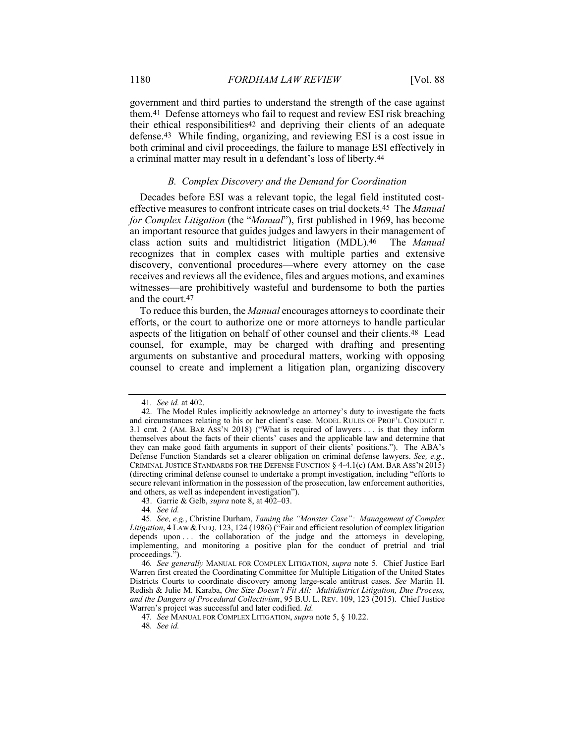government and third parties to understand the strength of the case against them.[41] Defense attorneys who fail to request and review ESI risk breaching their ethical responsibilities[42] and depriving their clients of an adequate defense.[43] While finding, organizing, and reviewing ESI is a cost issue in both criminal and civil proceedings, the failure to manage ESI effectively in a criminal matter may result in a defendant's loss of liberty.[44]

### *B. Complex Discovery and the Demand for Coordination*

Decades before ESI was a relevant topic, the legal field instituted cost-effective measures to confront intricate cases on trial dockets.[45] The *Manual for Complex Litigation* (the "*Manual*"), first published in 1969, has become an important resource that guides judges and lawyers in their management of class action suits and multidistrict litigation (MDL).[46] The *Manual* recognizes that in complex cases with multiple parties and extensive discovery, conventional procedures—where every attorney on the case receives and reviews all the evidence, files and argues motions, and examines witnesses—are prohibitively wasteful and burdensome to both the parties and the court.[47]

To reduce this burden, the *Manual* encourages attorneys to coordinate their efforts, or the court to authorize one or more attorneys to handle particular aspects of the litigation on behalf of other counsel and their clients.[48] Lead counsel, for example, may be charged with drafting and presenting arguments on substantive and procedural matters, working with opposing counsel to create and implement a litigation plan, organizing discovery

---

41. *See id.* at 402.

42. The Model Rules implicitly acknowledge an attorney's duty to investigate the facts and circumstances relating to his or her client's case. MODEL RULES OF PROF'L CONDUCT r. 3.1 cmt. 2 (AM. BAR ASS'N 2018) ("What is required of lawyers . . . is that they inform themselves about the facts of their clients' cases and the applicable law and determine that they can make good faith arguments in support of their clients' positions."). The ABA's Defense Function Standards set a clearer obligation on criminal defense lawyers. *See, e.g.*, CRIMINAL JUSTICE STANDARDS FOR THE DEFENSE FUNCTION § 4-4.1(c) (AM. BAR ASS'N 2015) (directing criminal defense counsel to undertake a prompt investigation, including "efforts to secure relevant information in the possession of the prosecution, law enforcement authorities, and others, as well as independent investigation").

43. Garrie & Gelb, *supra* note 8, at 402–03.

44. *See id.*

45. *See, e.g.*, Christine Durham, *Taming the "Monster Case": Management of Complex Litigation*, 4 LAW & INEQ. 123, 124 (1986) ("Fair and efficient resolution of complex litigation depends upon . . . the collaboration of the judge and the attorneys in developing, implementing, and monitoring a positive plan for the conduct of pretrial and trial proceedings.").

46. *See generally* MANUAL FOR COMPLEX LITIGATION, *supra* note 5. Chief Justice Earl Warren first created the Coordinating Committee for Multiple Litigation of the United States Districts Courts to coordinate discovery among large-scale antitrust cases. *See* Martin H. Redish & Julie M. Karaba, *One Size Doesn't Fit All: Multidistrict Litigation, Due Process, and the Dangers of Procedural Collectivism*, 95 B.U. L. REV. 109, 123 (2015). Chief Justice Warren's project was successful and later codified. *Id.*

47. *See* MANUAL FOR COMPLEX LITIGATION, *supra* note 5, § 10.22.

48. *See id.*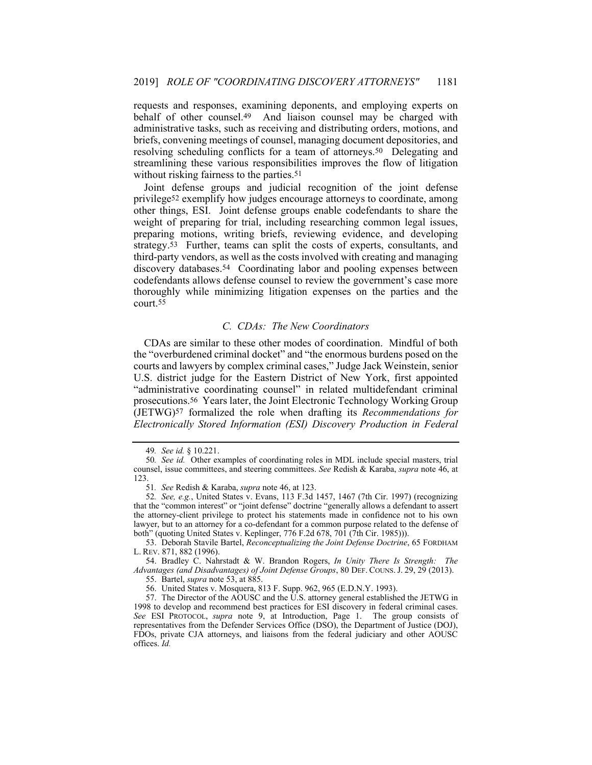requests and responses, examining deponents, and employing experts on behalf of other counsel.[49] And liaison counsel may be charged with administrative tasks, such as receiving and distributing orders, motions, and briefs, convening meetings of counsel, managing document depositories, and resolving scheduling conflicts for a team of attorneys.[50] Delegating and streamlining these various responsibilities improves the flow of litigation without risking fairness to the parties.[51]

Joint defense groups and judicial recognition of the joint defense privilege[52] exemplify how judges encourage attorneys to coordinate, among other things, ESI. Joint defense groups enable codefendants to share the weight of preparing for trial, including researching common legal issues, preparing motions, writing briefs, reviewing evidence, and developing strategy.[53] Further, teams can split the costs of experts, consultants, and third-party vendors, as well as the costs involved with creating and managing discovery databases.[54] Coordinating labor and pooling expenses between codefendants allows defense counsel to review the government's case more thoroughly while minimizing litigation expenses on the parties and the court.[55]

### *C. CDAs: The New Coordinators*

CDAs are similar to these other modes of coordination. Mindful of both the "overburdened criminal docket" and "the enormous burdens posed on the courts and lawyers by complex criminal cases," Judge Jack Weinstein, senior U.S. district judge for the Eastern District of New York, first appointed "administrative coordinating counsel" in related multidefendant criminal prosecutions.[56] Years later, the Joint Electronic Technology Working Group (JETWG)[57] formalized the role when drafting its *Recommendations for Electronically Stored Information (ESI) Discovery Production in Federal*

---

49. *See id.* § 10.221.

50. *See id.* Other examples of coordinating roles in MDL include special masters, trial counsel, issue committees, and steering committees. *See* Redish & Karaba, *supra* note 46, at 123.

51. *See* Redish & Karaba, *supra* note 46, at 123.

52. *See, e.g.*, United States v. Evans, 113 F.3d 1457, 1467 (7th Cir. 1997) (recognizing that the "common interest" or "joint defense" doctrine "generally allows a defendant to assert the attorney-client privilege to protect his statements made in confidence not to his own lawyer, but to an attorney for a co-defendant for a common purpose related to the defense of both" (quoting United States v. Keplinger, 776 F.2d 678, 701 (7th Cir. 1985))).

53. Deborah Stavile Bartel, *Reconceptualizing the Joint Defense Doctrine*, 65 FORDHAM L. REV. 871, 882 (1996).

54. Bradley C. Nahrstadt & W. Brandon Rogers, *In Unity There Is Strength: The Advantages (and Disadvantages) of Joint Defense Groups*, 80 DEF. COUNS. J. 29, 29 (2013).

55. Bartel, *supra* note 53, at 885.

56. United States v. Mosquera, 813 F. Supp. 962, 965 (E.D.N.Y. 1993).

57. The Director of the AOUSC and the U.S. attorney general established the JETWG in 1998 to develop and recommend best practices for ESI discovery in federal criminal cases. *See* ESI PROTOCOL, *supra* note 9, at Introduction, Page 1. The group consists of representatives from the Defender Services Office (DSO), the Department of Justice (DOJ), FDOs, private CJA attorneys, and liaisons from the federal judiciary and other AOUSC offices. *Id.*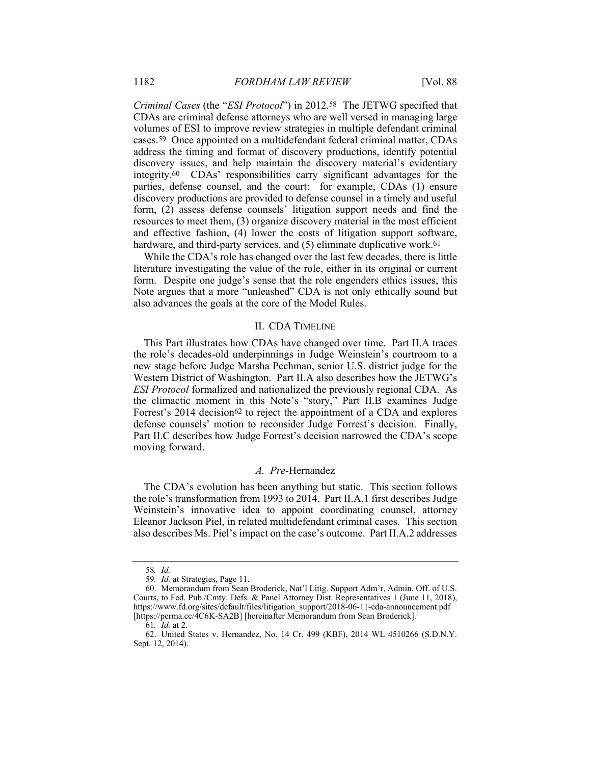*Criminal Cases* (the "*ESI Protocol*") in 2012.[58] The JETWG specified that CDAs are criminal defense attorneys who are well versed in managing large volumes of ESI to improve review strategies in multiple defendant criminal cases.[59] Once appointed on a multidefendant federal criminal matter, CDAs address the timing and format of discovery productions, identify potential discovery issues, and help maintain the discovery material's evidentiary integrity.[60] CDAs' responsibilities carry significant advantages for the parties, defense counsel, and the court: for example, CDAs (1) ensure discovery productions are provided to defense counsel in a timely and useful form, (2) assess defense counsels' litigation support needs and find the resources to meet them, (3) organize discovery material in the most efficient and effective fashion, (4) lower the costs of litigation support software, hardware, and third-party services, and (5) eliminate duplicative work.[61]

While the CDA's role has changed over the last few decades, there is little literature investigating the value of the role, either in its original or current form. Despite one judge's sense that the role engenders ethics issues, this Note argues that a more "unleashed" CDA is not only ethically sound but also advances the goals at the core of the Model Rules.

## II. CDA TIMELINE

This Part illustrates how CDAs have changed over time. Part II.A traces the role's decades-old underpinnings in Judge Weinstein's courtroom to a new stage before Judge Marsha Pechman, senior U.S. district judge for the Western District of Washington. Part II.A also describes how the JETWG's *ESI Protocol* formalized and nationalized the previously regional CDA. As the climactic moment in this Note's "story," Part II.B examines Judge Forrest's 2014 decision[62] to reject the appointment of a CDA and explores defense counsels' motion to reconsider Judge Forrest's decision. Finally, Part II.C describes how Judge Forrest's decision narrowed the CDA's scope moving forward.

### *A. Pre-*Hernandez

The CDA's evolution has been anything but static. This section follows the role's transformation from 1993 to 2014. Part II.A.1 first describes Judge Weinstein's innovative idea to appoint coordinating counsel, attorney Eleanor Jackson Piel, in related multidefendant criminal cases. This section also describes Ms. Piel's impact on the case's outcome. Part II.A.2 addresses

---

58. *Id.*

59. *Id.* at Strategies, Page 11.

60. Memorandum from Sean Broderick, Nat'l Litig. Support Adm'r, Admin. Off. of U.S. Courts, to Fed. Pub./Cmty. Defs. & Panel Attorney Dist. Representatives 1 (June 11, 2018), https://www.fd.org/sites/default/files/litigation_support/2018-06-11-cda-announcement.pdf [https://perma.cc/4C6K-SA2B] [hereinafter Memorandum from Sean Broderick].

61. *Id.* at 2.

62. United States v. Hernandez, No. 14 Cr. 499 (KBF), 2014 WL 4510266 (S.D.N.Y. Sept. 12, 2014).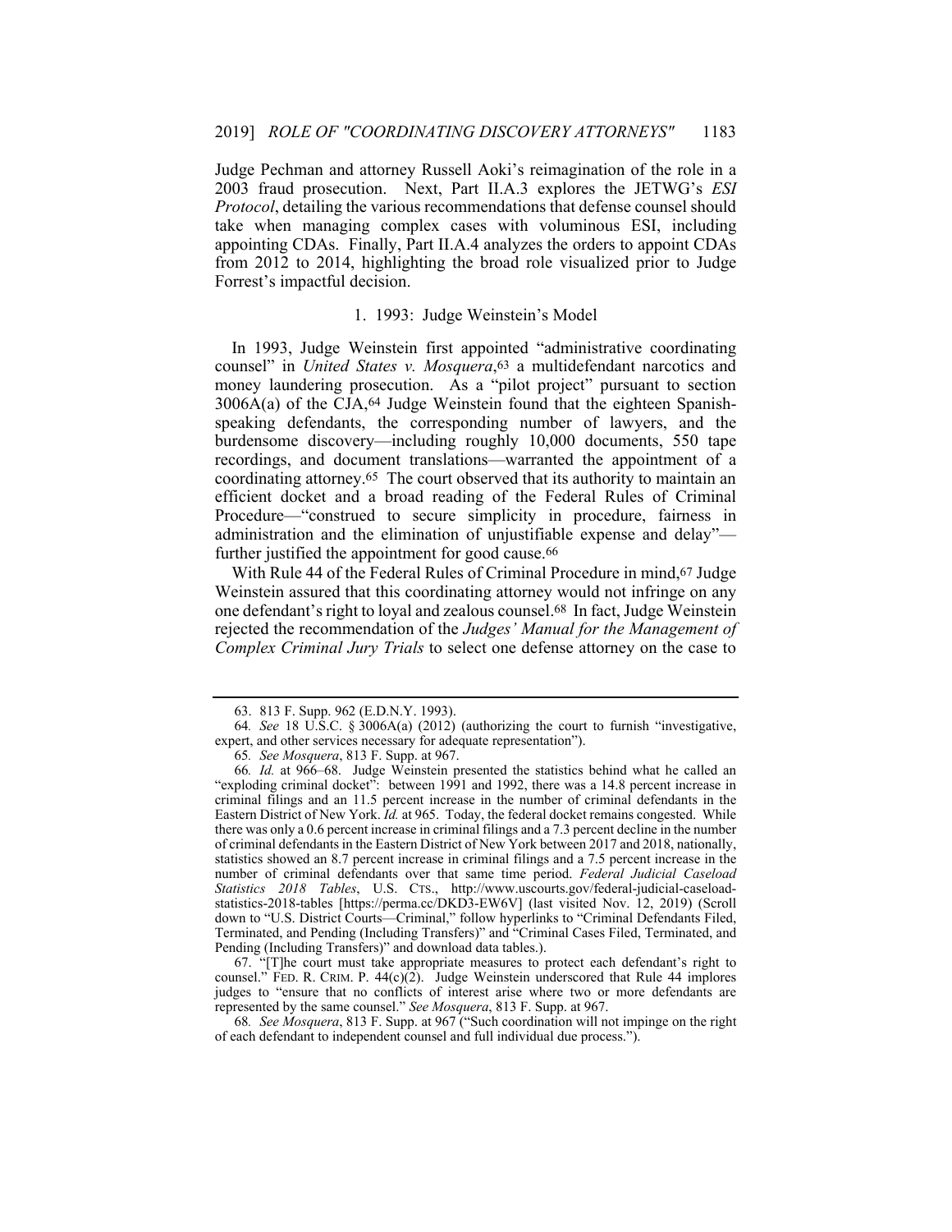Judge Pechman and attorney Russell Aoki's reimagination of the role in a 2003 fraud prosecution. Next, Part II.A.3 explores the JETWG's *ESI Protocol*, detailing the various recommendations that defense counsel should take when managing complex cases with voluminous ESI, including appointing CDAs. Finally, Part II.A.4 analyzes the orders to appoint CDAs from 2012 to 2014, highlighting the broad role visualized prior to Judge Forrest's impactful decision.

### 1. 1993: Judge Weinstein's Model

In 1993, Judge Weinstein first appointed "administrative coordinating counsel" in *United States v. Mosquera*,[63] a multidefendant narcotics and money laundering prosecution. As a "pilot project" pursuant to section 3006A(a) of the CJA,[64] Judge Weinstein found that the eighteen Spanish-speaking defendants, the corresponding number of lawyers, and the burdensome discovery—including roughly 10,000 documents, 550 tape recordings, and document translations—warranted the appointment of a coordinating attorney.[65] The court observed that its authority to maintain an efficient docket and a broad reading of the Federal Rules of Criminal Procedure—"construed to secure simplicity in procedure, fairness in administration and the elimination of unjustifiable expense and delay"—further justified the appointment for good cause.[66]

With Rule 44 of the Federal Rules of Criminal Procedure in mind,[67] Judge Weinstein assured that this coordinating attorney would not infringe on any one defendant's right to loyal and zealous counsel.[68] In fact, Judge Weinstein rejected the recommendation of the *Judges' Manual for the Management of Complex Criminal Jury Trials* to select one defense attorney on the case to

---

63. 813 F. Supp. 962 (E.D.N.Y. 1993).

64. *See* 18 U.S.C. § 3006A(a) (2012) (authorizing the court to furnish "investigative, expert, and other services necessary for adequate representation").

65. *See Mosquera*, 813 F. Supp. at 967.

66. *Id.* at 966–68. Judge Weinstein presented the statistics behind what he called an "exploding criminal docket": between 1991 and 1992, there was a 14.8 percent increase in criminal filings and an 11.5 percent increase in the number of criminal defendants in the Eastern District of New York. *Id.* at 965. Today, the federal docket remains congested. While there was only a 0.6 percent increase in criminal filings and a 7.3 percent decline in the number of criminal defendants in the Eastern District of New York between 2017 and 2018, nationally, statistics showed an 8.7 percent increase in criminal filings and a 7.5 percent increase in the number of criminal defendants over that same time period. *Federal Judicial Caseload Statistics 2018 Tables*, U.S. CTS., http://www.uscourts.gov/federal-judicial-caseload-statistics-2018-tables [https://perma.cc/DKD3-EW6V] (last visited Nov. 12, 2019) (Scroll down to "U.S. District Courts—Criminal," follow hyperlinks to "Criminal Defendants Filed, Terminated, and Pending (Including Transfers)" and "Criminal Cases Filed, Terminated, and Pending (Including Transfers)" and download data tables.).

67. "[T]he court must take appropriate measures to protect each defendant's right to counsel." FED. R. CRIM. P. 44(c)(2). Judge Weinstein underscored that Rule 44 implores judges to "ensure that no conflicts of interest arise where two or more defendants are represented by the same counsel." *See Mosquera*, 813 F. Supp. at 967.

68. *See Mosquera*, 813 F. Supp. at 967 ("Such coordination will not impinge on the right of each defendant to independent counsel and full individual due process.").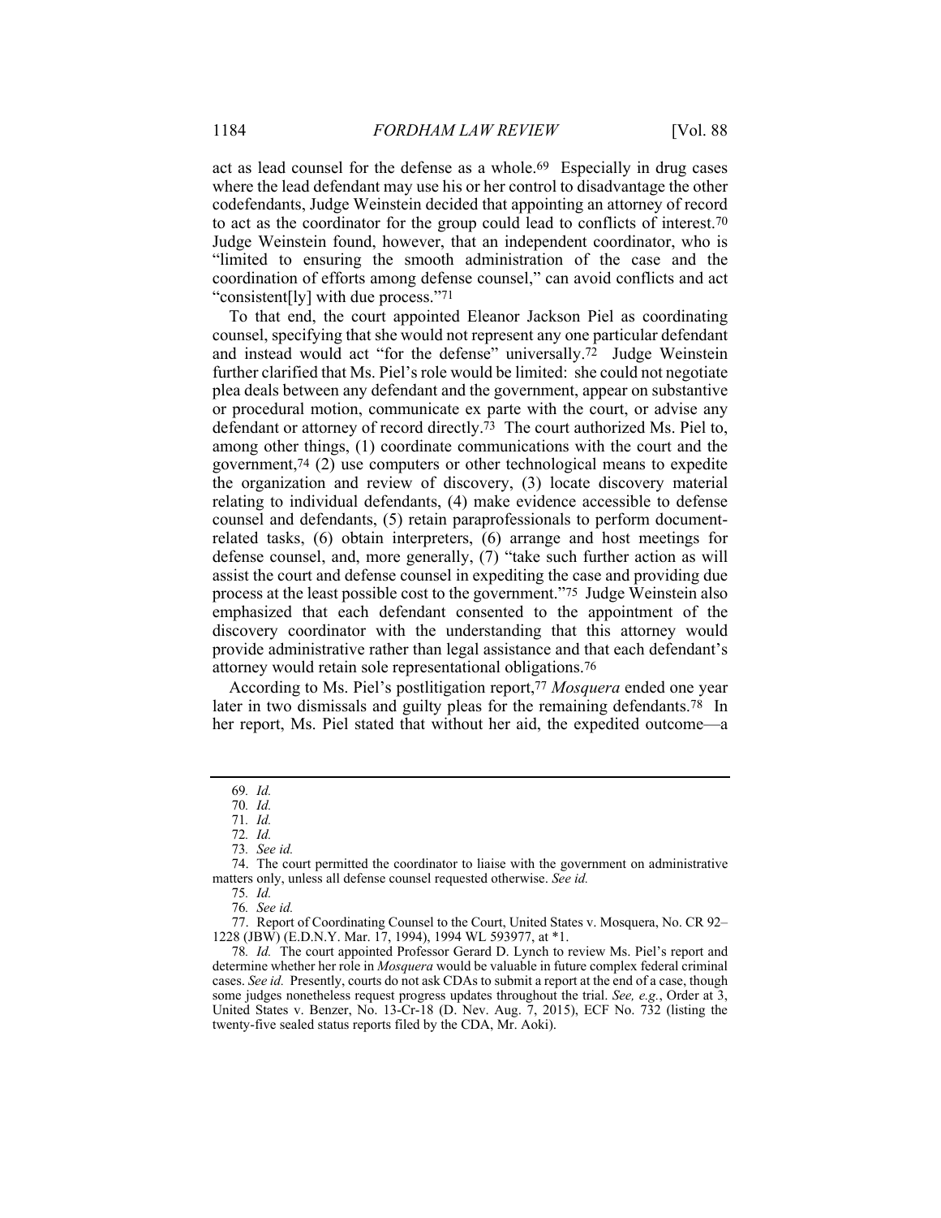act as lead counsel for the defense as a whole.[69] Especially in drug cases where the lead defendant may use his or her control to disadvantage the other codefendants, Judge Weinstein decided that appointing an attorney of record to act as the coordinator for the group could lead to conflicts of interest.[70] Judge Weinstein found, however, that an independent coordinator, who is "limited to ensuring the smooth administration of the case and the coordination of efforts among defense counsel," can avoid conflicts and act "consistent[ly] with due process."[71]

To that end, the court appointed Eleanor Jackson Piel as coordinating counsel, specifying that she would not represent any one particular defendant and instead would act "for the defense" universally.[72] Judge Weinstein further clarified that Ms. Piel's role would be limited: she could not negotiate plea deals between any defendant and the government, appear on substantive or procedural motion, communicate ex parte with the court, or advise any defendant or attorney of record directly.[73] The court authorized Ms. Piel to, among other things, (1) coordinate communications with the court and the government,[74] (2) use computers or other technological means to expedite the organization and review of discovery, (3) locate discovery material relating to individual defendants, (4) make evidence accessible to defense counsel and defendants, (5) retain paraprofessionals to perform document-related tasks, (6) obtain interpreters, (6) arrange and host meetings for defense counsel, and, more generally, (7) "take such further action as will assist the court and defense counsel in expediting the case and providing due process at the least possible cost to the government."[75] Judge Weinstein also emphasized that each defendant consented to the appointment of the discovery coordinator with the understanding that this attorney would provide administrative rather than legal assistance and that each defendant's attorney would retain sole representational obligations.[76]

According to Ms. Piel's postlitigation report,[77] *Mosquera* ended one year later in two dismissals and guilty pleas for the remaining defendants.[78] In her report, Ms. Piel stated that without her aid, the expedited outcome—a

---

69. *Id.*

70. *Id.*

71. *Id.*

72. *Id.*

73. *See id.*

74. The court permitted the coordinator to liaise with the government on administrative matters only, unless all defense counsel requested otherwise. *See id.*

75. *Id.*

76. *See id.*

77. Report of Coordinating Counsel to the Court, United States v. Mosquera, No. CR 92–1228 (JBW) (E.D.N.Y. Mar. 17, 1994), 1994 WL 593977, at *1.

78. *Id.* The court appointed Professor Gerard D. Lynch to review Ms. Piel's report and determine whether her role in *Mosquera* would be valuable in future complex federal criminal cases. *See id.* Presently, courts do not ask CDAs to submit a report at the end of a case, though some judges nonetheless request progress updates throughout the trial. *See, e.g.*, Order at 3, United States v. Benzer, No. 13-Cr-18 (D. Nev. Aug. 7, 2015), ECF No. 732 (listing the twenty-five sealed status reports filed by the CDA, Mr. Aoki).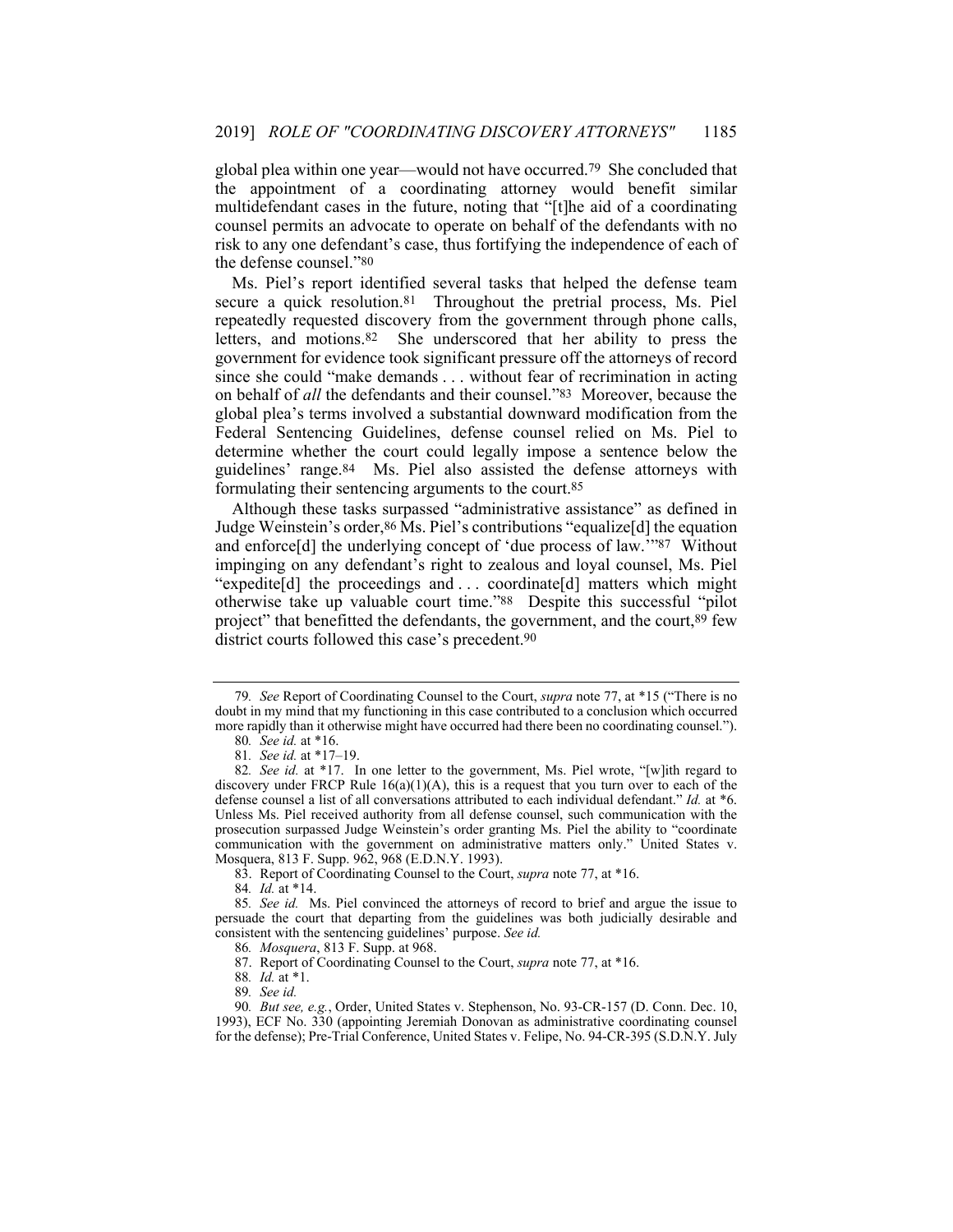global plea within one year—would not have occurred.[79] She concluded that the appointment of a coordinating attorney would benefit similar multidefendant cases in the future, noting that "[t]he aid of a coordinating counsel permits an advocate to operate on behalf of the defendants with no risk to any one defendant's case, thus fortifying the independence of each of the defense counsel."[80]

Ms. Piel's report identified several tasks that helped the defense team secure a quick resolution.[81] Throughout the pretrial process, Ms. Piel repeatedly requested discovery from the government through phone calls, letters, and motions.[82] She underscored that her ability to press the government for evidence took significant pressure off the attorneys of record since she could "make demands . . . without fear of recrimination in acting on behalf of *all* the defendants and their counsel."[83] Moreover, because the global plea's terms involved a substantial downward modification from the Federal Sentencing Guidelines, defense counsel relied on Ms. Piel to determine whether the court could legally impose a sentence below the guidelines' range.[84] Ms. Piel also assisted the defense attorneys with formulating their sentencing arguments to the court.[85]

Although these tasks surpassed "administrative assistance" as defined in Judge Weinstein's order,[86] Ms. Piel's contributions "equalize[d] the equation and enforce[d] the underlying concept of 'due process of law.'"[87] Without impinging on any defendant's right to zealous and loyal counsel, Ms. Piel "expedite[d] the proceedings and . . . coordinate[d] matters which might otherwise take up valuable court time."[88] Despite this successful "pilot project" that benefitted the defendants, the government, and the court,[89] few district courts followed this case's precedent.[90]

---

79. *See* Report of Coordinating Counsel to the Court, *supra* note 77, at *15 ("There is no doubt in my mind that my functioning in this case contributed to a conclusion which occurred more rapidly than it otherwise might have occurred had there been no coordinating counsel.").

80. *See id.* at *16.

81. *See id.* at *17–19.

82. *See id.* at *17. In one letter to the government, Ms. Piel wrote, "[w]ith regard to discovery under FRCP Rule 16(a)(1)(A), this is a request that you turn over to each of the defense counsel a list of all conversations attributed to each individual defendant." *Id.* at *6. Unless Ms. Piel received authority from all defense counsel, such communication with the prosecution surpassed Judge Weinstein's order granting Ms. Piel the ability to "coordinate communication with the government on administrative matters only." United States v. Mosquera, 813 F. Supp. 962, 968 (E.D.N.Y. 1993).

83. Report of Coordinating Counsel to the Court, *supra* note 77, at *16.

84. *Id.* at *14.

85. *See id.* Ms. Piel convinced the attorneys of record to brief and argue the issue to persuade the court that departing from the guidelines was both judicially desirable and consistent with the sentencing guidelines' purpose. *See id.*

86. *Mosquera*, 813 F. Supp. at 968.

87. Report of Coordinating Counsel to the Court, *supra* note 77, at *16.

88. *Id.* at *1.

89. *See id.*

90. *But see, e.g.*, Order, United States v. Stephenson, No. 93-CR-157 (D. Conn. Dec. 10, 1993), ECF No. 330 (appointing Jeremiah Donovan as administrative coordinating counsel for the defense); Pre-Trial Conference, United States v. Felipe, No. 94-CR-395 (S.D.N.Y. July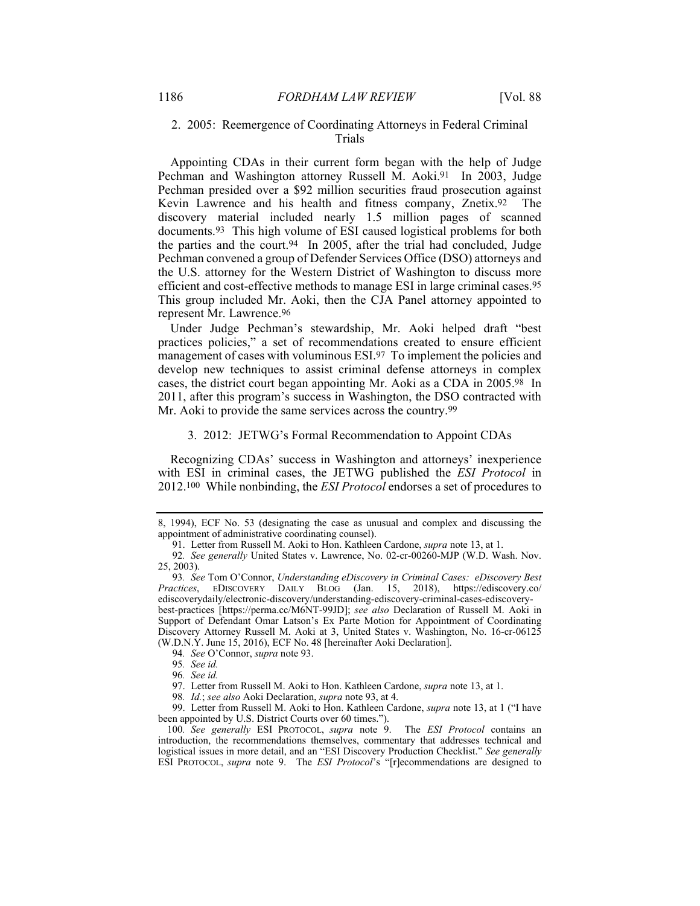### 2. 2005: Reemergence of Coordinating Attorneys in Federal Criminal Trials

Appointing CDAs in their current form began with the help of Judge Pechman and Washington attorney Russell M. Aoki.[91] In 2003, Judge Pechman presided over a $92 million securities fraud prosecution against Kevin Lawrence and his health and fitness company, Znetix.[92] The discovery material included nearly 1.5 million pages of scanned documents.[93] This high volume of ESI caused logistical problems for both the parties and the court.[94] In 2005, after the trial had concluded, Judge Pechman convened a group of Defender Services Office (DSO) attorneys and the U.S. attorney for the Western District of Washington to discuss more efficient and cost-effective methods to manage ESI in large criminal cases.[95] This group included Mr. Aoki, then the CJA Panel attorney appointed to represent Mr. Lawrence.[96]

Under Judge Pechman's stewardship, Mr. Aoki helped draft "best practices policies," a set of recommendations created to ensure efficient management of cases with voluminous ESI.[97] To implement the policies and develop new techniques to assist criminal defense attorneys in complex cases, the district court began appointing Mr. Aoki as a CDA in 2005.[98] In 2011, after this program's success in Washington, the DSO contracted with Mr. Aoki to provide the same services across the country.[99]

### 3. 2012: JETWG's Formal Recommendation to Appoint CDAs

Recognizing CDAs' success in Washington and attorneys' inexperience with ESI in criminal cases, the JETWG published the *ESI Protocol* in 2012.[100] While nonbinding, the *ESI Protocol* endorses a set of procedures to

---

8, 1994), ECF No. 53 (designating the case as unusual and complex and discussing the appointment of administrative coordinating counsel).

91. Letter from Russell M. Aoki to Hon. Kathleen Cardone, *supra* note 13, at 1.

92. *See generally* United States v. Lawrence, No. 02-cr-00260-MJP (W.D. Wash. Nov. 25, 2003).

93. *See* Tom O'Connor, *Understanding eDiscovery in Criminal Cases: eDiscovery Best Practices*, EDISCOVERY DAILY BLOG (Jan. 15, 2018), https://ediscovery.co/ediscoverydaily/electronic-discovery/understanding-ediscovery-criminal-cases-ediscovery-best-practices [https://perma.cc/M6NT-99JD]; *see also* Declaration of Russell M. Aoki in Support of Defendant Omar Latson's Ex Parte Motion for Appointment of Coordinating Discovery Attorney Russell M. Aoki at 3, United States v. Washington, No. 16-cr-06125 (W.D.N.Y. June 15, 2016), ECF No. 48 [hereinafter Aoki Declaration].

94. *See* O'Connor, *supra* note 93.

95. *See id.*

96. *See id.*

97. Letter from Russell M. Aoki to Hon. Kathleen Cardone, *supra* note 13, at 1.

98. *Id.*; *see also* Aoki Declaration, *supra* note 93, at 4.

99. Letter from Russell M. Aoki to Hon. Kathleen Cardone, *supra* note 13, at 1 ("I have been appointed by U.S. District Courts over 60 times.").

100. *See generally* ESI PROTOCOL, *supra* note 9. The *ESI Protocol* contains an introduction, the recommendations themselves, commentary that addresses technical and logistical issues in more detail, and an "ESI Discovery Production Checklist." *See generally* ESI PROTOCOL, *supra* note 9. The *ESI Protocol*'s "[r]ecommendations are designed to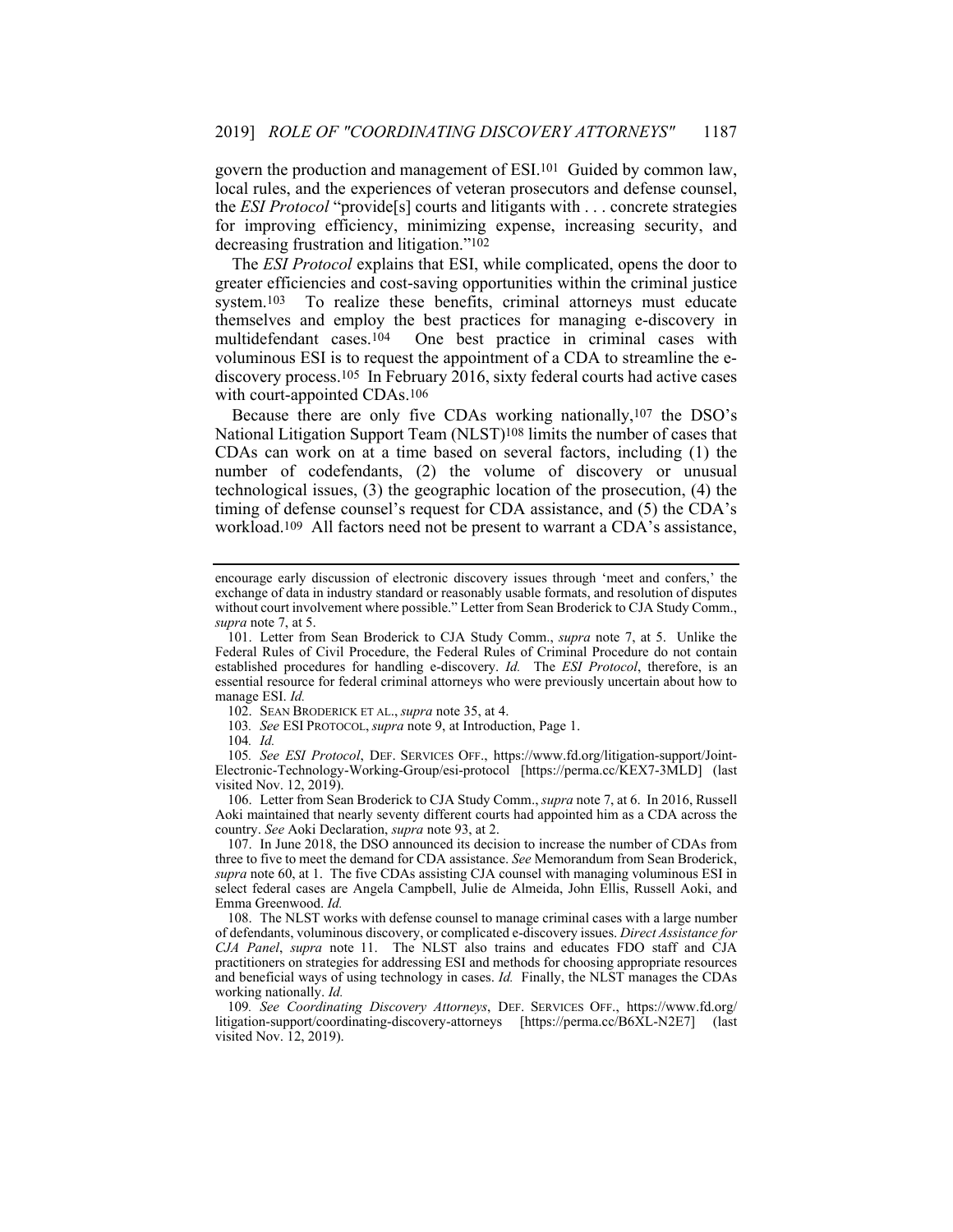govern the production and management of ESI.[101] Guided by common law, local rules, and the experiences of veteran prosecutors and defense counsel, the *ESI Protocol* "provide[s] courts and litigants with . . . concrete strategies for improving efficiency, minimizing expense, increasing security, and decreasing frustration and litigation."[102]

The *ESI Protocol* explains that ESI, while complicated, opens the door to greater efficiencies and cost-saving opportunities within the criminal justice system.[103] To realize these benefits, criminal attorneys must educate themselves and employ the best practices for managing e-discovery in multidefendant cases.[104] One best practice in criminal cases with voluminous ESI is to request the appointment of a CDA to streamline the e-discovery process.[105] In February 2016, sixty federal courts had active cases with court-appointed CDAs.[106]

Because there are only five CDAs working nationally,[107] the DSO's National Litigation Support Team (NLST)[108] limits the number of cases that CDAs can work on at a time based on several factors, including (1) the number of codefendants, (2) the volume of discovery or unusual technological issues, (3) the geographic location of the prosecution, (4) the timing of defense counsel's request for CDA assistance, and (5) the CDA's workload.[109] All factors need not be present to warrant a CDA's assistance,

---

encourage early discussion of electronic discovery issues through 'meet and confers,' the exchange of data in industry standard or reasonably usable formats, and resolution of disputes without court involvement where possible." Letter from Sean Broderick to CJA Study Comm., *supra* note 7, at 5.

101. Letter from Sean Broderick to CJA Study Comm., *supra* note 7, at 5. Unlike the Federal Rules of Civil Procedure, the Federal Rules of Criminal Procedure do not contain established procedures for handling e-discovery. *Id.* The *ESI Protocol*, therefore, is an essential resource for federal criminal attorneys who were previously uncertain about how to manage ESI. *Id.*

102. SEAN BRODERICK ET AL., *supra* note 35, at 4.

103. *See* ESI PROTOCOL, *supra* note 9, at Introduction, Page 1.

104. *Id.*

105. *See ESI Protocol*, DEF. SERVICES OFF., https://www.fd.org/litigation-support/Joint-Electronic-Technology-Working-Group/esi-protocol [https://perma.cc/KEX7-3MLD] (last visited Nov. 12, 2019).

106. Letter from Sean Broderick to CJA Study Comm., *supra* note 7, at 6. In 2016, Russell Aoki maintained that nearly seventy different courts had appointed him as a CDA across the country. *See* Aoki Declaration, *supra* note 93, at 2.

107. In June 2018, the DSO announced its decision to increase the number of CDAs from three to five to meet the demand for CDA assistance. *See* Memorandum from Sean Broderick, *supra* note 60, at 1. The five CDAs assisting CJA counsel with managing voluminous ESI in select federal cases are Angela Campbell, Julie de Almeida, John Ellis, Russell Aoki, and Emma Greenwood. *Id.*

108. The NLST works with defense counsel to manage criminal cases with a large number of defendants, voluminous discovery, or complicated e-discovery issues. *Direct Assistance for CJA Panel*, *supra* note 11. The NLST also trains and educates FDO staff and CJA practitioners on strategies for addressing ESI and methods for choosing appropriate resources and beneficial ways of using technology in cases. *Id.* Finally, the NLST manages the CDAs working nationally. *Id.*

109. *See Coordinating Discovery Attorneys*, DEF. SERVICES OFF., https://www.fd.org/litigation-support/coordinating-discovery-attorneys [https://perma.cc/B6XL-N2E7] (last visited Nov. 12, 2019).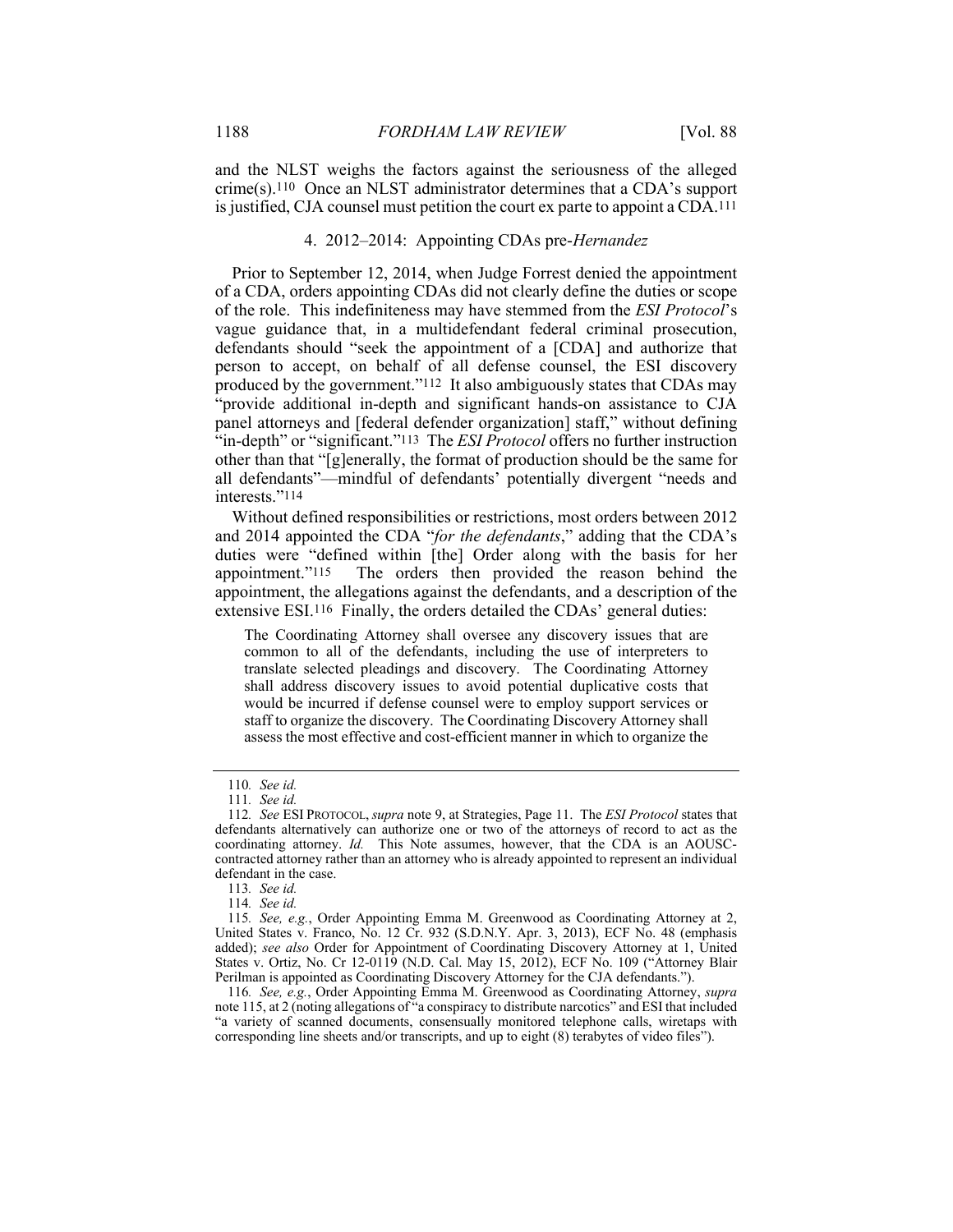and the NLST weighs the factors against the seriousness of the alleged crime(s).[110] Once an NLST administrator determines that a CDA's support is justified, CJA counsel must petition the court ex parte to appoint a CDA.[111]

#### 4. 2012–2014: Appointing CDAs pre-*Hernandez*

Prior to September 12, 2014, when Judge Forrest denied the appointment of a CDA, orders appointing CDAs did not clearly define the duties or scope of the role. This indefiniteness may have stemmed from the *ESI Protocol*'s vague guidance that, in a multidefendant federal criminal prosecution, defendants should "seek the appointment of a [CDA] and authorize that person to accept, on behalf of all defense counsel, the ESI discovery produced by the government."[112] It also ambiguously states that CDAs may "provide additional in-depth and significant hands-on assistance to CJA panel attorneys and [federal defender organization] staff," without defining "in-depth" or "significant."[113] The *ESI Protocol* offers no further instruction other than that "[g]enerally, the format of production should be the same for all defendants"—mindful of defendants' potentially divergent "needs and interests."[114]

Without defined responsibilities or restrictions, most orders between 2012 and 2014 appointed the CDA "*for the defendants*," adding that the CDA's duties were "defined within [the] Order along with the basis for her appointment."[115] The orders then provided the reason behind the appointment, the allegations against the defendants, and a description of the extensive ESI.[116] Finally, the orders detailed the CDAs' general duties:

> The Coordinating Attorney shall oversee any discovery issues that are common to all of the defendants, including the use of interpreters to translate selected pleadings and discovery. The Coordinating Attorney shall address discovery issues to avoid potential duplicative costs that would be incurred if defense counsel were to employ support services or staff to organize the discovery. The Coordinating Discovery Attorney shall assess the most effective and cost-efficient manner in which to organize the

---

110. *See id.*

111. *See id.*

112. *See* ESI PROTOCOL, *supra* note 9, at Strategies, Page 11. The *ESI Protocol* states that defendants alternatively can authorize one or two of the attorneys of record to act as the coordinating attorney. *Id.* This Note assumes, however, that the CDA is an AOUSC-contracted attorney rather than an attorney who is already appointed to represent an individual defendant in the case.

113. *See id.*

114. *See id.*

115. *See, e.g.*, Order Appointing Emma M. Greenwood as Coordinating Attorney at 2, United States v. Franco, No. 12 Cr. 932 (S.D.N.Y. Apr. 3, 2013), ECF No. 48 (emphasis added); *see also* Order for Appointment of Coordinating Discovery Attorney at 1, United States v. Ortiz, No. Cr 12-0119 (N.D. Cal. May 15, 2012), ECF No. 109 ("Attorney Blair Perilman is appointed as Coordinating Discovery Attorney for the CJA defendants.").

116. *See, e.g.*, Order Appointing Emma M. Greenwood as Coordinating Attorney, *supra* note 115, at 2 (noting allegations of "a conspiracy to distribute narcotics" and ESI that included "a variety of scanned documents, consensually monitored telephone calls, wiretaps with corresponding line sheets and/or transcripts, and up to eight (8) terabytes of video files").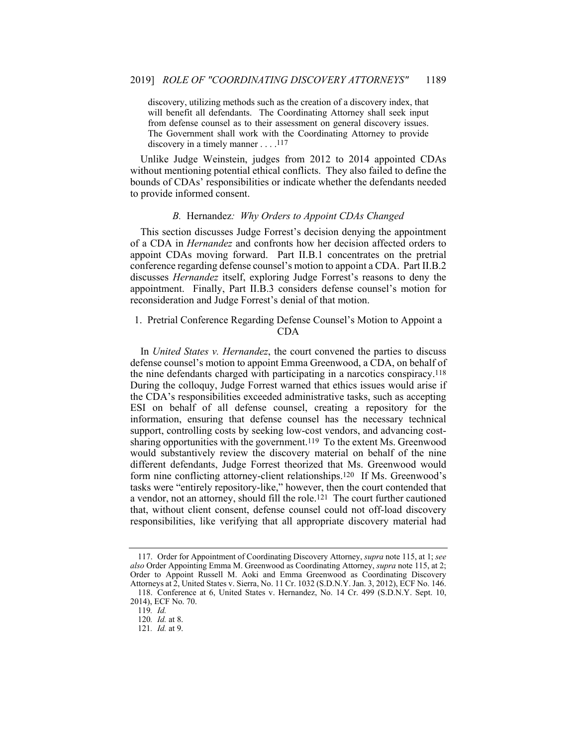> discovery, utilizing methods such as the creation of a discovery index, that will benefit all defendants. The Coordinating Attorney shall seek input from defense counsel as to their assessment on general discovery issues. The Government shall work with the Coordinating Attorney to provide discovery in a timely manner . . . .[117]

Unlike Judge Weinstein, judges from 2012 to 2014 appointed CDAs without mentioning potential ethical conflicts. They also failed to define the bounds of CDAs' responsibilities or indicate whether the defendants needed to provide informed consent.

### *B.* Hernandez*: Why Orders to Appoint CDAs Changed*

This section discusses Judge Forrest's decision denying the appointment of a CDA in *Hernandez* and confronts how her decision affected orders to appoint CDAs moving forward. Part II.B.1 concentrates on the pretrial conference regarding defense counsel's motion to appoint a CDA. Part II.B.2 discusses *Hernandez* itself, exploring Judge Forrest's reasons to deny the appointment. Finally, Part II.B.3 considers defense counsel's motion for reconsideration and Judge Forrest's denial of that motion.

#### 1. Pretrial Conference Regarding Defense Counsel's Motion to Appoint a CDA

In *United States v. Hernandez*, the court convened the parties to discuss defense counsel's motion to appoint Emma Greenwood, a CDA, on behalf of the nine defendants charged with participating in a narcotics conspiracy.[118] During the colloquy, Judge Forrest warned that ethics issues would arise if the CDA's responsibilities exceeded administrative tasks, such as accepting ESI on behalf of all defense counsel, creating a repository for the information, ensuring that defense counsel has the necessary technical support, controlling costs by seeking low-cost vendors, and advancing cost-sharing opportunities with the government.[119] To the extent Ms. Greenwood would substantively review the discovery material on behalf of the nine different defendants, Judge Forrest theorized that Ms. Greenwood would form nine conflicting attorney-client relationships.[120] If Ms. Greenwood's tasks were "entirely repository-like," however, then the court contended that a vendor, not an attorney, should fill the role.[121] The court further cautioned that, without client consent, defense counsel could not off-load discovery responsibilities, like verifying that all appropriate discovery material had

---

117. Order for Appointment of Coordinating Discovery Attorney, *supra* note 115, at 1; *see also* Order Appointing Emma M. Greenwood as Coordinating Attorney, *supra* note 115, at 2; Order to Appoint Russell M. Aoki and Emma Greenwood as Coordinating Discovery Attorneys at 2, United States v. Sierra, No. 11 Cr. 1032 (S.D.N.Y. Jan. 3, 2012), ECF No. 146.

118. Conference at 6, United States v. Hernandez, No. 14 Cr. 499 (S.D.N.Y. Sept. 10, 2014), ECF No. 70.

119. *Id.*

120. *Id.* at 8.

121. *Id.* at 9.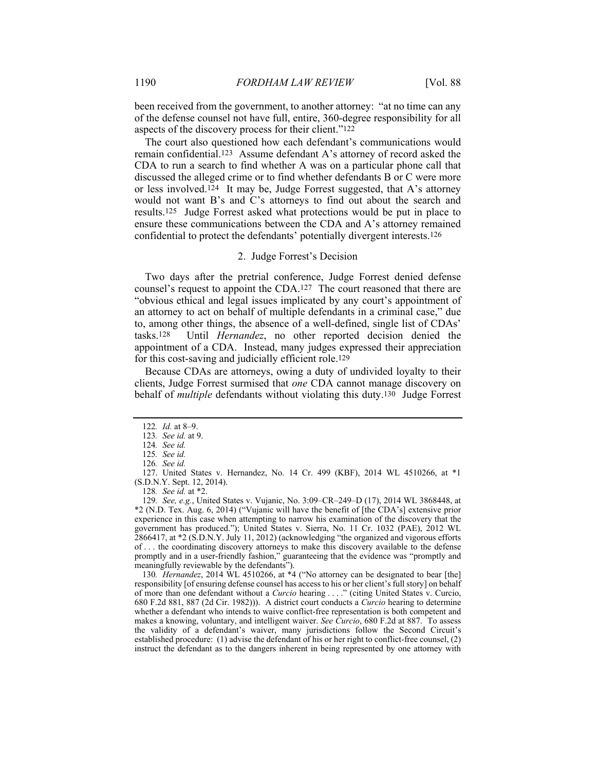been received from the government, to another attorney: "at no time can any of the defense counsel not have full, entire, 360-degree responsibility for all aspects of the discovery process for their client."[122]

The court also questioned how each defendant's communications would remain confidential.[123] Assume defendant A's attorney of record asked the CDA to run a search to find whether A was on a particular phone call that discussed the alleged crime or to find whether defendants B or C were more or less involved.[124] It may be, Judge Forrest suggested, that A's attorney would not want B's and C's attorneys to find out about the search and results.[125] Judge Forrest asked what protections would be put in place to ensure these communications between the CDA and A's attorney remained confidential to protect the defendants' potentially divergent interests.[126]

### 2. Judge Forrest's Decision

Two days after the pretrial conference, Judge Forrest denied defense counsel's request to appoint the CDA.[127] The court reasoned that there are "obvious ethical and legal issues implicated by any court's appointment of an attorney to act on behalf of multiple defendants in a criminal case," due to, among other things, the absence of a well-defined, single list of CDAs' tasks.[128] Until *Hernandez*, no other reported decision denied the appointment of a CDA. Instead, many judges expressed their appreciation for this cost-saving and judicially efficient role.[129]

Because CDAs are attorneys, owing a duty of undivided loyalty to their clients, Judge Forrest surmised that *one* CDA cannot manage discovery on behalf of *multiple* defendants without violating this duty.[130] Judge Forrest

---

122. *Id.* at 8–9.

123. *See id.* at 9.

124. *See id.*

125. *See id.*

126. *See id.*

127. United States v. Hernandez, No. 14 Cr. 499 (KBF), 2014 WL 4510266, at *1 (S.D.N.Y. Sept. 12, 2014).

128. *See id.* at *2.

129. *See, e.g.*, United States v. Vujanic, No. 3:09–CR–249–D (17), 2014 WL 3868448, at *2 (N.D. Tex. Aug. 6, 2014) ("Vujanic will have the benefit of [the CDA's] extensive prior experience in this case when attempting to narrow his examination of the discovery that the government has produced."); United States v. Sierra, No. 11 Cr. 1032 (PAE), 2012 WL 2866417, at *2 (S.D.N.Y. July 11, 2012) (acknowledging "the organized and vigorous efforts of . . . the coordinating discovery attorneys to make this discovery available to the defense promptly and in a user-friendly fashion," guaranteeing that the evidence was "promptly and meaningfully reviewable by the defendants").

130. *Hernandez*, 2014 WL 4510266, at *4 ("No attorney can be designated to bear [the] responsibility [of ensuring defense counsel has access to his or her client's full story] on behalf of more than one defendant without a *Curcio* hearing . . . ." (citing United States v. Curcio, 680 F.2d 881, 887 (2d Cir. 1982))). A district court conducts a *Curcio* hearing to determine whether a defendant who intends to waive conflict-free representation is both competent and makes a knowing, voluntary, and intelligent waiver. *See Curcio*, 680 F.2d at 887. To assess the validity of a defendant's waiver, many jurisdictions follow the Second Circuit's established procedure: (1) advise the defendant of his or her right to conflict-free counsel, (2) instruct the defendant as to the dangers inherent in being represented by one attorney with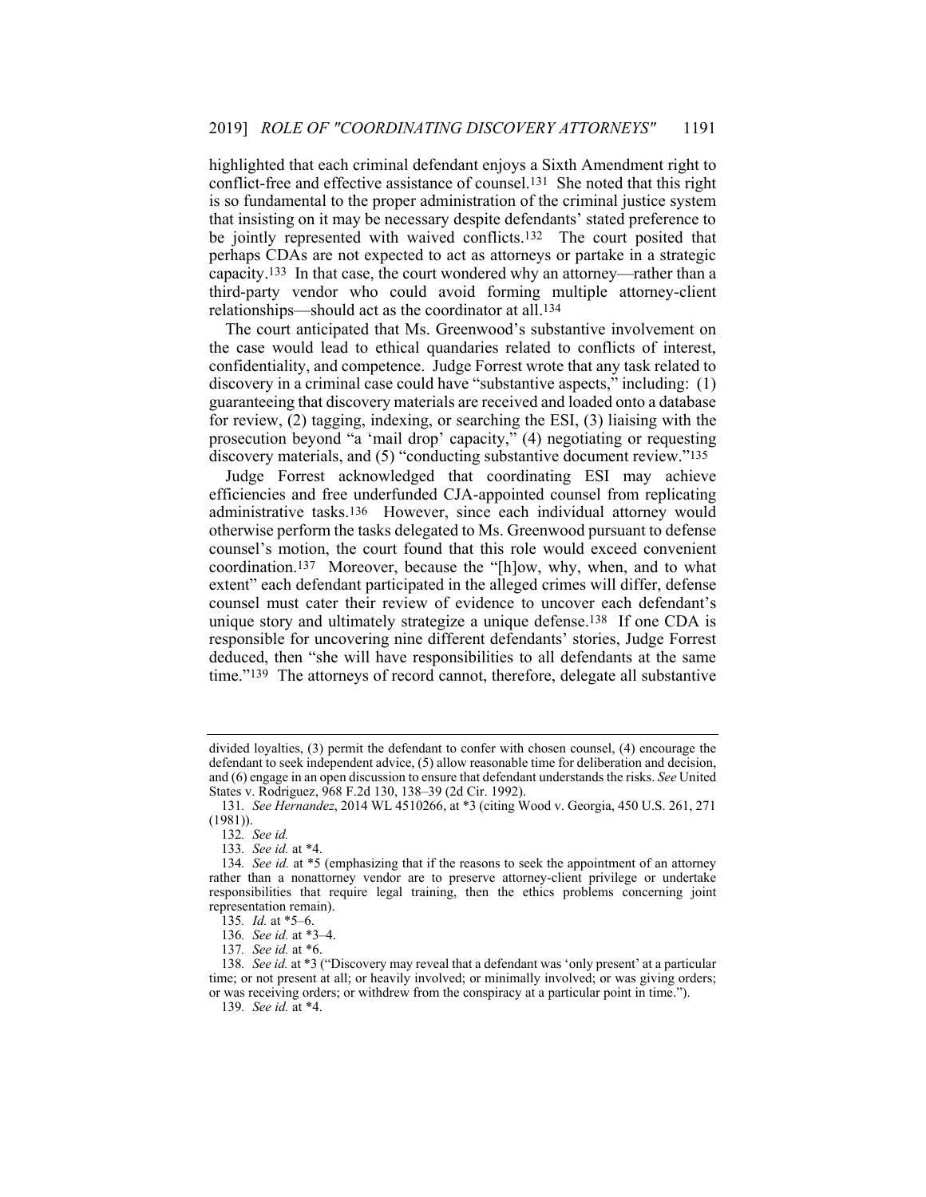highlighted that each criminal defendant enjoys a Sixth Amendment right to conflict-free and effective assistance of counsel.[131] She noted that this right is so fundamental to the proper administration of the criminal justice system that insisting on it may be necessary despite defendants' stated preference to be jointly represented with waived conflicts.[132] The court posited that perhaps CDAs are not expected to act as attorneys or partake in a strategic capacity.[133] In that case, the court wondered why an attorney—rather than a third-party vendor who could avoid forming multiple attorney-client relationships—should act as the coordinator at all.[134]

The court anticipated that Ms. Greenwood's substantive involvement on the case would lead to ethical quandaries related to conflicts of interest, confidentiality, and competence. Judge Forrest wrote that any task related to discovery in a criminal case could have "substantive aspects," including: (1) guaranteeing that discovery materials are received and loaded onto a database for review, (2) tagging, indexing, or searching the ESI, (3) liaising with the prosecution beyond "a 'mail drop' capacity," (4) negotiating or requesting discovery materials, and (5) "conducting substantive document review."[135]

Judge Forrest acknowledged that coordinating ESI may achieve efficiencies and free underfunded CJA-appointed counsel from replicating administrative tasks.[136] However, since each individual attorney would otherwise perform the tasks delegated to Ms. Greenwood pursuant to defense counsel's motion, the court found that this role would exceed convenient coordination.[137] Moreover, because the "[h]ow, why, when, and to what extent" each defendant participated in the alleged crimes will differ, defense counsel must cater their review of evidence to uncover each defendant's unique story and ultimately strategize a unique defense.[138] If one CDA is responsible for uncovering nine different defendants' stories, Judge Forrest deduced, then "she will have responsibilities to all defendants at the same time."[139] The attorneys of record cannot, therefore, delegate all substantive

---

divided loyalties, (3) permit the defendant to confer with chosen counsel, (4) encourage the defendant to seek independent advice, (5) allow reasonable time for deliberation and decision, and (6) engage in an open discussion to ensure that defendant understands the risks. *See* United States v. Rodriguez, 968 F.2d 130, 138–39 (2d Cir. 1992).

131. *See Hernandez*, 2014 WL 4510266, at *3 (citing Wood v. Georgia, 450 U.S. 261, 271 (1981)).

132. *See id.*

133. *See id.* at *4.

134. *See id.* at *5 (emphasizing that if the reasons to seek the appointment of an attorney rather than a nonattorney vendor are to preserve attorney-client privilege or undertake responsibilities that require legal training, then the ethics problems concerning joint representation remain).

135. *Id.* at *5–6.

136. *See id.* at *3–4.

137. *See id.* at *6.

138. *See id.* at *3 ("Discovery may reveal that a defendant was 'only present' at a particular time; or not present at all; or heavily involved; or minimally involved; or was giving orders; or was receiving orders; or withdrew from the conspiracy at a particular point in time.").

139. *See id.* at *4.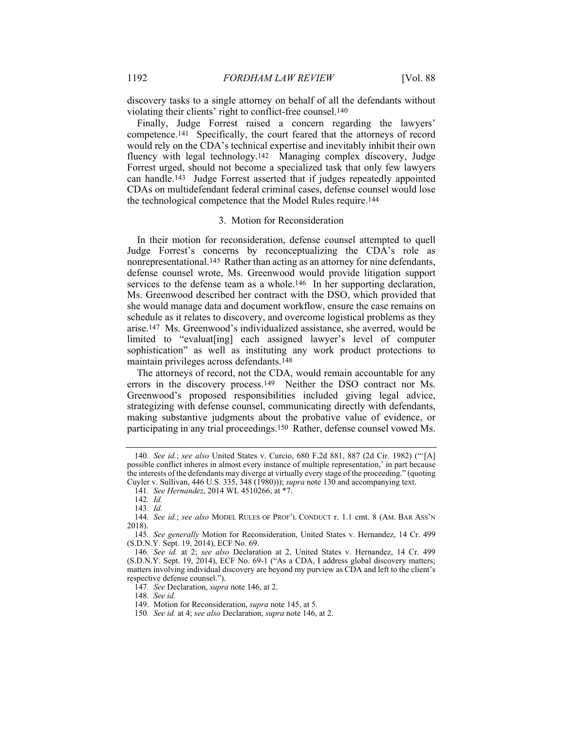discovery tasks to a single attorney on behalf of all the defendants without violating their clients' right to conflict-free counsel.[140]

Finally, Judge Forrest raised a concern regarding the lawyers' competence.[141] Specifically, the court feared that the attorneys of record would rely on the CDA's technical expertise and inevitably inhibit their own fluency with legal technology.[142] Managing complex discovery, Judge Forrest urged, should not become a specialized task that only few lawyers can handle.[143] Judge Forrest asserted that if judges repeatedly appointed CDAs on multidefendant federal criminal cases, defense counsel would lose the technological competence that the Model Rules require.[144]

### 3. Motion for Reconsideration

In their motion for reconsideration, defense counsel attempted to quell Judge Forrest's concerns by reconceptualizing the CDA's role as nonrepresentational.[145] Rather than acting as an attorney for nine defendants, defense counsel wrote, Ms. Greenwood would provide litigation support services to the defense team as a whole.[146] In her supporting declaration, Ms. Greenwood described her contract with the DSO, which provided that she would manage data and document workflow, ensure the case remains on schedule as it relates to discovery, and overcome logistical problems as they arise.[147] Ms. Greenwood's individualized assistance, she averred, would be limited to "evaluat[ing] each assigned lawyer's level of computer sophistication" as well as instituting any work product protections to maintain privileges across defendants.[148]

The attorneys of record, not the CDA, would remain accountable for any errors in the discovery process.[149] Neither the DSO contract nor Ms. Greenwood's proposed responsibilities included giving legal advice, strategizing with defense counsel, communicating directly with defendants, making substantive judgments about the probative value of evidence, or participating in any trial proceedings.[150] Rather, defense counsel vowed Ms.

---

140. *See id.*; *see also* United States v. Curcio, 680 F.2d 881, 887 (2d Cir. 1982) ("'[A] possible conflict inheres in almost every instance of multiple representation,' in part because the interests of the defendants may diverge at virtually every stage of the proceeding." (quoting Cuyler v. Sullivan, 446 U.S. 335, 348 (1980))); *supra* note 130 and accompanying text.

141. *See Hernandez*, 2014 WL 4510266, at *7.

142. *Id.*

143. *Id.*

144. *See id.*; *see also* MODEL RULES OF PROF'L CONDUCT r. 1.1 cmt. 8 (AM. BAR ASS'N 2018).

145. *See generally* Motion for Reconsideration, United States v. Hernandez, 14 Cr. 499 (S.D.N.Y. Sept. 19, 2014), ECF No. 69.

146. *See id.* at 2; *see also* Declaration at 2, United States v. Hernandez, 14 Cr. 499 (S.D.N.Y. Sept. 19, 2014), ECF No. 69-1 ("As a CDA, I address global discovery matters; matters involving individual discovery are beyond my purview as CDA and left to the client's respective defense counsel.").

147. *See* Declaration, *supra* note 146, at 2.

148. *See id.*

149. Motion for Reconsideration, *supra* note 145, at 5.

150. *See id.* at 4; *see also* Declaration, *supra* note 146, at 2.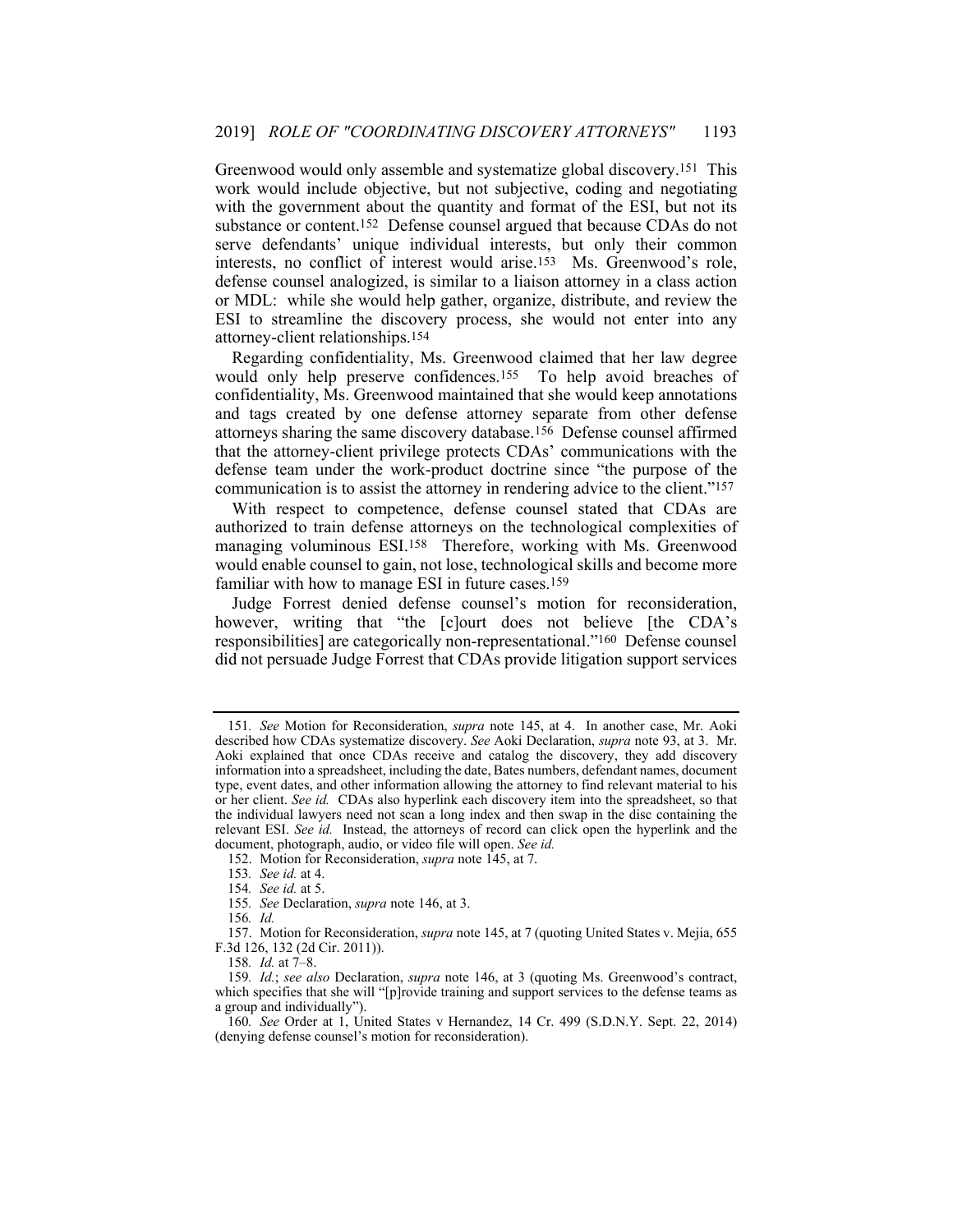Greenwood would only assemble and systematize global discovery.[151] This work would include objective, but not subjective, coding and negotiating with the government about the quantity and format of the ESI, but not its substance or content.[152] Defense counsel argued that because CDAs do not serve defendants' unique individual interests, but only their common interests, no conflict of interest would arise.[153] Ms. Greenwood's role, defense counsel analogized, is similar to a liaison attorney in a class action or MDL: while she would help gather, organize, distribute, and review the ESI to streamline the discovery process, she would not enter into any attorney-client relationships.[154]

Regarding confidentiality, Ms. Greenwood claimed that her law degree would only help preserve confidences.[155] To help avoid breaches of confidentiality, Ms. Greenwood maintained that she would keep annotations and tags created by one defense attorney separate from other defense attorneys sharing the same discovery database.[156] Defense counsel affirmed that the attorney-client privilege protects CDAs' communications with the defense team under the work-product doctrine since "the purpose of the communication is to assist the attorney in rendering advice to the client."[157]

With respect to competence, defense counsel stated that CDAs are authorized to train defense attorneys on the technological complexities of managing voluminous ESI.[158] Therefore, working with Ms. Greenwood would enable counsel to gain, not lose, technological skills and become more familiar with how to manage ESI in future cases.[159]

Judge Forrest denied defense counsel's motion for reconsideration, however, writing that "the [c]ourt does not believe [the CDA's responsibilities] are categorically non-representational."[160] Defense counsel did not persuade Judge Forrest that CDAs provide litigation support services

---

151. *See* Motion for Reconsideration, *supra* note 145, at 4. In another case, Mr. Aoki described how CDAs systematize discovery. *See* Aoki Declaration, *supra* note 93, at 3. Mr. Aoki explained that once CDAs receive and catalog the discovery, they add discovery information into a spreadsheet, including the date, Bates numbers, defendant names, document type, event dates, and other information allowing the attorney to find relevant material to his or her client. *See id.* CDAs also hyperlink each discovery item into the spreadsheet, so that the individual lawyers need not scan a long index and then swap in the disc containing the relevant ESI. *See id.* Instead, the attorneys of record can click open the hyperlink and the document, photograph, audio, or video file will open. *See id.*

152. Motion for Reconsideration, *supra* note 145, at 7.

153. *See id.* at 4.

154. *See id.* at 5.

155. *See* Declaration, *supra* note 146, at 3.

156. *Id.*

157. Motion for Reconsideration, *supra* note 145, at 7 (quoting United States v. Mejia, 655 F.3d 126, 132 (2d Cir. 2011)).

158. *Id.* at 7–8.

159. *Id.*; *see also* Declaration, *supra* note 146, at 3 (quoting Ms. Greenwood's contract, which specifies that she will "[p]rovide training and support services to the defense teams as a group and individually").

160. *See* Order at 1, United States v Hernandez, 14 Cr. 499 (S.D.N.Y. Sept. 22, 2014) (denying defense counsel's motion for reconsideration).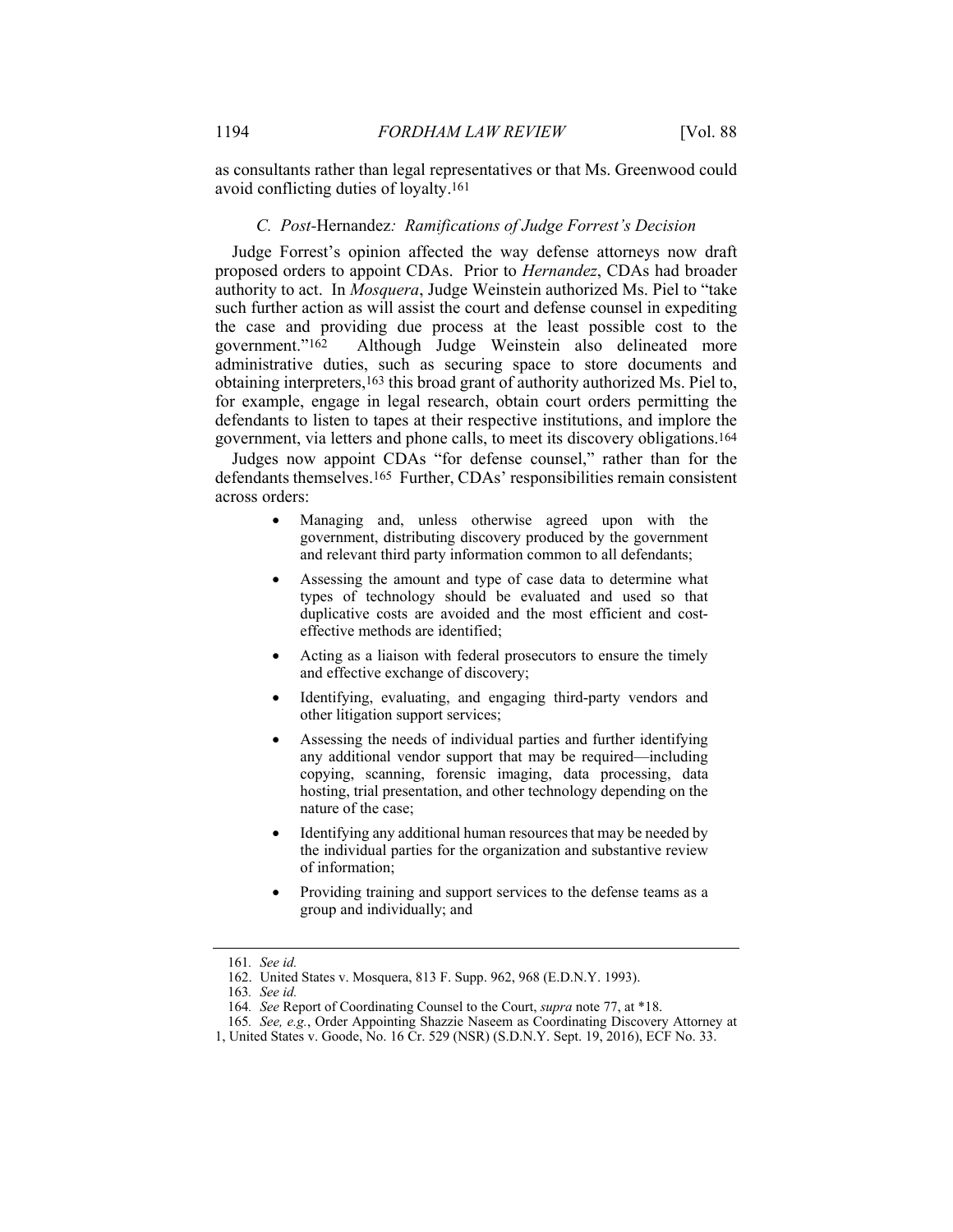as consultants rather than legal representatives or that Ms. Greenwood could avoid conflicting duties of loyalty.[161]

### *C. Post-*Hernandez*: Ramifications of Judge Forrest's Decision*

Judge Forrest's opinion affected the way defense attorneys now draft proposed orders to appoint CDAs. Prior to *Hernandez*, CDAs had broader authority to act. In *Mosquera*, Judge Weinstein authorized Ms. Piel to "take such further action as will assist the court and defense counsel in expediting the case and providing due process at the least possible cost to the government."[162] Although Judge Weinstein also delineated more administrative duties, such as securing space to store documents and obtaining interpreters,[163] this broad grant of authority authorized Ms. Piel to, for example, engage in legal research, obtain court orders permitting the defendants to listen to tapes at their respective institutions, and implore the government, via letters and phone calls, to meet its discovery obligations.[164]

Judges now appoint CDAs "for defense counsel," rather than for the defendants themselves.[165] Further, CDAs' responsibilities remain consistent across orders:

- Managing and, unless otherwise agreed upon with the government, distributing discovery produced by the government and relevant third party information common to all defendants;
- Assessing the amount and type of case data to determine what types of technology should be evaluated and used so that duplicative costs are avoided and the most efficient and cost-effective methods are identified;
- Acting as a liaison with federal prosecutors to ensure the timely and effective exchange of discovery;
- Identifying, evaluating, and engaging third-party vendors and other litigation support services;
- Assessing the needs of individual parties and further identifying any additional vendor support that may be required—including copying, scanning, forensic imaging, data processing, data hosting, trial presentation, and other technology depending on the nature of the case;
- Identifying any additional human resources that may be needed by the individual parties for the organization and substantive review of information;
- Providing training and support services to the defense teams as a group and individually; and

---

161. *See id.*

162. United States v. Mosquera, 813 F. Supp. 962, 968 (E.D.N.Y. 1993).

163. *See id.*

164. *See* Report of Coordinating Counsel to the Court, *supra* note 77, at *18.

165. *See, e.g.*, Order Appointing Shazzie Naseem as Coordinating Discovery Attorney at 1, United States v. Goode, No. 16 Cr. 529 (NSR) (S.D.N.Y. Sept. 19, 2016), ECF No. 33.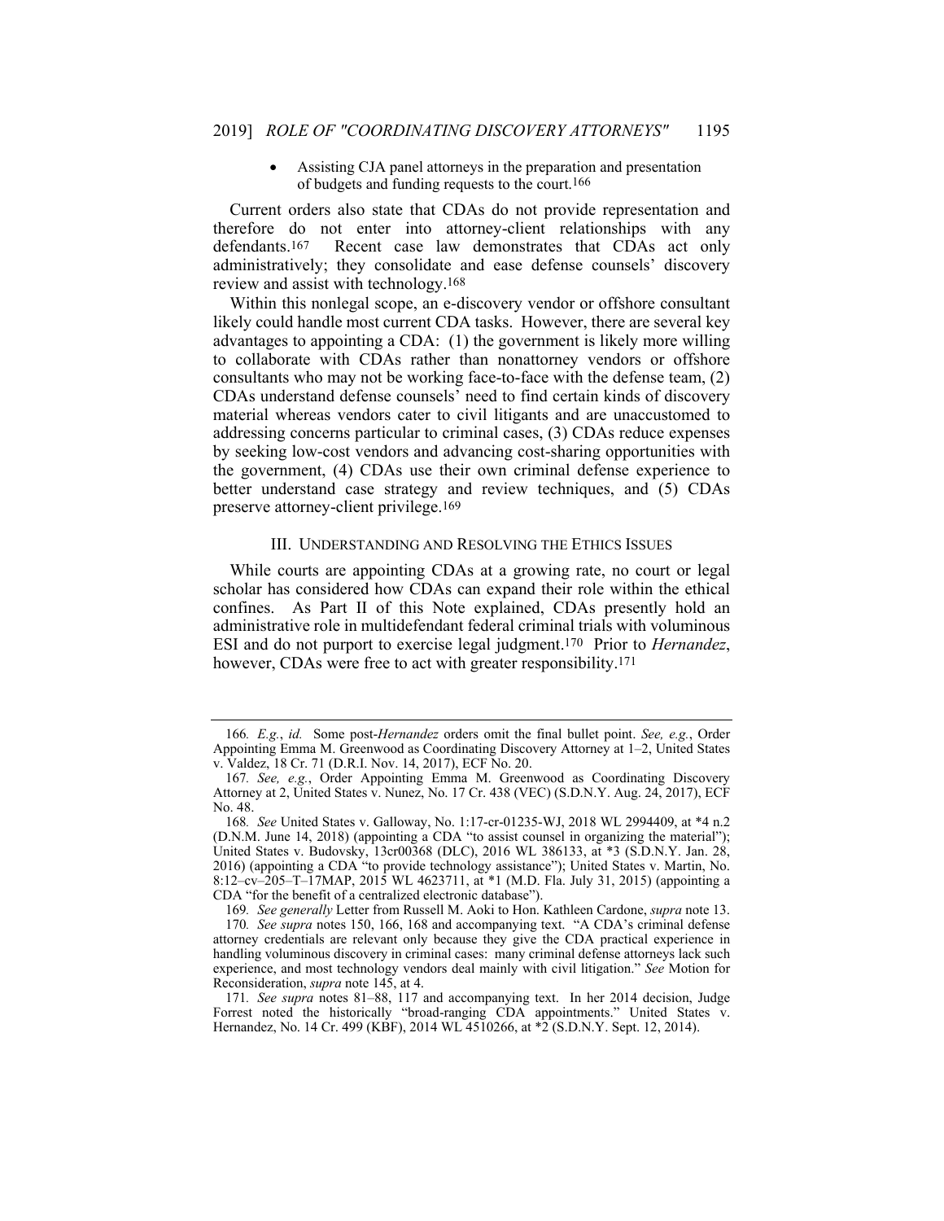- Assisting CJA panel attorneys in the preparation and presentation of budgets and funding requests to the court.[166]

Current orders also state that CDAs do not provide representation and therefore do not enter into attorney-client relationships with any defendants.[167] Recent case law demonstrates that CDAs act only administratively; they consolidate and ease defense counsels' discovery review and assist with technology.[168]

Within this nonlegal scope, an e-discovery vendor or offshore consultant likely could handle most current CDA tasks. However, there are several key advantages to appointing a CDA: (1) the government is likely more willing to collaborate with CDAs rather than nonattorney vendors or offshore consultants who may not be working face-to-face with the defense team, (2) CDAs understand defense counsels' need to find certain kinds of discovery material whereas vendors cater to civil litigants and are unaccustomed to addressing concerns particular to criminal cases, (3) CDAs reduce expenses by seeking low-cost vendors and advancing cost-sharing opportunities with the government, (4) CDAs use their own criminal defense experience to better understand case strategy and review techniques, and (5) CDAs preserve attorney-client privilege.[169]

### III. UNDERSTANDING AND RESOLVING THE ETHICS ISSUES

While courts are appointing CDAs at a growing rate, no court or legal scholar has considered how CDAs can expand their role within the ethical confines. As Part II of this Note explained, CDAs presently hold an administrative role in multidefendant federal criminal trials with voluminous ESI and do not purport to exercise legal judgment.[170] Prior to *Hernandez*, however, CDAs were free to act with greater responsibility.[171]

---

166. *E.g.*, *id.* Some post-*Hernandez* orders omit the final bullet point. *See, e.g.*, Order Appointing Emma M. Greenwood as Coordinating Discovery Attorney at 1–2, United States v. Valdez, 18 Cr. 71 (D.R.I. Nov. 14, 2017), ECF No. 20.

167. *See, e.g.*, Order Appointing Emma M. Greenwood as Coordinating Discovery Attorney at 2, United States v. Nunez, No. 17 Cr. 438 (VEC) (S.D.N.Y. Aug. 24, 2017), ECF No. 48.

168. *See* United States v. Galloway, No. 1:17-cr-01235-WJ, 2018 WL 2994409, at *4 n.2 (D.N.M. June 14, 2018) (appointing a CDA "to assist counsel in organizing the material"); United States v. Budovsky, 13cr00368 (DLC), 2016 WL 386133, at *3 (S.D.N.Y. Jan. 28, 2016) (appointing a CDA "to provide technology assistance"); United States v. Martin, No. 8:12–cv–205–T–17MAP, 2015 WL 4623711, at *1 (M.D. Fla. July 31, 2015) (appointing a CDA "for the benefit of a centralized electronic database").

169. *See generally* Letter from Russell M. Aoki to Hon. Kathleen Cardone, *supra* note 13.

170. *See supra* notes 150, 166, 168 and accompanying text. "A CDA's criminal defense attorney credentials are relevant only because they give the CDA practical experience in handling voluminous discovery in criminal cases: many criminal defense attorneys lack such experience, and most technology vendors deal mainly with civil litigation." *See* Motion for Reconsideration, *supra* note 145, at 4.

171. *See supra* notes 81–88, 117 and accompanying text. In her 2014 decision, Judge Forrest noted the historically "broad-ranging CDA appointments." United States v. Hernandez, No. 14 Cr. 499 (KBF), 2014 WL 4510266, at *2 (S.D.N.Y. Sept. 12, 2014).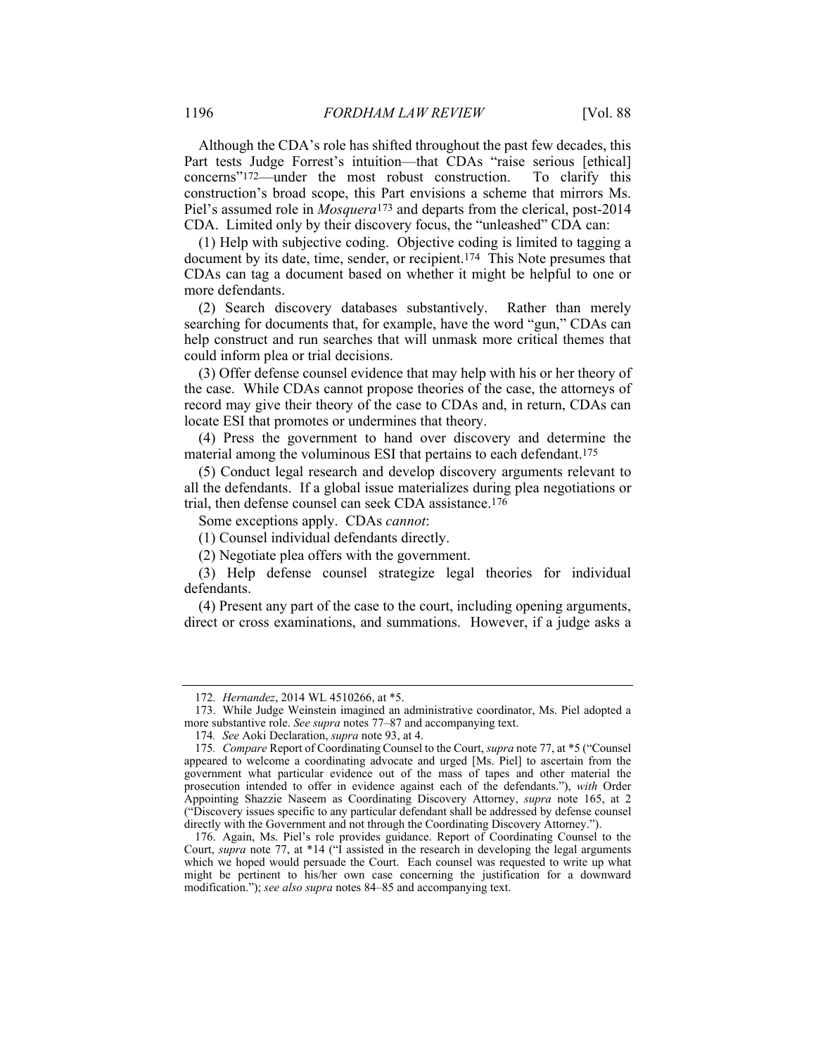Although the CDA's role has shifted throughout the past few decades, this Part tests Judge Forrest's intuition—that CDAs "raise serious [ethical] concerns"[172]—under the most robust construction. To clarify this construction's broad scope, this Part envisions a scheme that mirrors Ms. Piel's assumed role in *Mosquera*[173] and departs from the clerical, post-2014 CDA. Limited only by their discovery focus, the "unleashed" CDA can:

(1) Help with subjective coding. Objective coding is limited to tagging a document by its date, time, sender, or recipient.[174] This Note presumes that CDAs can tag a document based on whether it might be helpful to one or more defendants.

(2) Search discovery databases substantively. Rather than merely searching for documents that, for example, have the word "gun," CDAs can help construct and run searches that will unmask more critical themes that could inform plea or trial decisions.

(3) Offer defense counsel evidence that may help with his or her theory of the case. While CDAs cannot propose theories of the case, the attorneys of record may give their theory of the case to CDAs and, in return, CDAs can locate ESI that promotes or undermines that theory.

(4) Press the government to hand over discovery and determine the material among the voluminous ESI that pertains to each defendant.[175]

(5) Conduct legal research and develop discovery arguments relevant to all the defendants. If a global issue materializes during plea negotiations or trial, then defense counsel can seek CDA assistance.[176]

Some exceptions apply. CDAs *cannot*:

(1) Counsel individual defendants directly.

(2) Negotiate plea offers with the government.

(3) Help defense counsel strategize legal theories for individual defendants.

(4) Present any part of the case to the court, including opening arguments, direct or cross examinations, and summations. However, if a judge asks a

---

172. *Hernandez*, 2014 WL 4510266, at *5.

173. While Judge Weinstein imagined an administrative coordinator, Ms. Piel adopted a more substantive role. *See supra* notes 77–87 and accompanying text.

174. *See* Aoki Declaration, *supra* note 93, at 4.

175. *Compare* Report of Coordinating Counsel to the Court, *supra* note 77, at *5 ("Counsel appeared to welcome a coordinating advocate and urged [Ms. Piel] to ascertain from the government what particular evidence out of the mass of tapes and other material the prosecution intended to offer in evidence against each of the defendants."), *with* Order Appointing Shazzie Naseem as Coordinating Discovery Attorney, *supra* note 165, at 2 ("Discovery issues specific to any particular defendant shall be addressed by defense counsel directly with the Government and not through the Coordinating Discovery Attorney.").

176. Again, Ms. Piel's role provides guidance. Report of Coordinating Counsel to the Court, *supra* note 77, at *14 ("I assisted in the research in developing the legal arguments which we hoped would persuade the Court. Each counsel was requested to write up what might be pertinent to his/her own case concerning the justification for a downward modification."); *see also supra* notes 84–85 and accompanying text.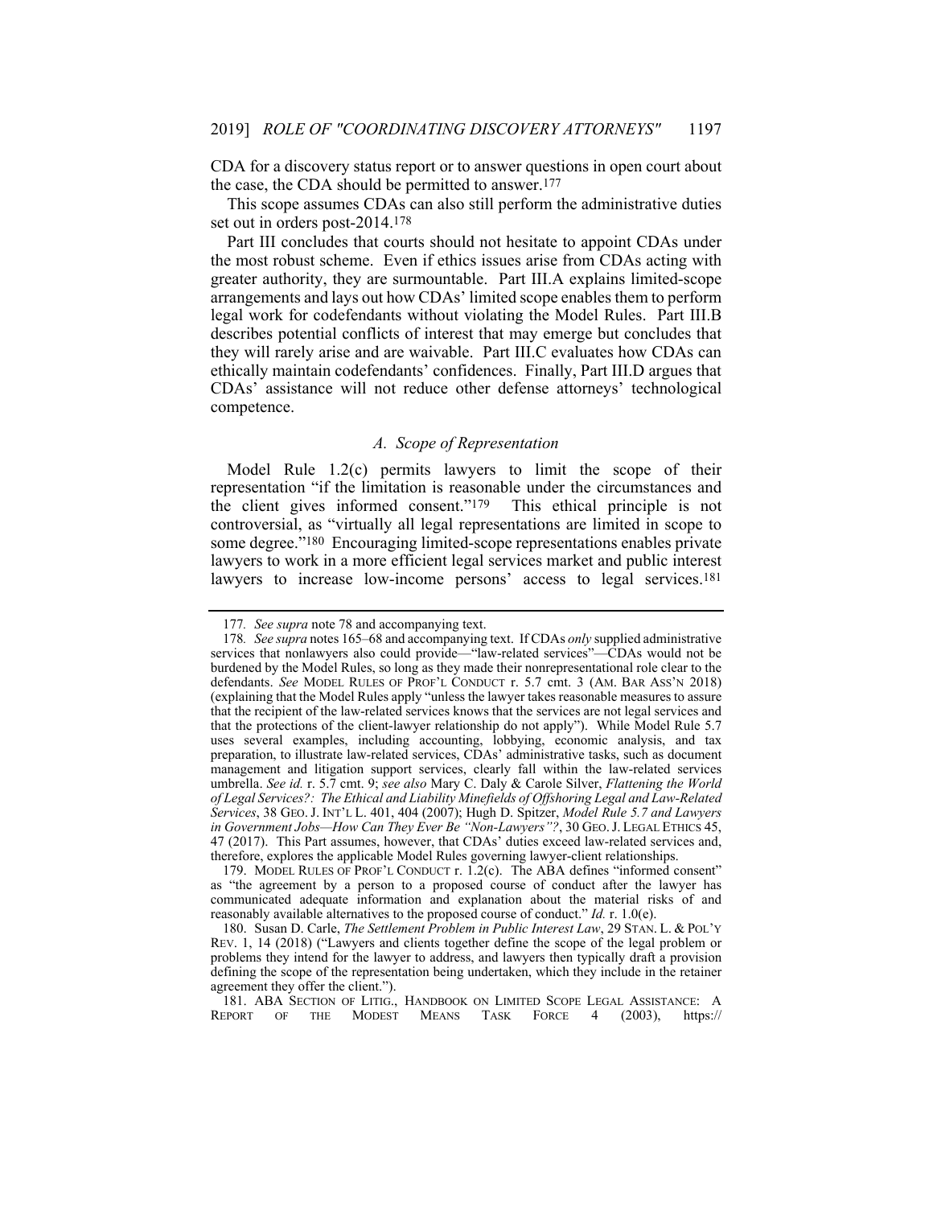CDA for a discovery status report or to answer questions in open court about the case, the CDA should be permitted to answer.[177]

This scope assumes CDAs can also still perform the administrative duties set out in orders post-2014.[178]

Part III concludes that courts should not hesitate to appoint CDAs under the most robust scheme. Even if ethics issues arise from CDAs acting with greater authority, they are surmountable. Part III.A explains limited-scope arrangements and lays out how CDAs' limited scope enables them to perform legal work for codefendants without violating the Model Rules. Part III.B describes potential conflicts of interest that may emerge but concludes that they will rarely arise and are waivable. Part III.C evaluates how CDAs can ethically maintain codefendants' confidences. Finally, Part III.D argues that CDAs' assistance will not reduce other defense attorneys' technological competence.

### *A. Scope of Representation*

Model Rule 1.2(c) permits lawyers to limit the scope of their representation "if the limitation is reasonable under the circumstances and the client gives informed consent."[179] This ethical principle is not controversial, as "virtually all legal representations are limited in scope to some degree."[180] Encouraging limited-scope representations enables private lawyers to work in a more efficient legal services market and public interest lawyers to increase low-income persons' access to legal services.[181]

---

177. *See supra* note 78 and accompanying text.

178. *See supra* notes 165–68 and accompanying text. If CDAs *only* supplied administrative services that nonlawyers also could provide—"law-related services"—CDAs would not be burdened by the Model Rules, so long as they made their nonrepresentational role clear to the defendants. *See* MODEL RULES OF PROF'L CONDUCT r. 5.7 cmt. 3 (AM. BAR ASS'N 2018) (explaining that the Model Rules apply "unless the lawyer takes reasonable measures to assure that the recipient of the law-related services knows that the services are not legal services and that the protections of the client-lawyer relationship do not apply"). While Model Rule 5.7 uses several examples, including accounting, lobbying, economic analysis, and tax preparation, to illustrate law-related services, CDAs' administrative tasks, such as document management and litigation support services, clearly fall within the law-related services umbrella. *See id.* r. 5.7 cmt. 9; *see also* Mary C. Daly & Carole Silver, *Flattening the World of Legal Services?: The Ethical and Liability Minefields of Offshoring Legal and Law-Related Services*, 38 GEO. J. INT'L L. 401, 404 (2007); Hugh D. Spitzer, *Model Rule 5.7 and Lawyers in Government Jobs—How Can They Ever Be "Non-Lawyers"?*, 30 GEO. J. LEGAL ETHICS 45, 47 (2017). This Part assumes, however, that CDAs' duties exceed law-related services and, therefore, explores the applicable Model Rules governing lawyer-client relationships.

179. MODEL RULES OF PROF'L CONDUCT r. 1.2(c). The ABA defines "informed consent" as "the agreement by a person to a proposed course of conduct after the lawyer has communicated adequate information and explanation about the material risks of and reasonably available alternatives to the proposed course of conduct." *Id.* r. 1.0(e).

180. Susan D. Carle, *The Settlement Problem in Public Interest Law*, 29 STAN. L. & POL'Y REV. 1, 14 (2018) ("Lawyers and clients together define the scope of the legal problem or problems they intend for the lawyer to address, and lawyers then typically draft a provision defining the scope of the representation being undertaken, which they include in the retainer agreement they offer the client.").

181. ABA SECTION OF LITIG., HANDBOOK ON LIMITED SCOPE LEGAL ASSISTANCE: A REPORT OF THE MODEST MEANS TASK FORCE 4 (2003), https://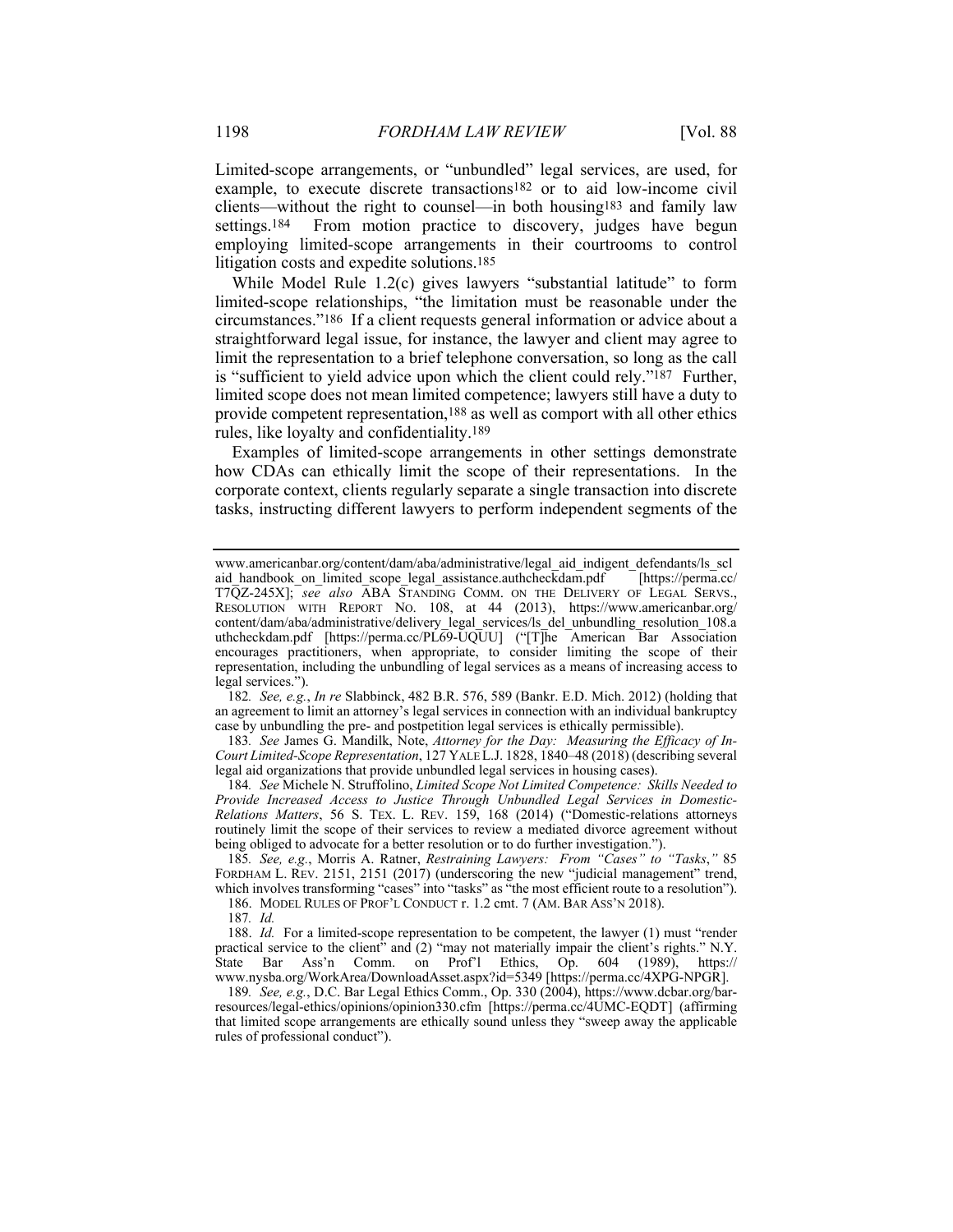Limited-scope arrangements, or "unbundled" legal services, are used, for example, to execute discrete transactions[182] or to aid low-income civil clients—without the right to counsel—in both housing[183] and family law settings.[184] From motion practice to discovery, judges have begun employing limited-scope arrangements in their courtrooms to control litigation costs and expedite solutions.[185]

While Model Rule 1.2(c) gives lawyers "substantial latitude" to form limited-scope relationships, "the limitation must be reasonable under the circumstances."[186] If a client requests general information or advice about a straightforward legal issue, for instance, the lawyer and client may agree to limit the representation to a brief telephone conversation, so long as the call is "sufficient to yield advice upon which the client could rely."[187] Further, limited scope does not mean limited competence; lawyers still have a duty to provide competent representation,[188] as well as comport with all other ethics rules, like loyalty and confidentiality.[189]

Examples of limited-scope arrangements in other settings demonstrate how CDAs can ethically limit the scope of their representations. In the corporate context, clients regularly separate a single transaction into discrete tasks, instructing different lawyers to perform independent segments of the

---

www.americanbar.org/content/dam/aba/administrative/legal_aid_indigent_defendants/ls_sclaid_handbook_on_limited_scope_legal_assistance.authcheckdam.pdf [https://perma.cc/T7QZ-245X]; *see also* ABA STANDING COMM. ON THE DELIVERY OF LEGAL SERVS., RESOLUTION WITH REPORT NO. 108, at 44 (2013), https://www.americanbar.org/content/dam/aba/administrative/delivery_legal_services/ls_del_unbundling_resolution_108.authcheckdam.pdf [https://perma.cc/PL69-UQUU] ("[T]he American Bar Association encourages practitioners, when appropriate, to consider limiting the scope of their representation, including the unbundling of legal services as a means of increasing access to legal services.").

182. *See, e.g.*, *In re* Slabbinck, 482 B.R. 576, 589 (Bankr. E.D. Mich. 2012) (holding that an agreement to limit an attorney's legal services in connection with an individual bankruptcy case by unbundling the pre- and postpetition legal services is ethically permissible).

183. *See* James G. Mandilk, Note, *Attorney for the Day: Measuring the Efficacy of In-Court Limited-Scope Representation*, 127 YALE L.J. 1828, 1840–48 (2018) (describing several legal aid organizations that provide unbundled legal services in housing cases).

184. *See* Michele N. Struffolino, *Limited Scope Not Limited Competence: Skills Needed to Provide Increased Access to Justice Through Unbundled Legal Services in Domestic-Relations Matters*, 56 S. TEX. L. REV. 159, 168 (2014) ("Domestic-relations attorneys routinely limit the scope of their services to review a mediated divorce agreement without being obliged to advocate for a better resolution or to do further investigation.").

185. *See, e.g.*, Morris A. Ratner, *Restraining Lawyers: From "Cases" to "Tasks*,*"* 85 FORDHAM L. REV. 2151, 2151 (2017) (underscoring the new "judicial management" trend, which involves transforming "cases" into "tasks" as "the most efficient route to a resolution").

186. MODEL RULES OF PROF'L CONDUCT r. 1.2 cmt. 7 (AM. BAR ASS'N 2018).

187. *Id.*

188. *Id.* For a limited-scope representation to be competent, the lawyer (1) must "render practical service to the client" and (2) "may not materially impair the client's rights." N.Y. State Bar Ass'n Comm. on Prof'l Ethics, Op. 604 (1989), https://www.nysba.org/WorkArea/DownloadAsset.aspx?id=5349 [https://perma.cc/4XPG-NPGR].

189. *See, e.g.*, D.C. Bar Legal Ethics Comm., Op. 330 (2004), https://www.dcbar.org/bar-resources/legal-ethics/opinions/opinion330.cfm [https://perma.cc/4UMC-EQDT] (affirming that limited scope arrangements are ethically sound unless they "sweep away the applicable rules of professional conduct").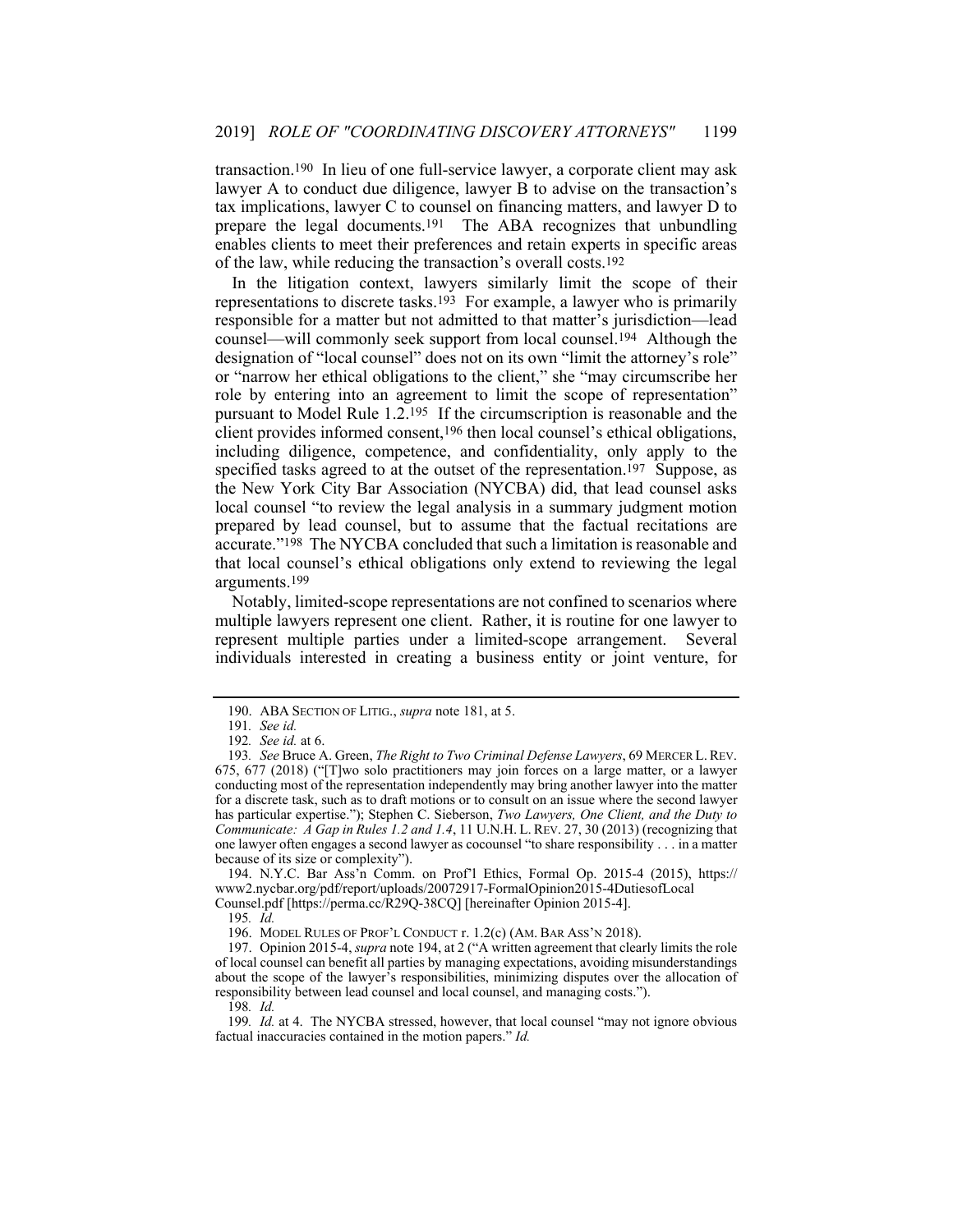transaction.[190] In lieu of one full-service lawyer, a corporate client may ask lawyer A to conduct due diligence, lawyer B to advise on the transaction's tax implications, lawyer C to counsel on financing matters, and lawyer D to prepare the legal documents.[191] The ABA recognizes that unbundling enables clients to meet their preferences and retain experts in specific areas of the law, while reducing the transaction's overall costs.[192]

In the litigation context, lawyers similarly limit the scope of their representations to discrete tasks.[193] For example, a lawyer who is primarily responsible for a matter but not admitted to that matter's jurisdiction—lead counsel—will commonly seek support from local counsel.[194] Although the designation of "local counsel" does not on its own "limit the attorney's role" or "narrow her ethical obligations to the client," she "may circumscribe her role by entering into an agreement to limit the scope of representation" pursuant to Model Rule 1.2.[195] If the circumscription is reasonable and the client provides informed consent,[196] then local counsel's ethical obligations, including diligence, competence, and confidentiality, only apply to the specified tasks agreed to at the outset of the representation.[197] Suppose, as the New York City Bar Association (NYCBA) did, that lead counsel asks local counsel "to review the legal analysis in a summary judgment motion prepared by lead counsel, but to assume that the factual recitations are accurate."[198] The NYCBA concluded that such a limitation is reasonable and that local counsel's ethical obligations only extend to reviewing the legal arguments.[199]

Notably, limited-scope representations are not confined to scenarios where multiple lawyers represent one client. Rather, it is routine for one lawyer to represent multiple parties under a limited-scope arrangement. Several individuals interested in creating a business entity or joint venture, for

---

190. ABA SECTION OF LITIG., *supra* note 181, at 5.

191. *See id.*

192. *See id.* at 6.

193. *See* Bruce A. Green, *The Right to Two Criminal Defense Lawyers*, 69 MERCER L. REV. 675, 677 (2018) ("[T]wo solo practitioners may join forces on a large matter, or a lawyer conducting most of the representation independently may bring another lawyer into the matter for a discrete task, such as to draft motions or to consult on an issue where the second lawyer has particular expertise."); Stephen C. Sieberson, *Two Lawyers, One Client, and the Duty to Communicate: A Gap in Rules 1.2 and 1.4*, 11 U.N.H. L. REV. 27, 30 (2013) (recognizing that one lawyer often engages a second lawyer as cocounsel "to share responsibility . . . in a matter because of its size or complexity").

194. N.Y.C. Bar Ass'n Comm. on Prof'l Ethics, Formal Op. 2015-4 (2015), https://www2.nycbar.org/pdf/report/uploads/20072917-FormalOpinion2015-4DutiesofLocalCounsel.pdf [https://perma.cc/R29Q-38CQ] [hereinafter Opinion 2015-4].

195. *Id.*

196. MODEL RULES OF PROF'L CONDUCT r. 1.2(c) (AM. BAR ASS'N 2018).

197. Opinion 2015-4, *supra* note 194, at 2 ("A written agreement that clearly limits the role of local counsel can benefit all parties by managing expectations, avoiding misunderstandings about the scope of the lawyer's responsibilities, minimizing disputes over the allocation of responsibility between lead counsel and local counsel, and managing costs.").

198. *Id.*

199. *Id.* at 4. The NYCBA stressed, however, that local counsel "may not ignore obvious factual inaccuracies contained in the motion papers." *Id.*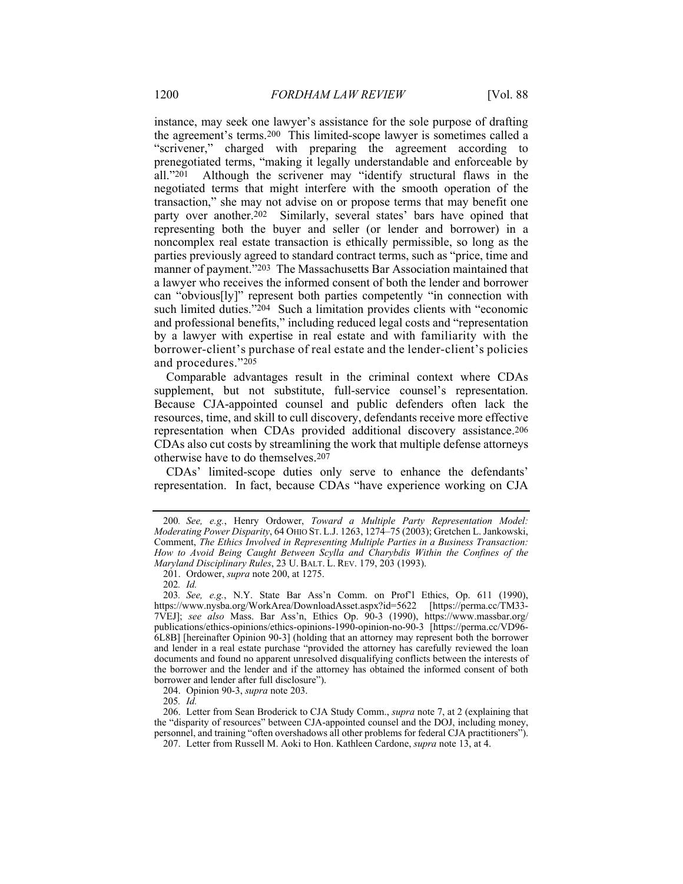instance, may seek one lawyer's assistance for the sole purpose of drafting the agreement's terms.[200] This limited-scope lawyer is sometimes called a "scrivener," charged with preparing the agreement according to prenegotiated terms, "making it legally understandable and enforceable by all."[201] Although the scrivener may "identify structural flaws in the negotiated terms that might interfere with the smooth operation of the transaction," she may not advise on or propose terms that may benefit one party over another.[202] Similarly, several states' bars have opined that representing both the buyer and seller (or lender and borrower) in a noncomplex real estate transaction is ethically permissible, so long as the parties previously agreed to standard contract terms, such as "price, time and manner of payment."[203] The Massachusetts Bar Association maintained that a lawyer who receives the informed consent of both the lender and borrower can "obvious[ly]" represent both parties competently "in connection with such limited duties."[204] Such a limitation provides clients with "economic and professional benefits," including reduced legal costs and "representation by a lawyer with expertise in real estate and with familiarity with the borrower-client's purchase of real estate and the lender-client's policies and procedures."[205]

Comparable advantages result in the criminal context where CDAs supplement, but not substitute, full-service counsel's representation. Because CJA-appointed counsel and public defenders often lack the resources, time, and skill to cull discovery, defendants receive more effective representation when CDAs provided additional discovery assistance.[206] CDAs also cut costs by streamlining the work that multiple defense attorneys otherwise have to do themselves.[207]

CDAs' limited-scope duties only serve to enhance the defendants' representation. In fact, because CDAs "have experience working on CJA

---

200. *See, e.g.*, Henry Ordower, *Toward a Multiple Party Representation Model: Moderating Power Disparity*, 64 OHIO ST. L.J. 1263, 1274–75 (2003); Gretchen L. Jankowski, Comment, *The Ethics Involved in Representing Multiple Parties in a Business Transaction: How to Avoid Being Caught Between Scylla and Charybdis Within the Confines of the Maryland Disciplinary Rules*, 23 U. BALT. L. REV. 179, 203 (1993).

201. Ordower, *supra* note 200, at 1275.

202. *Id.*

203. *See, e.g.*, N.Y. State Bar Ass'n Comm. on Prof'l Ethics, Op. 611 (1990), https://www.nysba.org/WorkArea/DownloadAsset.aspx?id=5622 [https://perma.cc/TM33-7VEJ]; *see also* Mass. Bar Ass'n, Ethics Op. 90-3 (1990), https://www.massbar.org/publications/ethics-opinions/ethics-opinions-1990-opinion-no-90-3 [https://perma.cc/VD96-6L8B] [hereinafter Opinion 90-3] (holding that an attorney may represent both the borrower and lender in a real estate purchase "provided the attorney has carefully reviewed the loan documents and found no apparent unresolved disqualifying conflicts between the interests of the borrower and the lender and if the attorney has obtained the informed consent of both borrower and lender after full disclosure").

204. Opinion 90-3, *supra* note 203.

205. *Id.*

206. Letter from Sean Broderick to CJA Study Comm., *supra* note 7, at 2 (explaining that the "disparity of resources" between CJA-appointed counsel and the DOJ, including money, personnel, and training "often overshadows all other problems for federal CJA practitioners").

207. Letter from Russell M. Aoki to Hon. Kathleen Cardone, *supra* note 13, at 4.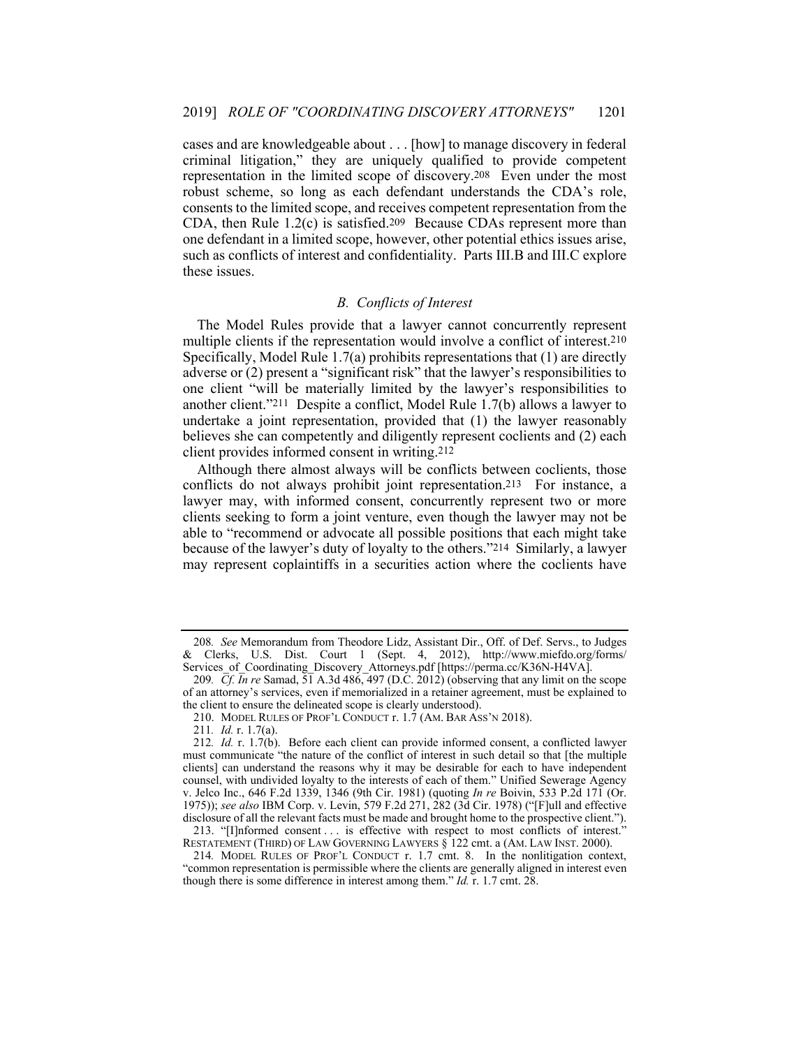cases and are knowledgeable about . . . [how] to manage discovery in federal criminal litigation," they are uniquely qualified to provide competent representation in the limited scope of discovery.[208] Even under the most robust scheme, so long as each defendant understands the CDA's role, consents to the limited scope, and receives competent representation from the CDA, then Rule 1.2(c) is satisfied.[209] Because CDAs represent more than one defendant in a limited scope, however, other potential ethics issues arise, such as conflicts of interest and confidentiality. Parts III.B and III.C explore these issues.

### *B. Conflicts of Interest*

The Model Rules provide that a lawyer cannot concurrently represent multiple clients if the representation would involve a conflict of interest.[210] Specifically, Model Rule 1.7(a) prohibits representations that (1) are directly adverse or (2) present a "significant risk" that the lawyer's responsibilities to one client "will be materially limited by the lawyer's responsibilities to another client."[211] Despite a conflict, Model Rule 1.7(b) allows a lawyer to undertake a joint representation, provided that (1) the lawyer reasonably believes she can competently and diligently represent coclients and (2) each client provides informed consent in writing.[212]

Although there almost always will be conflicts between coclients, those conflicts do not always prohibit joint representation.[213] For instance, a lawyer may, with informed consent, concurrently represent two or more clients seeking to form a joint venture, even though the lawyer may not be able to "recommend or advocate all possible positions that each might take because of the lawyer's duty of loyalty to the others."[214] Similarly, a lawyer may represent coplaintiffs in a securities action where the coclients have

---

208. *See* Memorandum from Theodore Lidz, Assistant Dir., Off. of Def. Servs., to Judges & Clerks, U.S. Dist. Court 1 (Sept. 4, 2012), http://www.miefdo.org/forms/Services_of_Coordinating_Discovery_Attorneys.pdf [https://perma.cc/K36N-H4VA].

209. *Cf. In re* Samad, 51 A.3d 486, 497 (D.C. 2012) (observing that any limit on the scope of an attorney's services, even if memorialized in a retainer agreement, must be explained to the client to ensure the delineated scope is clearly understood).

210. MODEL RULES OF PROF'L CONDUCT r. 1.7 (AM. BAR ASS'N 2018).

211. *Id.* r. 1.7(a).

212. *Id.* r. 1.7(b). Before each client can provide informed consent, a conflicted lawyer must communicate "the nature of the conflict of interest in such detail so that [the multiple clients] can understand the reasons why it may be desirable for each to have independent counsel, with undivided loyalty to the interests of each of them." Unified Sewerage Agency v. Jelco Inc., 646 F.2d 1339, 1346 (9th Cir. 1981) (quoting *In re* Boivin, 533 P.2d 171 (Or. 1975)); *see also* IBM Corp. v. Levin, 579 F.2d 271, 282 (3d Cir. 1978) ("[F]ull and effective disclosure of all the relevant facts must be made and brought home to the prospective client.").

213. "[I]nformed consent . . . is effective with respect to most conflicts of interest." RESTATEMENT (THIRD) OF LAW GOVERNING LAWYERS § 122 cmt. a (AM. LAW INST. 2000).

214. MODEL RULES OF PROF'L CONDUCT r. 1.7 cmt. 8. In the nonlitigation context, "common representation is permissible where the clients are generally aligned in interest even though there is some difference in interest among them." *Id.* r. 1.7 cmt. 28.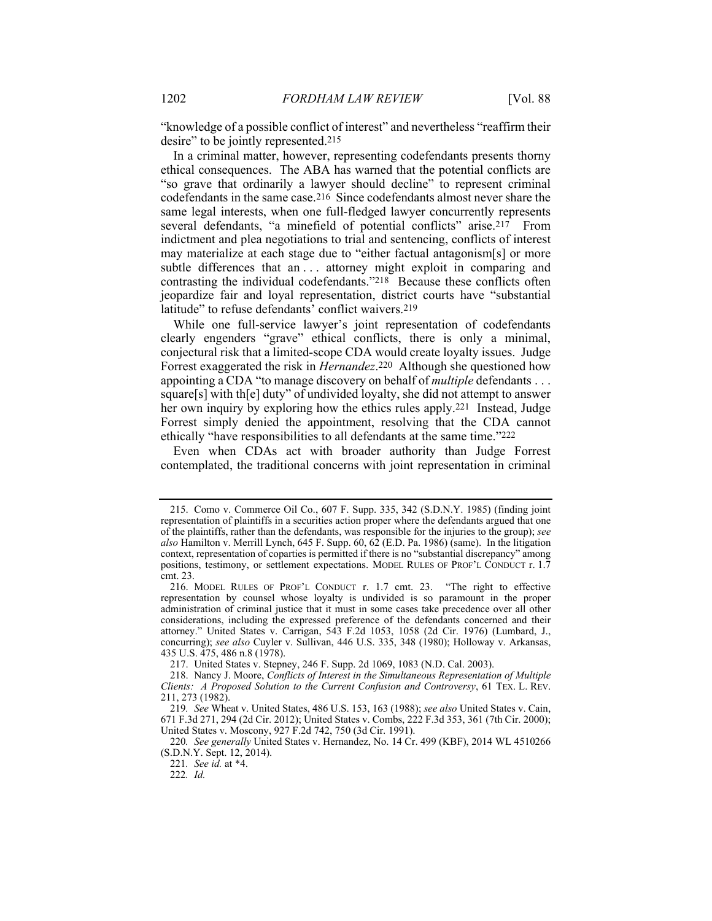"knowledge of a possible conflict of interest" and nevertheless "reaffirm their desire" to be jointly represented.[215]

In a criminal matter, however, representing codefendants presents thorny ethical consequences. The ABA has warned that the potential conflicts are "so grave that ordinarily a lawyer should decline" to represent criminal codefendants in the same case.[216] Since codefendants almost never share the same legal interests, when one full-fledged lawyer concurrently represents several defendants, "a minefield of potential conflicts" arise.[217] From indictment and plea negotiations to trial and sentencing, conflicts of interest may materialize at each stage due to "either factual antagonism[s] or more subtle differences that an . . . attorney might exploit in comparing and contrasting the individual codefendants."[218] Because these conflicts often jeopardize fair and loyal representation, district courts have "substantial latitude" to refuse defendants' conflict waivers.[219]

While one full-service lawyer's joint representation of codefendants clearly engenders "grave" ethical conflicts, there is only a minimal, conjectural risk that a limited-scope CDA would create loyalty issues. Judge Forrest exaggerated the risk in *Hernandez*.[220] Although she questioned how appointing a CDA "to manage discovery on behalf of *multiple* defendants . . . square[s] with th[e] duty" of undivided loyalty, she did not attempt to answer her own inquiry by exploring how the ethics rules apply.[221] Instead, Judge Forrest simply denied the appointment, resolving that the CDA cannot ethically "have responsibilities to all defendants at the same time."[222]

Even when CDAs act with broader authority than Judge Forrest contemplated, the traditional concerns with joint representation in criminal

---

215. Como v. Commerce Oil Co., 607 F. Supp. 335, 342 (S.D.N.Y. 1985) (finding joint representation of plaintiffs in a securities action proper where the defendants argued that one of the plaintiffs, rather than the defendants, was responsible for the injuries to the group); *see also* Hamilton v. Merrill Lynch, 645 F. Supp. 60, 62 (E.D. Pa. 1986) (same). In the litigation context, representation of coparties is permitted if there is no "substantial discrepancy" among positions, testimony, or settlement expectations. MODEL RULES OF PROF'L CONDUCT r. 1.7 cmt. 23.

216. MODEL RULES OF PROF'L CONDUCT r. 1.7 cmt. 23. "The right to effective representation by counsel whose loyalty is undivided is so paramount in the proper administration of criminal justice that it must in some cases take precedence over all other considerations, including the expressed preference of the defendants concerned and their attorney." United States v. Carrigan, 543 F.2d 1053, 1058 (2d Cir. 1976) (Lumbard, J., concurring); *see also* Cuyler v. Sullivan, 446 U.S. 335, 348 (1980); Holloway v. Arkansas, 435 U.S. 475, 486 n.8 (1978).

217. United States v. Stepney, 246 F. Supp. 2d 1069, 1083 (N.D. Cal. 2003).

218. Nancy J. Moore, *Conflicts of Interest in the Simultaneous Representation of Multiple Clients: A Proposed Solution to the Current Confusion and Controversy*, 61 TEX. L. REV. 211, 273 (1982).

219. *See* Wheat v. United States, 486 U.S. 153, 163 (1988); *see also* United States v. Cain, 671 F.3d 271, 294 (2d Cir. 2012); United States v. Combs, 222 F.3d 353, 361 (7th Cir. 2000); United States v. Moscony, 927 F.2d 742, 750 (3d Cir. 1991).

220. *See generally* United States v. Hernandez, No. 14 Cr. 499 (KBF), 2014 WL 4510266 (S.D.N.Y. Sept. 12, 2014).

221. *See id.* at *4.

222. *Id.*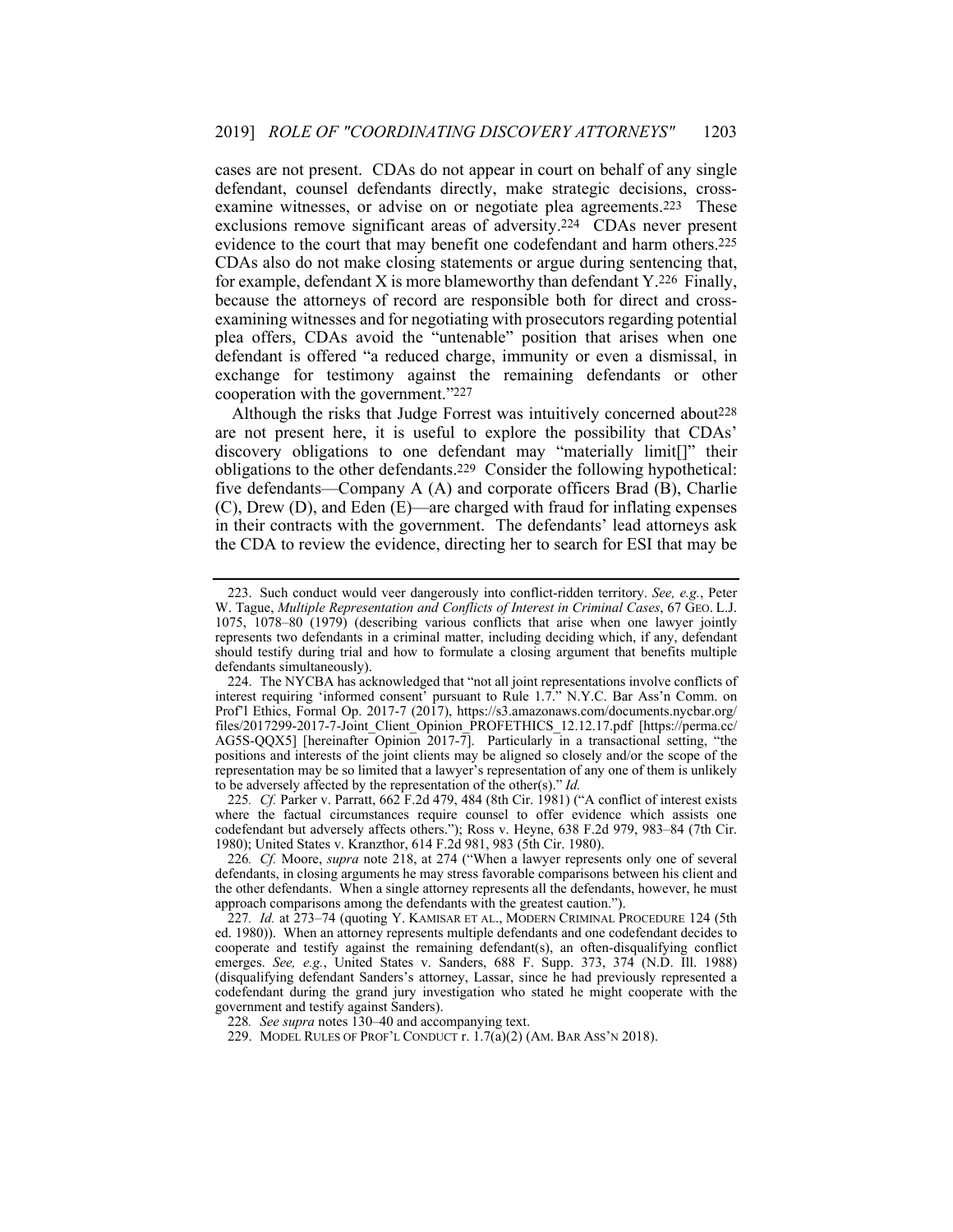cases are not present. CDAs do not appear in court on behalf of any single defendant, counsel defendants directly, make strategic decisions, cross-examine witnesses, or advise on or negotiate plea agreements.[223] These exclusions remove significant areas of adversity.[224] CDAs never present evidence to the court that may benefit one codefendant and harm others.[225] CDAs also do not make closing statements or argue during sentencing that, for example, defendant X is more blameworthy than defendant Y.[226] Finally, because the attorneys of record are responsible both for direct and cross-examining witnesses and for negotiating with prosecutors regarding potential plea offers, CDAs avoid the "untenable" position that arises when one defendant is offered "a reduced charge, immunity or even a dismissal, in exchange for testimony against the remaining defendants or other cooperation with the government."[227]

Although the risks that Judge Forrest was intuitively concerned about[228] are not present here, it is useful to explore the possibility that CDAs' discovery obligations to one defendant may "materially limit[]" their obligations to the other defendants.[229] Consider the following hypothetical: five defendants—Company A (A) and corporate officers Brad (B), Charlie (C), Drew (D), and Eden (E)—are charged with fraud for inflating expenses in their contracts with the government. The defendants' lead attorneys ask the CDA to review the evidence, directing her to search for ESI that may be

---

223. Such conduct would veer dangerously into conflict-ridden territory. *See, e.g.*, Peter W. Tague, *Multiple Representation and Conflicts of Interest in Criminal Cases*, 67 GEO. L.J. 1075, 1078–80 (1979) (describing various conflicts that arise when one lawyer jointly represents two defendants in a criminal matter, including deciding which, if any, defendant should testify during trial and how to formulate a closing argument that benefits multiple defendants simultaneously).

224. The NYCBA has acknowledged that "not all joint representations involve conflicts of interest requiring 'informed consent' pursuant to Rule 1.7." N.Y.C. Bar Ass'n Comm. on Prof'l Ethics, Formal Op. 2017-7 (2017), https://s3.amazonaws.com/documents.nycbar.org/files/2017299-2017-7-Joint_Client_Opinion_PROFETHICS_12.12.17.pdf [https://perma.cc/AG5S-QQX5] [hereinafter Opinion 2017-7]. Particularly in a transactional setting, "the positions and interests of the joint clients may be aligned so closely and/or the scope of the representation may be so limited that a lawyer's representation of any one of them is unlikely to be adversely affected by the representation of the other(s)." *Id.*

225. *Cf.* Parker v. Parratt, 662 F.2d 479, 484 (8th Cir. 1981) ("A conflict of interest exists where the factual circumstances require counsel to offer evidence which assists one codefendant but adversely affects others."); Ross v. Heyne, 638 F.2d 979, 983–84 (7th Cir. 1980); United States v. Kranzthor, 614 F.2d 981, 983 (5th Cir. 1980).

226. *Cf.* Moore, *supra* note 218, at 274 ("When a lawyer represents only one of several defendants, in closing arguments he may stress favorable comparisons between his client and the other defendants. When a single attorney represents all the defendants, however, he must approach comparisons among the defendants with the greatest caution.").

227. *Id.* at 273–74 (quoting Y. KAMISAR ET AL., MODERN CRIMINAL PROCEDURE 124 (5th ed. 1980)). When an attorney represents multiple defendants and one codefendant decides to cooperate and testify against the remaining defendant(s), an often-disqualifying conflict emerges. *See, e.g.*, United States v. Sanders, 688 F. Supp. 373, 374 (N.D. Ill. 1988) (disqualifying defendant Sanders's attorney, Lassar, since he had previously represented a codefendant during the grand jury investigation who stated he might cooperate with the government and testify against Sanders).

228. *See supra* notes 130–40 and accompanying text.

229. MODEL RULES OF PROF'L CONDUCT r. 1.7(a)(2) (AM. BAR ASS'N 2018).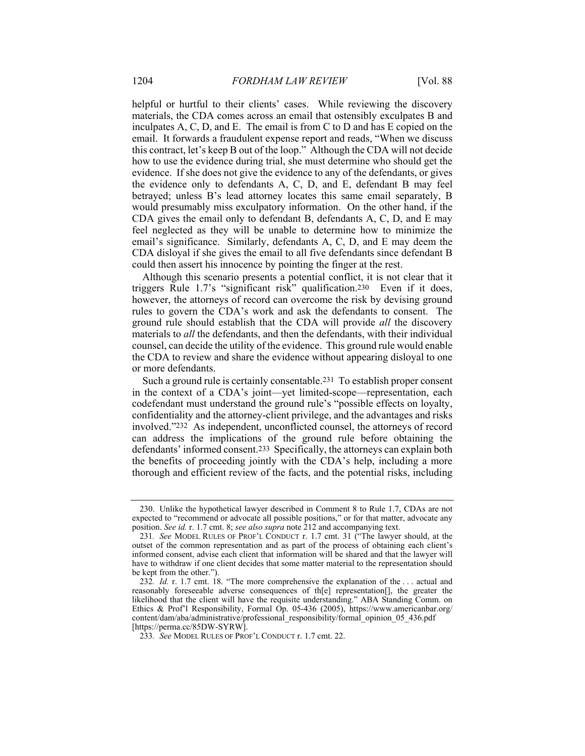helpful or hurtful to their clients' cases. While reviewing the discovery materials, the CDA comes across an email that ostensibly exculpates B and inculpates A, C, D, and E. The email is from C to D and has E copied on the email. It forwards a fraudulent expense report and reads, "When we discuss this contract, let's keep B out of the loop." Although the CDA will not decide how to use the evidence during trial, she must determine who should get the evidence. If she does not give the evidence to any of the defendants, or gives the evidence only to defendants A, C, D, and E, defendant B may feel betrayed; unless B's lead attorney locates this same email separately, B would presumably miss exculpatory information. On the other hand, if the CDA gives the email only to defendant B, defendants A, C, D, and E may feel neglected as they will be unable to determine how to minimize the email's significance. Similarly, defendants A, C, D, and E may deem the CDA disloyal if she gives the email to all five defendants since defendant B could then assert his innocence by pointing the finger at the rest.

Although this scenario presents a potential conflict, it is not clear that it triggers Rule 1.7's "significant risk" qualification.[230] Even if it does, however, the attorneys of record can overcome the risk by devising ground rules to govern the CDA's work and ask the defendants to consent. The ground rule should establish that the CDA will provide *all* the discovery materials to *all* the defendants, and then the defendants, with their individual counsel, can decide the utility of the evidence. This ground rule would enable the CDA to review and share the evidence without appearing disloyal to one or more defendants.

Such a ground rule is certainly consentable.[231] To establish proper consent in the context of a CDA's joint—yet limited-scope—representation, each codefendant must understand the ground rule's "possible effects on loyalty, confidentiality and the attorney-client privilege, and the advantages and risks involved."[232] As independent, unconflicted counsel, the attorneys of record can address the implications of the ground rule before obtaining the defendants' informed consent.[233] Specifically, the attorneys can explain both the benefits of proceeding jointly with the CDA's help, including a more thorough and efficient review of the facts, and the potential risks, including

---

230. Unlike the hypothetical lawyer described in Comment 8 to Rule 1.7, CDAs are not expected to "recommend or advocate all possible positions," or for that matter, advocate any position. *See id.* r. 1.7 cmt. 8; *see also supra* note 212 and accompanying text.

231. *See* MODEL RULES OF PROF'L CONDUCT r. 1.7 cmt. 31 ("The lawyer should, at the outset of the common representation and as part of the process of obtaining each client's informed consent, advise each client that information will be shared and that the lawyer will have to withdraw if one client decides that some matter material to the representation should be kept from the other.").

232. *Id.* r. 1.7 cmt. 18. "The more comprehensive the explanation of the . . . actual and reasonably foreseeable adverse consequences of th[e] representation[], the greater the likelihood that the client will have the requisite understanding." ABA Standing Comm. on Ethics & Prof'l Responsibility, Formal Op. 05-436 (2005), https://www.americanbar.org/content/dam/aba/administrative/professional_responsibility/formal_opinion_05_436.pdf [https://perma.cc/85DW-SYRW].

233. *See* MODEL RULES OF PROF'L CONDUCT r. 1.7 cmt. 22.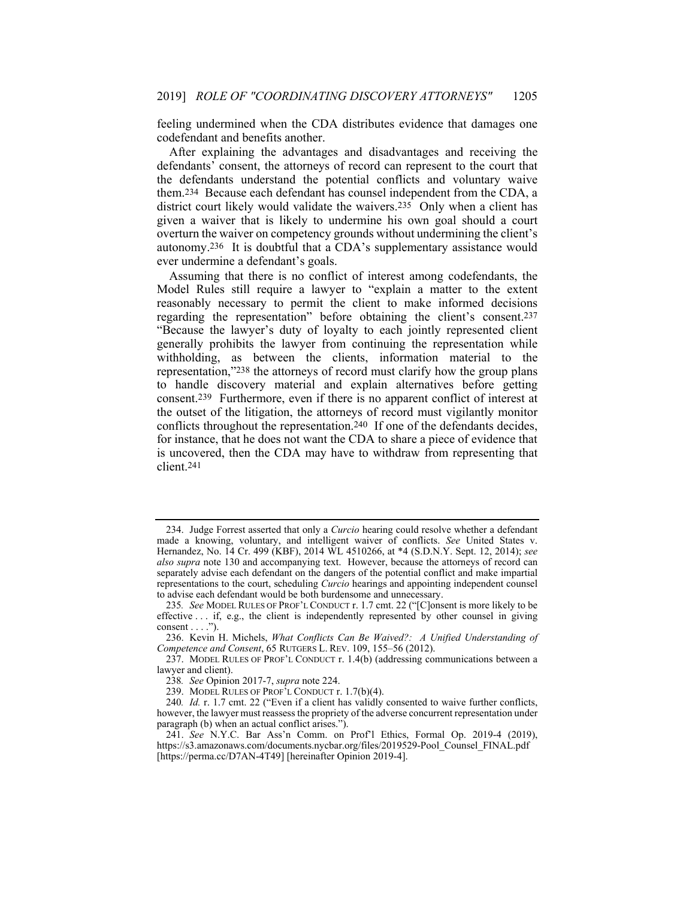feeling undermined when the CDA distributes evidence that damages one codefendant and benefits another.

After explaining the advantages and disadvantages and receiving the defendants' consent, the attorneys of record can represent to the court that the defendants understand the potential conflicts and voluntary waive them.[234] Because each defendant has counsel independent from the CDA, a district court likely would validate the waivers.[235] Only when a client has given a waiver that is likely to undermine his own goal should a court overturn the waiver on competency grounds without undermining the client's autonomy.[236] It is doubtful that a CDA's supplementary assistance would ever undermine a defendant's goals.

Assuming that there is no conflict of interest among codefendants, the Model Rules still require a lawyer to "explain a matter to the extent reasonably necessary to permit the client to make informed decisions regarding the representation" before obtaining the client's consent.[237] "Because the lawyer's duty of loyalty to each jointly represented client generally prohibits the lawyer from continuing the representation while withholding, as between the clients, information material to the representation,"[238] the attorneys of record must clarify how the group plans to handle discovery material and explain alternatives before getting consent.[239] Furthermore, even if there is no apparent conflict of interest at the outset of the litigation, the attorneys of record must vigilantly monitor conflicts throughout the representation.[240] If one of the defendants decides, for instance, that he does not want the CDA to share a piece of evidence that is uncovered, then the CDA may have to withdraw from representing that client.[241]

---

234. Judge Forrest asserted that only a *Curcio* hearing could resolve whether a defendant made a knowing, voluntary, and intelligent waiver of conflicts. *See* United States v. Hernandez, No. 14 Cr. 499 (KBF), 2014 WL 4510266, at *4 (S.D.N.Y. Sept. 12, 2014); *see also supra* note 130 and accompanying text. However, because the attorneys of record can separately advise each defendant on the dangers of the potential conflict and make impartial representations to the court, scheduling *Curcio* hearings and appointing independent counsel to advise each defendant would be both burdensome and unnecessary.

235. *See* MODEL RULES OF PROF'L CONDUCT r. 1.7 cmt. 22 ("[C]onsent is more likely to be effective . . . if, e.g., the client is independently represented by other counsel in giving consent . . . .").

236. Kevin H. Michels, *What Conflicts Can Be Waived?: A Unified Understanding of Competence and Consent*, 65 RUTGERS L. REV. 109, 155–56 (2012).

237. MODEL RULES OF PROF'L CONDUCT r. 1.4(b) (addressing communications between a lawyer and client).

238. *See* Opinion 2017-7, *supra* note 224.

239. MODEL RULES OF PROF'L CONDUCT r. 1.7(b)(4).

240. *Id.* r. 1.7 cmt. 22 ("Even if a client has validly consented to waive further conflicts, however, the lawyer must reassess the propriety of the adverse concurrent representation under paragraph (b) when an actual conflict arises.").

241. *See* N.Y.C. Bar Ass'n Comm. on Prof'l Ethics, Formal Op. 2019-4 (2019), https://s3.amazonaws.com/documents.nycbar.org/files/2019529-Pool_Counsel_FINAL.pdf [https://perma.cc/D7AN-4T49] [hereinafter Opinion 2019-4].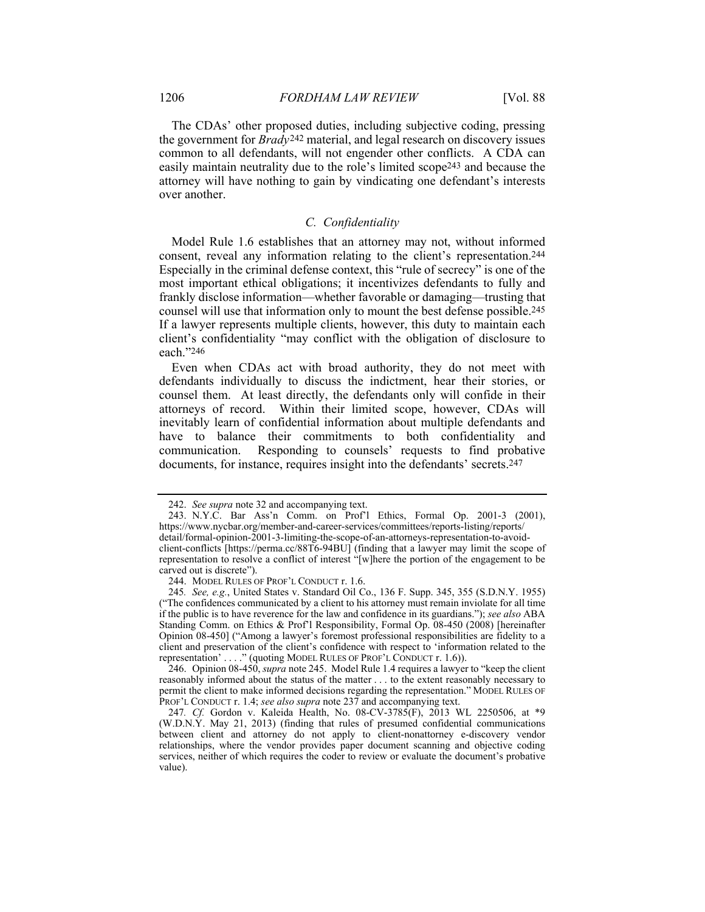The CDAs' other proposed duties, including subjective coding, pressing the government for *Brady*[242] material, and legal research on discovery issues common to all defendants, will not engender other conflicts. A CDA can easily maintain neutrality due to the role's limited scope[243] and because the attorney will have nothing to gain by vindicating one defendant's interests over another.

### *C. Confidentiality*

Model Rule 1.6 establishes that an attorney may not, without informed consent, reveal any information relating to the client's representation.[244] Especially in the criminal defense context, this "rule of secrecy" is one of the most important ethical obligations; it incentivizes defendants to fully and frankly disclose information—whether favorable or damaging—trusting that counsel will use that information only to mount the best defense possible.[245] If a lawyer represents multiple clients, however, this duty to maintain each client's confidentiality "may conflict with the obligation of disclosure to each."[246]

Even when CDAs act with broad authority, they do not meet with defendants individually to discuss the indictment, hear their stories, or counsel them. At least directly, the defendants only will confide in their attorneys of record. Within their limited scope, however, CDAs will inevitably learn of confidential information about multiple defendants and have to balance their commitments to both confidentiality and communication. Responding to counsels' requests to find probative documents, for instance, requires insight into the defendants' secrets.[247]

---

242. *See supra* note 32 and accompanying text.

243. N.Y.C. Bar Ass'n Comm. on Prof'l Ethics, Formal Op. 2001-3 (2001), https://www.nycbar.org/member-and-career-services/committees/reports-listing/reports/detail/formal-opinion-2001-3-limiting-the-scope-of-an-attorneys-representation-to-avoid-client-conflicts [https://perma.cc/88T6-94BU] (finding that a lawyer may limit the scope of representation to resolve a conflict of interest "[w]here the portion of the engagement to be carved out is discrete").

244. MODEL RULES OF PROF'L CONDUCT r. 1.6.

245. *See, e.g.*, United States v. Standard Oil Co., 136 F. Supp. 345, 355 (S.D.N.Y. 1955) ("The confidences communicated by a client to his attorney must remain inviolate for all time if the public is to have reverence for the law and confidence in its guardians."); *see also* ABA Standing Comm. on Ethics & Prof'l Responsibility, Formal Op. 08-450 (2008) [hereinafter Opinion 08-450] ("Among a lawyer's foremost professional responsibilities are fidelity to a client and preservation of the client's confidence with respect to 'information related to the representation' . . . ." (quoting MODEL RULES OF PROF'L CONDUCT r. 1.6)).

246. Opinion 08-450, *supra* note 245. Model Rule 1.4 requires a lawyer to "keep the client reasonably informed about the status of the matter . . . to the extent reasonably necessary to permit the client to make informed decisions regarding the representation." MODEL RULES OF PROF'L CONDUCT r. 1.4; *see also supra* note 237 and accompanying text.

247. *Cf.* Gordon v. Kaleida Health, No. 08-CV-3785(F), 2013 WL 2250506, at *9 (W.D.N.Y. May 21, 2013) (finding that rules of presumed confidential communications between client and attorney do not apply to client-nonattorney e-discovery vendor relationships, where the vendor provides paper document scanning and objective coding services, neither of which requires the coder to review or evaluate the document's probative value).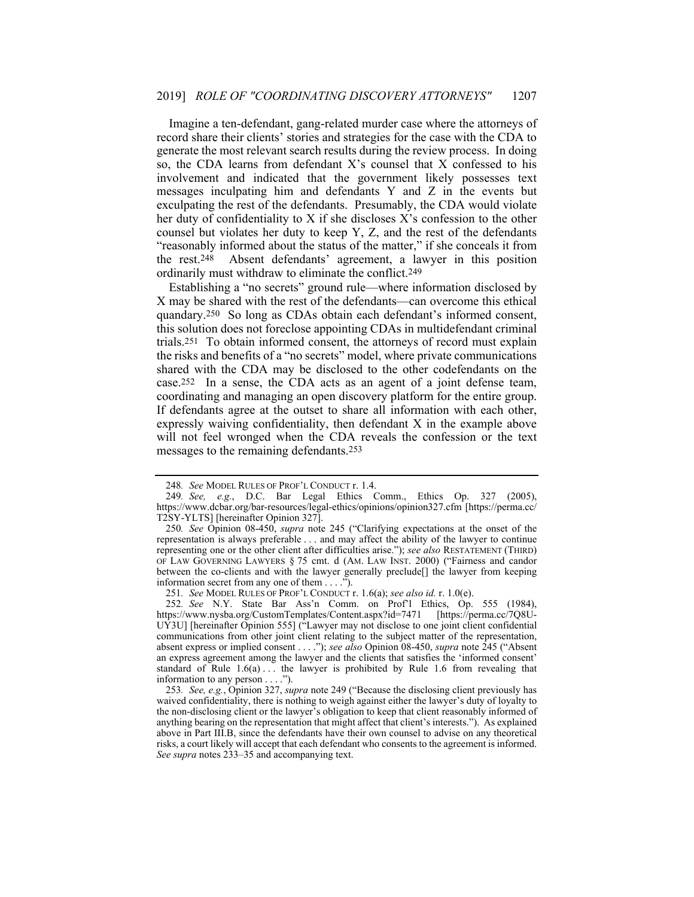Imagine a ten-defendant, gang-related murder case where the attorneys of record share their clients' stories and strategies for the case with the CDA to generate the most relevant search results during the review process. In doing so, the CDA learns from defendant X's counsel that X confessed to his involvement and indicated that the government likely possesses text messages inculpating him and defendants Y and Z in the events but exculpating the rest of the defendants. Presumably, the CDA would violate her duty of confidentiality to X if she discloses X's confession to the other counsel but violates her duty to keep Y, Z, and the rest of the defendants "reasonably informed about the status of the matter," if she conceals it from the rest.[248] Absent defendants' agreement, a lawyer in this position ordinarily must withdraw to eliminate the conflict.[249]

Establishing a "no secrets" ground rule—where information disclosed by X may be shared with the rest of the defendants—can overcome this ethical quandary.[250] So long as CDAs obtain each defendant's informed consent, this solution does not foreclose appointing CDAs in multidefendant criminal trials.[251] To obtain informed consent, the attorneys of record must explain the risks and benefits of a "no secrets" model, where private communications shared with the CDA may be disclosed to the other codefendants on the case.[252] In a sense, the CDA acts as an agent of a joint defense team, coordinating and managing an open discovery platform for the entire group. If defendants agree at the outset to share all information with each other, expressly waiving confidentiality, then defendant X in the example above will not feel wronged when the CDA reveals the confession or the text messages to the remaining defendants.[253]

---

248. *See* MODEL RULES OF PROF'L CONDUCT r. 1.4.

249. *See, e.g.*, D.C. Bar Legal Ethics Comm., Ethics Op. 327 (2005), https://www.dcbar.org/bar-resources/legal-ethics/opinions/opinion327.cfm [https://perma.cc/T2SY-YLTS] [hereinafter Opinion 327].

250. *See* Opinion 08-450, *supra* note 245 ("Clarifying expectations at the onset of the representation is always preferable . . . and may affect the ability of the lawyer to continue representing one or the other client after difficulties arise."); *see also* RESTATEMENT (THIRD) OF LAW GOVERNING LAWYERS § 75 cmt. d (AM. LAW INST. 2000) ("Fairness and candor between the co-clients and with the lawyer generally preclude[] the lawyer from keeping information secret from any one of them . . . .").

251. *See* MODEL RULES OF PROF'L CONDUCT r. 1.6(a); *see also id.* r. 1.0(e).

252. *See* N.Y. State Bar Ass'n Comm. on Prof'l Ethics, Op. 555 (1984), https://www.nysba.org/CustomTemplates/Content.aspx?id=7471 [https://perma.cc/7Q8U-UY3U] [hereinafter Opinion 555] ("Lawyer may not disclose to one joint client confidential communications from other joint client relating to the subject matter of the representation, absent express or implied consent . . . ."); *see also* Opinion 08-450, *supra* note 245 ("Absent an express agreement among the lawyer and the clients that satisfies the 'informed consent' standard of Rule 1.6(a) . . . the lawyer is prohibited by Rule 1.6 from revealing that information to any person . . . .").

253. *See, e.g.*, Opinion 327, *supra* note 249 ("Because the disclosing client previously has waived confidentiality, there is nothing to weigh against either the lawyer's duty of loyalty to the non-disclosing client or the lawyer's obligation to keep that client reasonably informed of anything bearing on the representation that might affect that client's interests."). As explained above in Part III.B, since the defendants have their own counsel to advise on any theoretical risks, a court likely will accept that each defendant who consents to the agreement is informed. *See supra* notes 233–35 and accompanying text.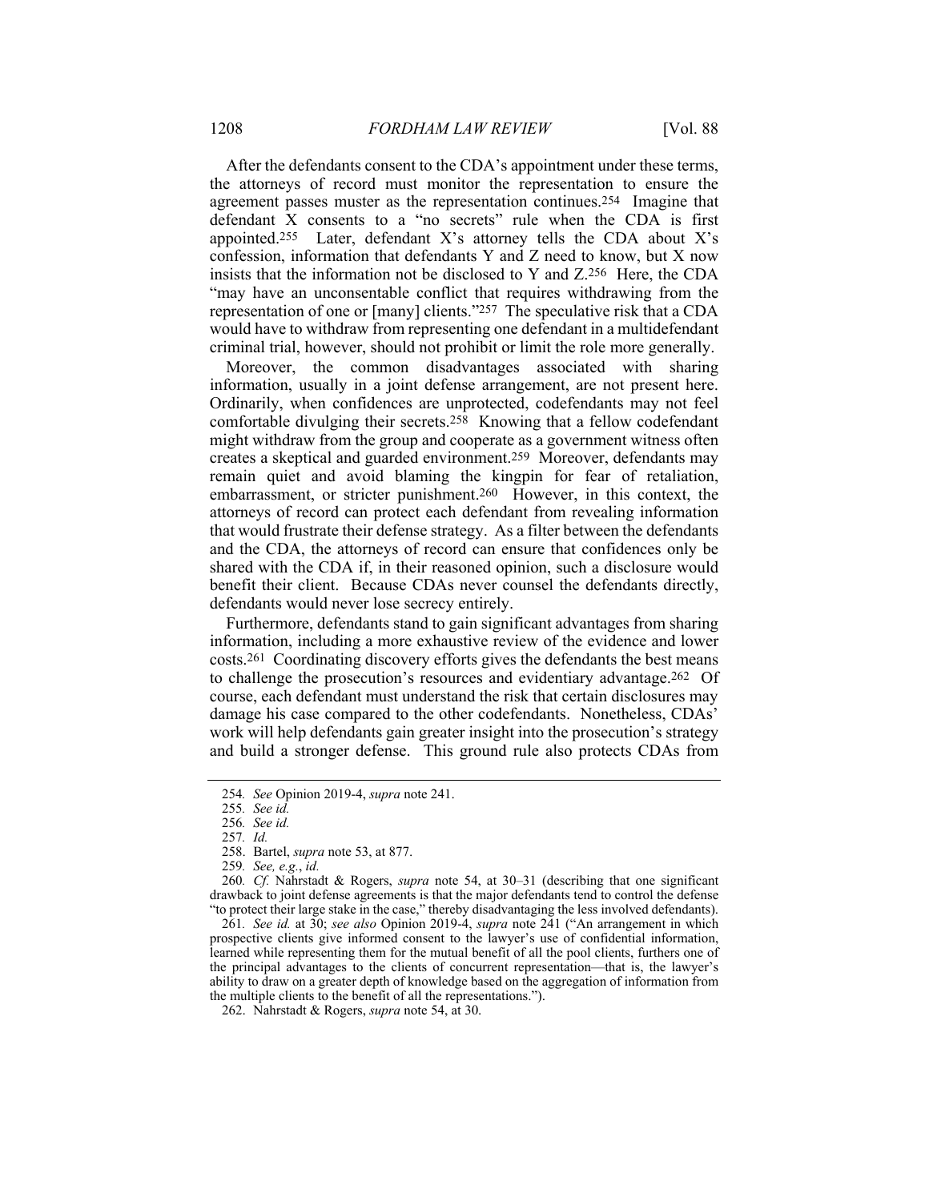After the defendants consent to the CDA's appointment under these terms, the attorneys of record must monitor the representation to ensure the agreement passes muster as the representation continues.[254] Imagine that defendant X consents to a "no secrets" rule when the CDA is first appointed.[255] Later, defendant X's attorney tells the CDA about X's confession, information that defendants Y and Z need to know, but X now insists that the information not be disclosed to Y and Z.[256] Here, the CDA "may have an unconsentable conflict that requires withdrawing from the representation of one or [many] clients."[257] The speculative risk that a CDA would have to withdraw from representing one defendant in a multidefendant criminal trial, however, should not prohibit or limit the role more generally.

Moreover, the common disadvantages associated with sharing information, usually in a joint defense arrangement, are not present here. Ordinarily, when confidences are unprotected, codefendants may not feel comfortable divulging their secrets.[258] Knowing that a fellow codefendant might withdraw from the group and cooperate as a government witness often creates a skeptical and guarded environment.[259] Moreover, defendants may remain quiet and avoid blaming the kingpin for fear of retaliation, embarrassment, or stricter punishment.[260] However, in this context, the attorneys of record can protect each defendant from revealing information that would frustrate their defense strategy. As a filter between the defendants and the CDA, the attorneys of record can ensure that confidences only be shared with the CDA if, in their reasoned opinion, such a disclosure would benefit their client. Because CDAs never counsel the defendants directly, defendants would never lose secrecy entirely.

Furthermore, defendants stand to gain significant advantages from sharing information, including a more exhaustive review of the evidence and lower costs.[261] Coordinating discovery efforts gives the defendants the best means to challenge the prosecution's resources and evidentiary advantage.[262] Of course, each defendant must understand the risk that certain disclosures may damage his case compared to the other codefendants. Nonetheless, CDAs' work will help defendants gain greater insight into the prosecution's strategy and build a stronger defense. This ground rule also protects CDAs from

---

254. *See* Opinion 2019-4, *supra* note 241.

255. *See id.*

256. *See id.*

257. *Id.*

258. Bartel, *supra* note 53, at 877.

259. *See, e.g.*, *id.*

260. *Cf.* Nahrstadt & Rogers, *supra* note 54, at 30–31 (describing that one significant drawback to joint defense agreements is that the major defendants tend to control the defense "to protect their large stake in the case," thereby disadvantaging the less involved defendants).

261. *See id.* at 30; *see also* Opinion 2019-4, *supra* note 241 ("An arrangement in which prospective clients give informed consent to the lawyer's use of confidential information, learned while representing them for the mutual benefit of all the pool clients, furthers one of the principal advantages to the clients of concurrent representation—that is, the lawyer's ability to draw on a greater depth of knowledge based on the aggregation of information from the multiple clients to the benefit of all the representations.").

262. Nahrstadt & Rogers, *supra* note 54, at 30.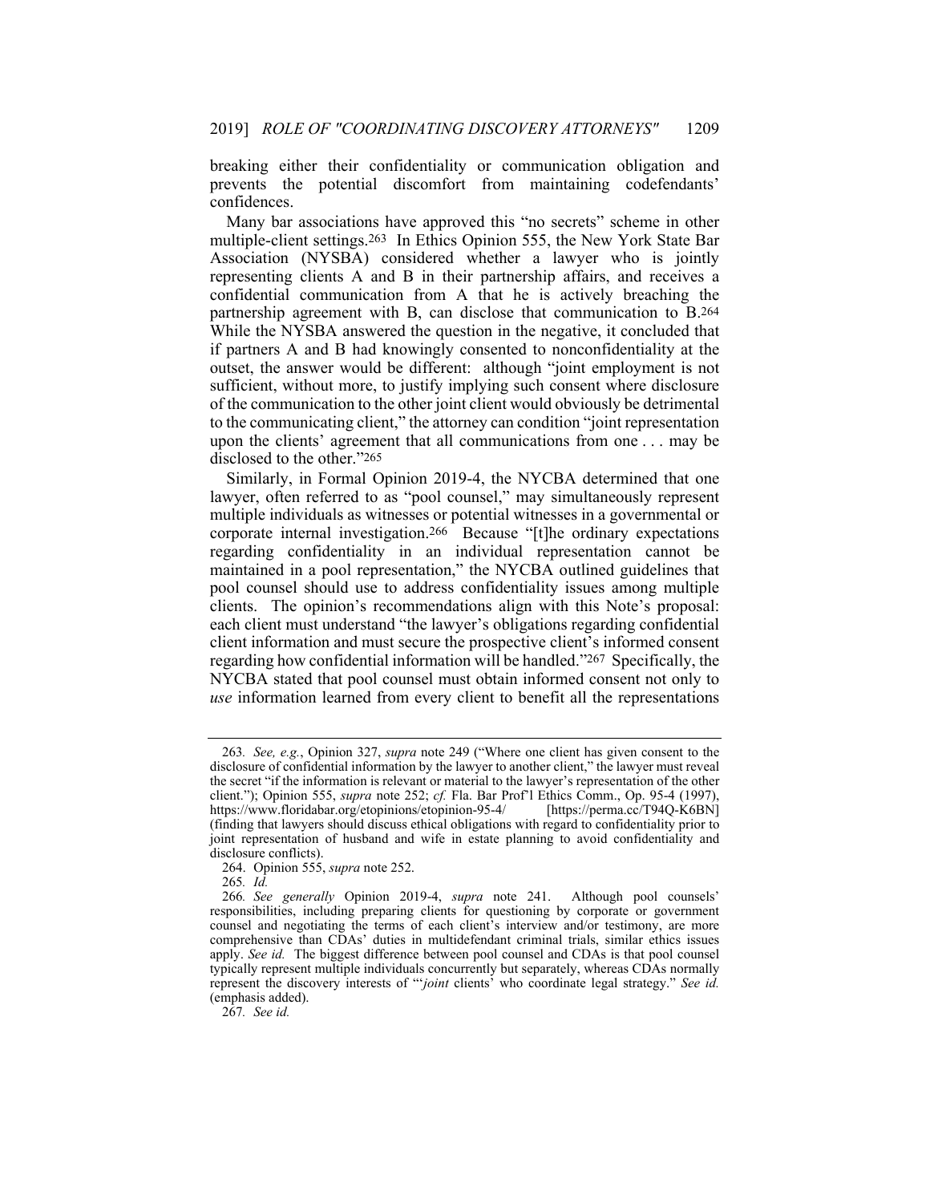breaking either their confidentiality or communication obligation and prevents the potential discomfort from maintaining codefendants' confidences.

Many bar associations have approved this "no secrets" scheme in other multiple-client settings.[263] In Ethics Opinion 555, the New York State Bar Association (NYSBA) considered whether a lawyer who is jointly representing clients A and B in their partnership affairs, and receives a confidential communication from A that he is actively breaching the partnership agreement with B, can disclose that communication to B.[264] While the NYSBA answered the question in the negative, it concluded that if partners A and B had knowingly consented to nonconfidentiality at the outset, the answer would be different: although "joint employment is not sufficient, without more, to justify implying such consent where disclosure of the communication to the other joint client would obviously be detrimental to the communicating client," the attorney can condition "joint representation upon the clients' agreement that all communications from one . . . may be disclosed to the other."[265]

Similarly, in Formal Opinion 2019-4, the NYCBA determined that one lawyer, often referred to as "pool counsel," may simultaneously represent multiple individuals as witnesses or potential witnesses in a governmental or corporate internal investigation.[266] Because "[t]he ordinary expectations regarding confidentiality in an individual representation cannot be maintained in a pool representation," the NYCBA outlined guidelines that pool counsel should use to address confidentiality issues among multiple clients. The opinion's recommendations align with this Note's proposal: each client must understand "the lawyer's obligations regarding confidential client information and must secure the prospective client's informed consent regarding how confidential information will be handled."[267] Specifically, the NYCBA stated that pool counsel must obtain informed consent not only to *use* information learned from every client to benefit all the representations

---

263. *See, e.g.*, Opinion 327, *supra* note 249 ("Where one client has given consent to the disclosure of confidential information by the lawyer to another client," the lawyer must reveal the secret "if the information is relevant or material to the lawyer's representation of the other client."); Opinion 555, *supra* note 252; *cf.* Fla. Bar Prof'l Ethics Comm., Op. 95-4 (1997), https://www.floridabar.org/etopinions/etopinion-95-4/ [https://perma.cc/T94Q-K6BN] (finding that lawyers should discuss ethical obligations with regard to confidentiality prior to joint representation of husband and wife in estate planning to avoid confidentiality and disclosure conflicts).

264. Opinion 555, *supra* note 252.

265. *Id.*

266. *See generally* Opinion 2019-4, *supra* note 241. Although pool counsels' responsibilities, including preparing clients for questioning by corporate or government counsel and negotiating the terms of each client's interview and/or testimony, are more comprehensive than CDAs' duties in multidefendant criminal trials, similar ethics issues apply. *See id.* The biggest difference between pool counsel and CDAs is that pool counsel typically represent multiple individuals concurrently but separately, whereas CDAs normally represent the discovery interests of "'*joint* clients' who coordinate legal strategy." *See id.* (emphasis added).

267. *See id.*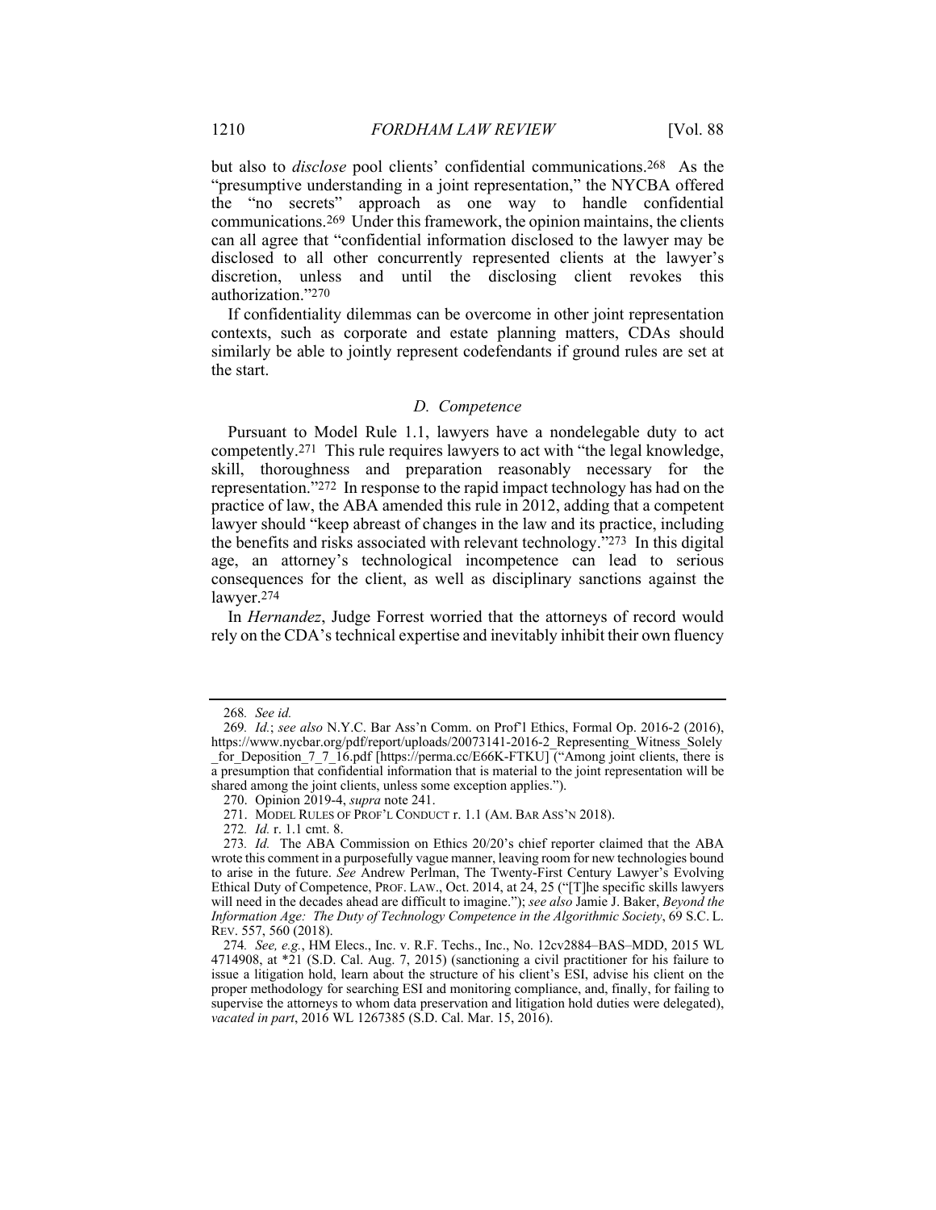but also to *disclose* pool clients' confidential communications.[268] As the "presumptive understanding in a joint representation," the NYCBA offered the "no secrets" approach as one way to handle confidential communications.[269] Under this framework, the opinion maintains, the clients can all agree that "confidential information disclosed to the lawyer may be disclosed to all other concurrently represented clients at the lawyer's discretion, unless and until the disclosing client revokes this authorization."[270]

If confidentiality dilemmas can be overcome in other joint representation contexts, such as corporate and estate planning matters, CDAs should similarly be able to jointly represent codefendants if ground rules are set at the start.

### *D. Competence*

Pursuant to Model Rule 1.1, lawyers have a nondelegable duty to act competently.[271] This rule requires lawyers to act with "the legal knowledge, skill, thoroughness and preparation reasonably necessary for the representation."[272] In response to the rapid impact technology has had on the practice of law, the ABA amended this rule in 2012, adding that a competent lawyer should "keep abreast of changes in the law and its practice, including the benefits and risks associated with relevant technology."[273] In this digital age, an attorney's technological incompetence can lead to serious consequences for the client, as well as disciplinary sanctions against the lawyer.[274]

In *Hernandez*, Judge Forrest worried that the attorneys of record would rely on the CDA's technical expertise and inevitably inhibit their own fluency

---

268. *See id.*

269. *Id.*; *see also* N.Y.C. Bar Ass'n Comm. on Prof'l Ethics, Formal Op. 2016-2 (2016), https://www.nycbar.org/pdf/report/uploads/20073141-2016-2_Representing_Witness_Solely_for_Deposition_7_7_16.pdf [https://perma.cc/E66K-FTKU] ("Among joint clients, there is a presumption that confidential information that is material to the joint representation will be shared among the joint clients, unless some exception applies.").

270. Opinion 2019-4, *supra* note 241.

271. MODEL RULES OF PROF'L CONDUCT r. 1.1 (AM. BAR ASS'N 2018).

272. *Id.* r. 1.1 cmt. 8.

273. *Id.* The ABA Commission on Ethics 20/20's chief reporter claimed that the ABA wrote this comment in a purposefully vague manner, leaving room for new technologies bound to arise in the future. *See* Andrew Perlman, The Twenty-First Century Lawyer's Evolving Ethical Duty of Competence, PROF. LAW., Oct. 2014, at 24, 25 ("[T]he specific skills lawyers will need in the decades ahead are difficult to imagine."); *see also* Jamie J. Baker, *Beyond the Information Age: The Duty of Technology Competence in the Algorithmic Society*, 69 S.C. L. REV. 557, 560 (2018).

274. *See, e.g.*, HM Elecs., Inc. v. R.F. Techs., Inc., No. 12cv2884–BAS–MDD, 2015 WL 4714908, at *21 (S.D. Cal. Aug. 7, 2015) (sanctioning a civil practitioner for his failure to issue a litigation hold, learn about the structure of his client's ESI, advise his client on the proper methodology for searching ESI and monitoring compliance, and, finally, for failing to supervise the attorneys to whom data preservation and litigation hold duties were delegated), *vacated in part*, 2016 WL 1267385 (S.D. Cal. Mar. 15, 2016).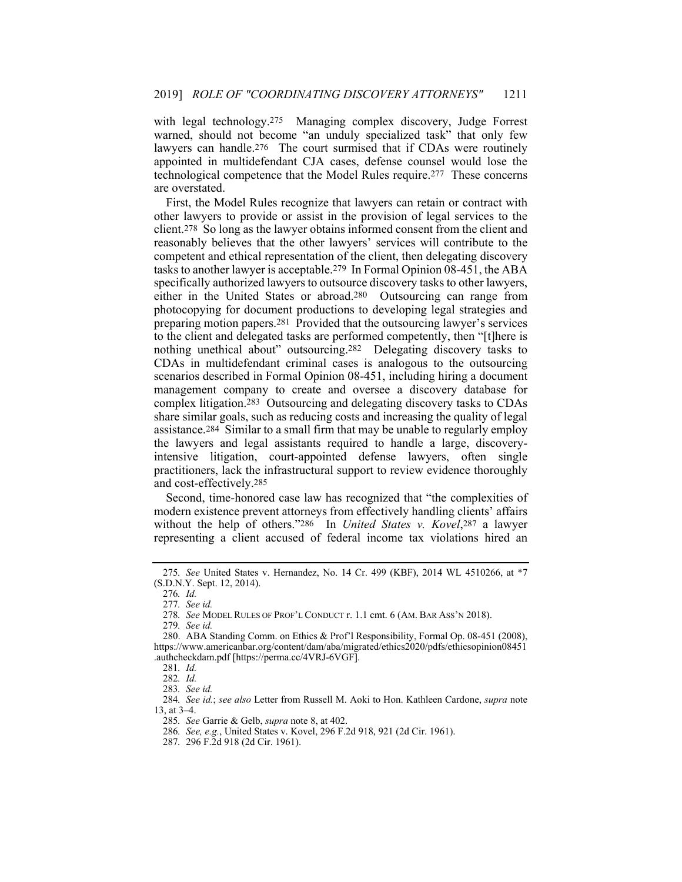with legal technology.[275] Managing complex discovery, Judge Forrest warned, should not become "an unduly specialized task" that only few lawyers can handle.[276] The court surmised that if CDAs were routinely appointed in multidefendant CJA cases, defense counsel would lose the technological competence that the Model Rules require.[277] These concerns are overstated.

First, the Model Rules recognize that lawyers can retain or contract with other lawyers to provide or assist in the provision of legal services to the client.[278] So long as the lawyer obtains informed consent from the client and reasonably believes that the other lawyers' services will contribute to the competent and ethical representation of the client, then delegating discovery tasks to another lawyer is acceptable.[279] In Formal Opinion 08-451, the ABA specifically authorized lawyers to outsource discovery tasks to other lawyers, either in the United States or abroad.[280] Outsourcing can range from photocopying for document productions to developing legal strategies and preparing motion papers.[281] Provided that the outsourcing lawyer's services to the client and delegated tasks are performed competently, then "[t]here is nothing unethical about" outsourcing.[282] Delegating discovery tasks to CDAs in multidefendant criminal cases is analogous to the outsourcing scenarios described in Formal Opinion 08-451, including hiring a document management company to create and oversee a discovery database for complex litigation.[283] Outsourcing and delegating discovery tasks to CDAs share similar goals, such as reducing costs and increasing the quality of legal assistance.[284] Similar to a small firm that may be unable to regularly employ the lawyers and legal assistants required to handle a large, discovery-intensive litigation, court-appointed defense lawyers, often single practitioners, lack the infrastructural support to review evidence thoroughly and cost-effectively.[285]

Second, time-honored case law has recognized that "the complexities of modern existence prevent attorneys from effectively handling clients' affairs without the help of others."[286] In *United States v. Kovel*,[287] a lawyer representing a client accused of federal income tax violations hired an

---

275. *See* United States v. Hernandez, No. 14 Cr. 499 (KBF), 2014 WL 4510266, at *7 (S.D.N.Y. Sept. 12, 2014).

276. *Id.*

277. *See id.*

278. *See* MODEL RULES OF PROF'L CONDUCT r. 1.1 cmt. 6 (AM. BAR ASS'N 2018).

279. *See id.*

280. ABA Standing Comm. on Ethics & Prof'l Responsibility, Formal Op. 08-451 (2008), https://www.americanbar.org/content/dam/aba/migrated/ethics2020/pdfs/ethicsopinion08451.authcheckdam.pdf [https://perma.cc/4VRJ-6VGF].

281. *Id.*

282. *Id.*

283. *See id.*

284. *See id.*; *see also* Letter from Russell M. Aoki to Hon. Kathleen Cardone, *supra* note 13, at 3–4.

285. *See* Garrie & Gelb, *supra* note 8, at 402.

286. *See, e.g.*, United States v. Kovel, 296 F.2d 918, 921 (2d Cir. 1961).

287. 296 F.2d 918 (2d Cir. 1961).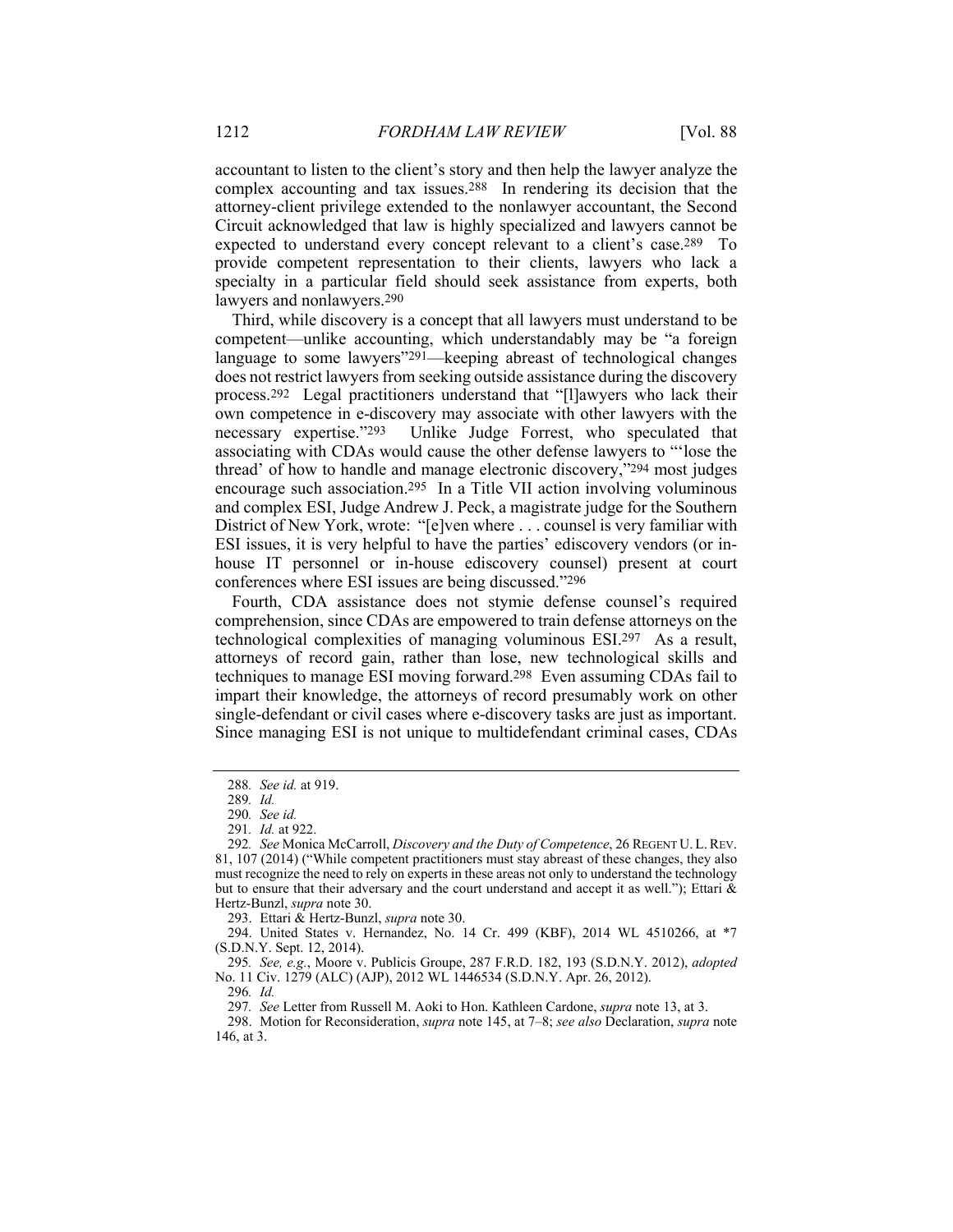accountant to listen to the client's story and then help the lawyer analyze the complex accounting and tax issues.[288] In rendering its decision that the attorney-client privilege extended to the nonlawyer accountant, the Second Circuit acknowledged that law is highly specialized and lawyers cannot be expected to understand every concept relevant to a client's case.[289] To provide competent representation to their clients, lawyers who lack a specialty in a particular field should seek assistance from experts, both lawyers and nonlawyers.[290]

Third, while discovery is a concept that all lawyers must understand to be competent—unlike accounting, which understandably may be "a foreign language to some lawyers"[291]—keeping abreast of technological changes does not restrict lawyers from seeking outside assistance during the discovery process.[292] Legal practitioners understand that "[l]awyers who lack their own competence in e-discovery may associate with other lawyers with the necessary expertise."[293] Unlike Judge Forrest, who speculated that associating with CDAs would cause the other defense lawyers to "'lose the thread' of how to handle and manage electronic discovery,"[294] most judges encourage such association.[295] In a Title VII action involving voluminous and complex ESI, Judge Andrew J. Peck, a magistrate judge for the Southern District of New York, wrote: "[e]ven where . . . counsel is very familiar with ESI issues, it is very helpful to have the parties' ediscovery vendors (or in-house IT personnel or in-house ediscovery counsel) present at court conferences where ESI issues are being discussed."[296]

Fourth, CDA assistance does not stymie defense counsel's required comprehension, since CDAs are empowered to train defense attorneys on the technological complexities of managing voluminous ESI.[297] As a result, attorneys of record gain, rather than lose, new technological skills and techniques to manage ESI moving forward.[298] Even assuming CDAs fail to impart their knowledge, the attorneys of record presumably work on other single-defendant or civil cases where e-discovery tasks are just as important. Since managing ESI is not unique to multidefendant criminal cases, CDAs

---

288. *See id.* at 919.

289. *Id.*

290. *See id.*

291. *Id.* at 922.

292. *See* Monica McCarroll, *Discovery and the Duty of Competence*, 26 REGENT U. L. REV. 81, 107 (2014) ("While competent practitioners must stay abreast of these changes, they also must recognize the need to rely on experts in these areas not only to understand the technology but to ensure that their adversary and the court understand and accept it as well."); Ettari & Hertz-Bunzl, *supra* note 30.

293. Ettari & Hertz-Bunzl, *supra* note 30.

294. United States v. Hernandez, No. 14 Cr. 499 (KBF), 2014 WL 4510266, at *7 (S.D.N.Y. Sept. 12, 2014).

295. *See, e.g.*, Moore v. Publicis Groupe, 287 F.R.D. 182, 193 (S.D.N.Y. 2012), *adopted* No. 11 Civ. 1279 (ALC) (AJP), 2012 WL 1446534 (S.D.N.Y. Apr. 26, 2012).

296. *Id.*

297. *See* Letter from Russell M. Aoki to Hon. Kathleen Cardone, *supra* note 13, at 3.

298. Motion for Reconsideration, *supra* note 145, at 7–8; *see also* Declaration, *supra* note 146, at 3.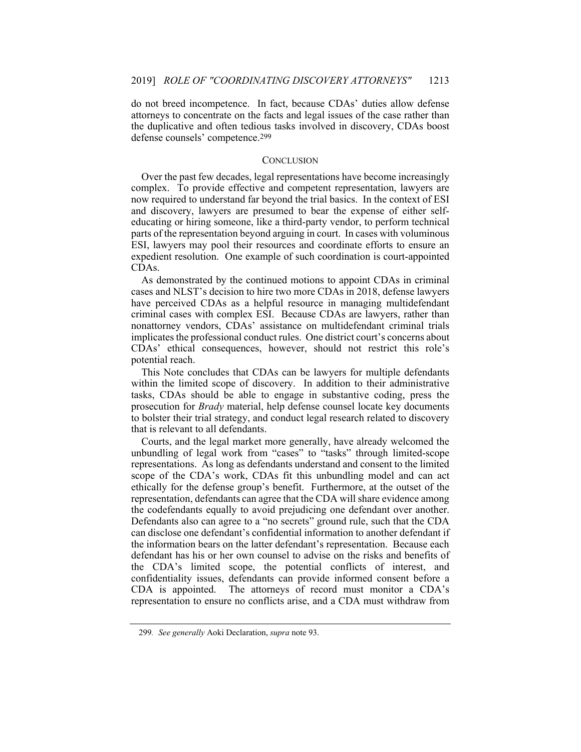do not breed incompetence. In fact, because CDAs' duties allow defense attorneys to concentrate on the facts and legal issues of the case rather than the duplicative and often tedious tasks involved in discovery, CDAs boost defense counsels' competence.[299]

## CONCLUSION

Over the past few decades, legal representations have become increasingly complex. To provide effective and competent representation, lawyers are now required to understand far beyond the trial basics. In the context of ESI and discovery, lawyers are presumed to bear the expense of either self-educating or hiring someone, like a third-party vendor, to perform technical parts of the representation beyond arguing in court. In cases with voluminous ESI, lawyers may pool their resources and coordinate efforts to ensure an expedient resolution. One example of such coordination is court-appointed CDAs.

As demonstrated by the continued motions to appoint CDAs in criminal cases and NLST's decision to hire two more CDAs in 2018, defense lawyers have perceived CDAs as a helpful resource in managing multidefendant criminal cases with complex ESI. Because CDAs are lawyers, rather than nonattorney vendors, CDAs' assistance on multidefendant criminal trials implicates the professional conduct rules. One district court's concerns about CDAs' ethical consequences, however, should not restrict this role's potential reach.

This Note concludes that CDAs can be lawyers for multiple defendants within the limited scope of discovery. In addition to their administrative tasks, CDAs should be able to engage in substantive coding, press the prosecution for *Brady* material, help defense counsel locate key documents to bolster their trial strategy, and conduct legal research related to discovery that is relevant to all defendants.

Courts, and the legal market more generally, have already welcomed the unbundling of legal work from "cases" to "tasks" through limited-scope representations. As long as defendants understand and consent to the limited scope of the CDA's work, CDAs fit this unbundling model and can act ethically for the defense group's benefit. Furthermore, at the outset of the representation, defendants can agree that the CDA will share evidence among the codefendants equally to avoid prejudicing one defendant over another. Defendants also can agree to a "no secrets" ground rule, such that the CDA can disclose one defendant's confidential information to another defendant if the information bears on the latter defendant's representation. Because each defendant has his or her own counsel to advise on the risks and benefits of the CDA's limited scope, the potential conflicts of interest, and confidentiality issues, defendants can provide informed consent before a CDA is appointed. The attorneys of record must monitor a CDA's representation to ensure no conflicts arise, and a CDA must withdraw from

---

299. *See generally* Aoki Declaration, *supra* note 93.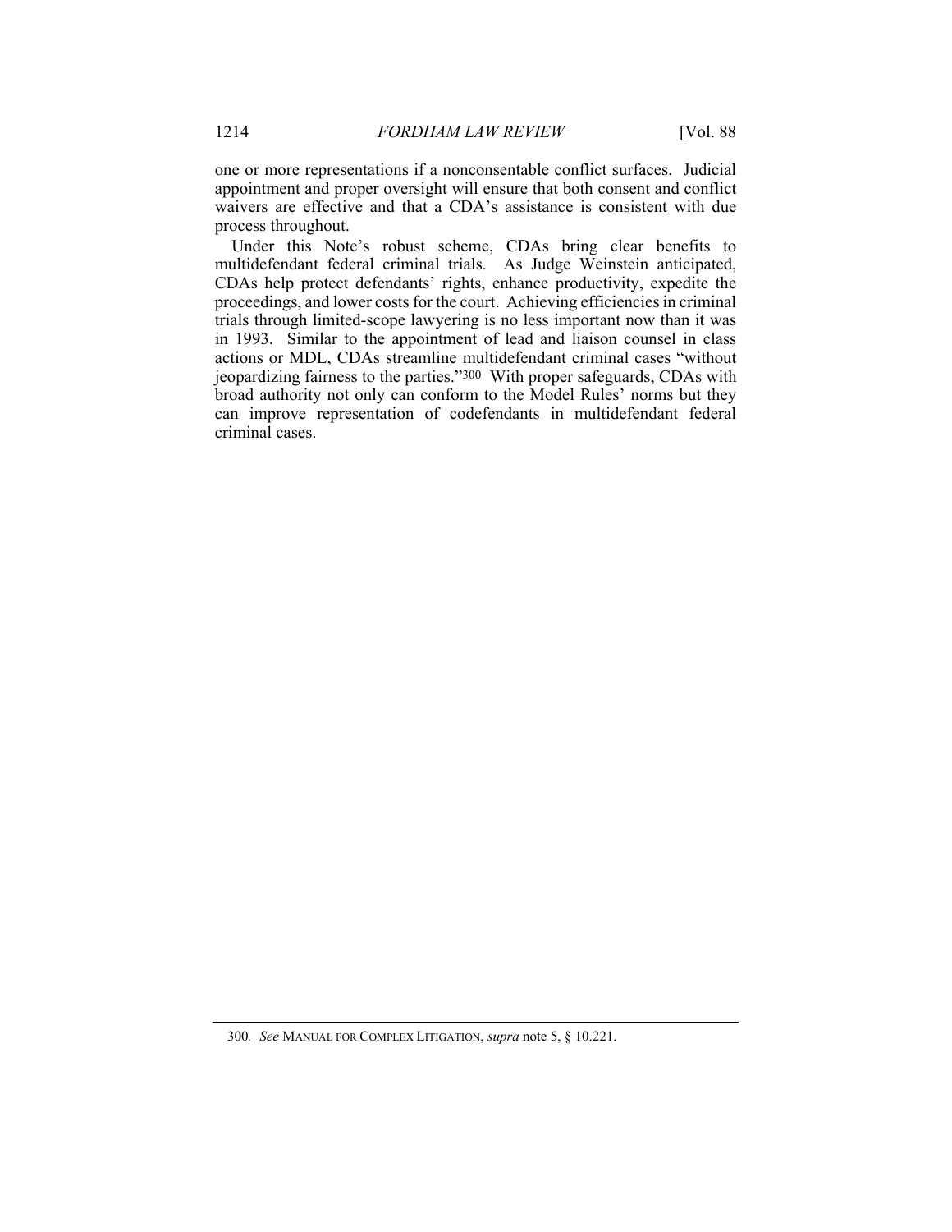one or more representations if a nonconsentable conflict surfaces. Judicial appointment and proper oversight will ensure that both consent and conflict waivers are effective and that a CDA's assistance is consistent with due process throughout.

Under this Note's robust scheme, CDAs bring clear benefits to multidefendant federal criminal trials. As Judge Weinstein anticipated, CDAs help protect defendants' rights, enhance productivity, expedite the proceedings, and lower costs for the court. Achieving efficiencies in criminal trials through limited-scope lawyering is no less important now than it was in 1993. Similar to the appointment of lead and liaison counsel in class actions or MDL, CDAs streamline multidefendant criminal cases "without jeopardizing fairness to the parties."[300] With proper safeguards, CDAs with broad authority not only can conform to the Model Rules' norms but they can improve representation of codefendants in multidefendant federal criminal cases.

---

300. *See* MANUAL FOR COMPLEX LITIGATION, *supra* note 5, § 10.221.